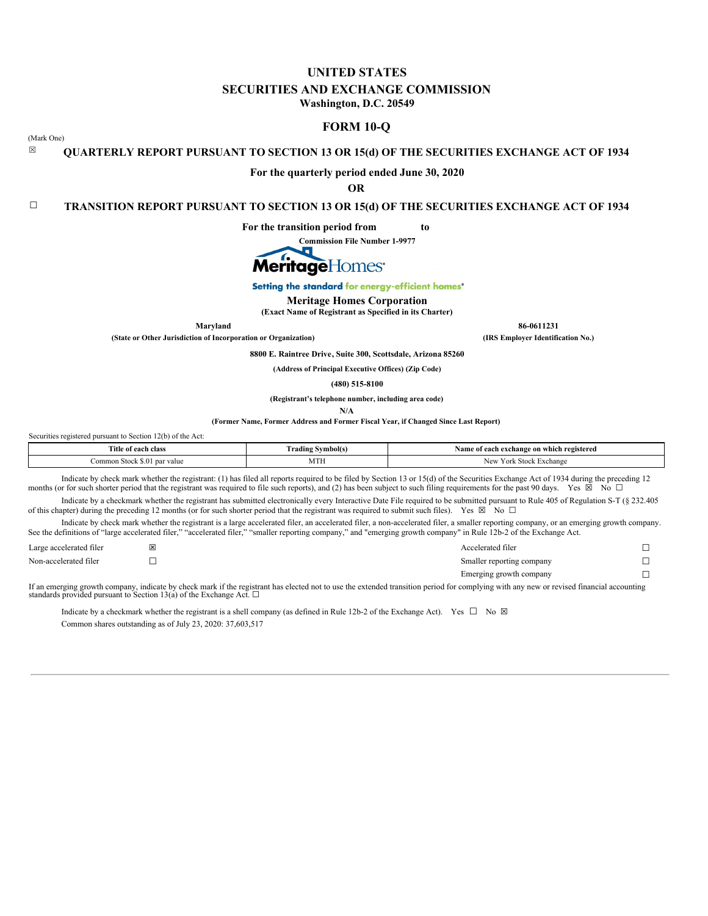# UNITED STATES
# SECURITIES AND EXCHANGE COMMISSION
**Washington, D.C. 20549**

## FORM 10-Q

(Mark One)

☒ **QUARTERLY REPORT PURSUANT TO SECTION 13 OR 15(d) OF THE SECURITIES EXCHANGE ACT OF 1934**

**For the quarterly period ended June 30, 2020**

**OR**

☐ **TRANSITION REPORT PURSUANT TO SECTION 13 OR 15(d) OF THE SECURITIES EXCHANGE ACT OF 1934**

**For the transition period from to**

**Commission File Number 1-9977**

MeritageHomes

Setting the standard for energy-efficient homes®

**Meritage Homes Corporation**

**(Exact Name of Registrant as Specified in its Charter)**

| **Maryland** | **86-0611231** |
|---|---|
| **(State or Other Jurisdiction of Incorporation or Organization)** | **(IRS Employer Identification No.)** |

**8800 E. Raintree Drive, Suite 300, Scottsdale, Arizona 85260**

**(Address of Principal Executive Offices) (Zip Code)**

**(480) 515-8100**

**(Registrant's telephone number, including area code)**

**N/A**

**(Former Name, Former Address and Former Fiscal Year, if Changed Since Last Report)**

Securities registered pursuant to Section 12(b) of the Act:

| Title of each class | Trading Symbol(s) | Name of each exchange on which registered |
|---|---|---|
| Common Stock $.01 par value | MTH | New York Stock Exchange |

Indicate by check mark whether the registrant: (1) has filed all reports required to be filed by Section 13 or 15(d) of the Securities Exchange Act of 1934 during the preceding 12 months (or for such shorter period that the registrant was required to file such reports), and (2) has been subject to such filing requirements for the past 90 days. Yes ☒ No ☐

Indicate by a checkmark whether the registrant has submitted electronically every Interactive Date File required to be submitted pursuant to Rule 405 of Regulation S-T (§ 232.405 of this chapter) during the preceding 12 months (or for such shorter period that the registrant was required to submit such files). Yes ☒ No ☐

Indicate by check mark whether the registrant is a large accelerated filer, an accelerated filer, a non-accelerated filer, a smaller reporting company, or an emerging growth company. See the definitions of "large accelerated filer," "accelerated filer," "smaller reporting company," and "emerging growth company" in Rule 12b-2 of the Exchange Act.

| | | | |
|---|---|---|---|
| Large accelerated filer | ☒ | Accelerated filer | ☐ |
| Non-accelerated filer | ☐ | Smaller reporting company | ☐ |
| | | Emerging growth company | ☐ |

If an emerging growth company, indicate by check mark if the registrant has elected not to use the extended transition period for complying with any new or revised financial accounting standards provided pursuant to Section 13(a) of the Exchange Act. ☐

Indicate by a checkmark whether the registrant is a shell company (as defined in Rule 12b-2 of the Exchange Act). Yes ☐ No ☒

Common shares outstanding as of July 23, 2020: 37,603,517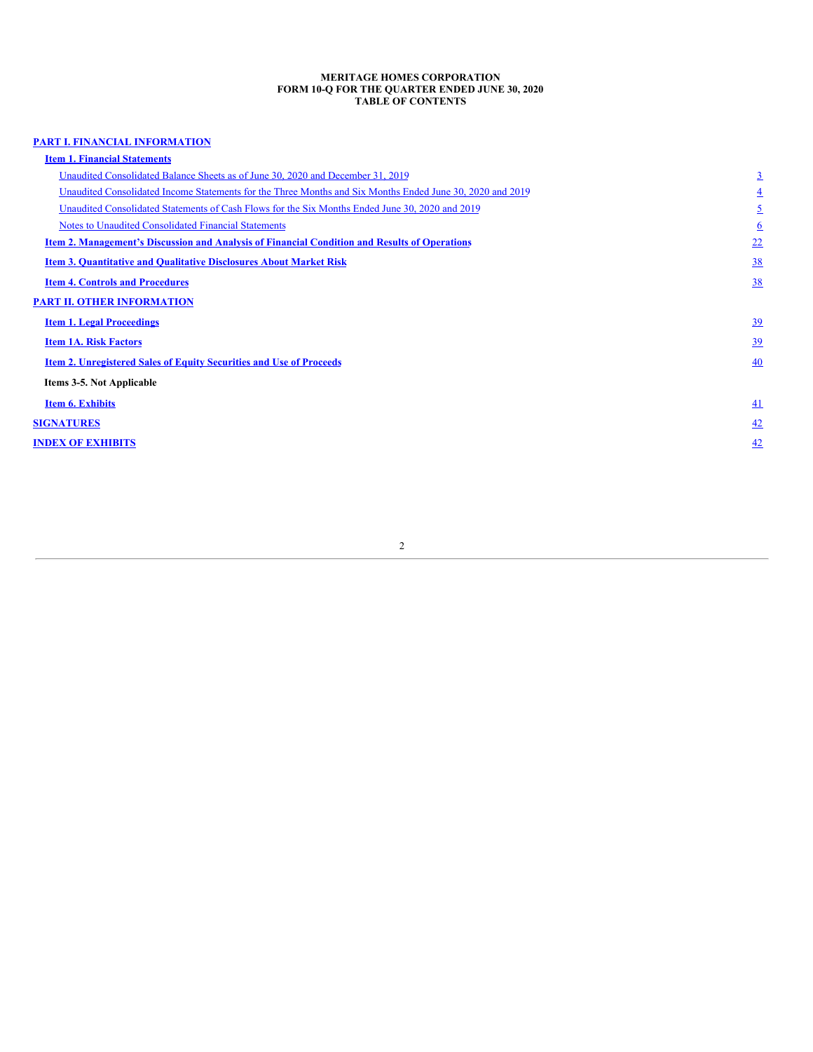**MERITAGE HOMES CORPORATION**
**FORM 10-Q FOR THE QUARTER ENDED JUNE 30, 2020**
**TABLE OF CONTENTS**

| | |
|---|---|
| **PART I. FINANCIAL INFORMATION** | |
| **Item 1. Financial Statements** | |
| Unaudited Consolidated Balance Sheets as of June 30, 2020 and December 31, 2019 | 3 |
| Unaudited Consolidated Income Statements for the Three Months and Six Months Ended June 30, 2020 and 2019 | 4 |
| Unaudited Consolidated Statements of Cash Flows for the Six Months Ended June 30, 2020 and 2019 | 5 |
| Notes to Unaudited Consolidated Financial Statements | 6 |
| **Item 2. Management's Discussion and Analysis of Financial Condition and Results of Operations** | 22 |
| **Item 3. Quantitative and Qualitative Disclosures About Market Risk** | 38 |
| **Item 4. Controls and Procedures** | 38 |
| **PART II. OTHER INFORMATION** | |
| **Item 1. Legal Proceedings** | 39 |
| **Item 1A. Risk Factors** | 39 |
| **Item 2. Unregistered Sales of Equity Securities and Use of Proceeds** | 40 |
| **Items 3-5. Not Applicable** | |
| **Item 6. Exhibits** | 41 |
| **SIGNATURES** | 42 |
| **INDEX OF EXHIBITS** | 42 |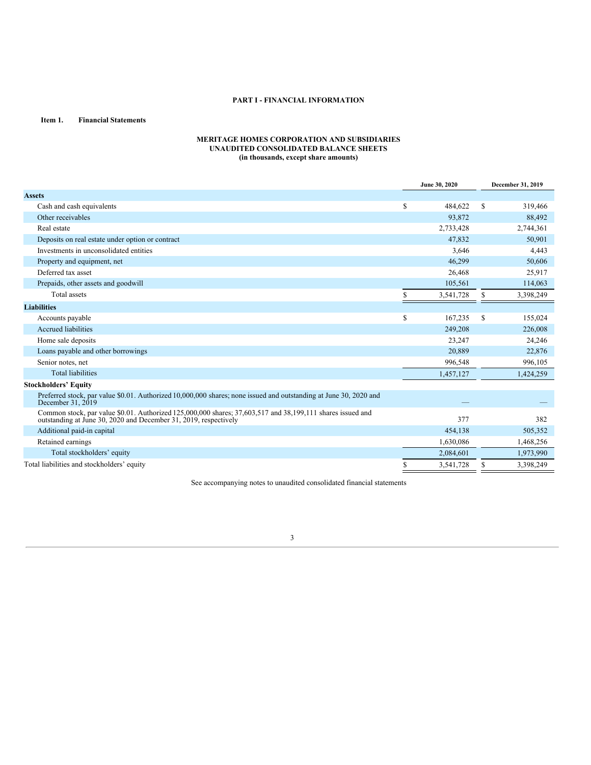# PART I - FINANCIAL INFORMATION

## Item 1. Financial Statements

**MERITAGE HOMES CORPORATION AND SUBSIDIARIES**
**UNAUDITED CONSOLIDATED BALANCE SHEETS**
**(in thousands, except share amounts)**

| | June 30, 2020 | December 31, 2019 |
|---|---|---|
| **Assets** | | |
| Cash and cash equivalents | $ 484,622 | $ 319,466 |
| Other receivables | 93,872 | 88,492 |
| Real estate | 2,733,428 | 2,744,361 |
| Deposits on real estate under option or contract | 47,832 | 50,901 |
| Investments in unconsolidated entities | 3,646 | 4,443 |
| Property and equipment, net | 46,299 | 50,606 |
| Deferred tax asset | 26,468 | 25,917 |
| Prepaids, other assets and goodwill | 105,561 | 114,063 |
| Total assets | $ 3,541,728 | $ 3,398,249 |
| **Liabilities** | | |
| Accounts payable | $ 167,235 | $ 155,024 |
| Accrued liabilities | 249,208 | 226,008 |
| Home sale deposits | 23,247 | 24,246 |
| Loans payable and other borrowings | 20,889 | 22,876 |
| Senior notes, net | 996,548 | 996,105 |
| Total liabilities | 1,457,127 | 1,424,259 |
| **Stockholders' Equity** | | |
| Preferred stock, par value $0.01. Authorized 10,000,000 shares; none issued and outstanding at June 30, 2020 and December 31, 2019 | — | — |
| Common stock, par value $0.01. Authorized 125,000,000 shares; 37,603,517 and 38,199,111 shares issued and outstanding at June 30, 2020 and December 31, 2019, respectively | 377 | 382 |
| Additional paid-in capital | 454,138 | 505,352 |
| Retained earnings | 1,630,086 | 1,468,256 |
| Total stockholders' equity | 2,084,601 | 1,973,990 |
| Total liabilities and stockholders' equity | $ 3,541,728 | $ 3,398,249 |

See accompanying notes to unaudited consolidated financial statements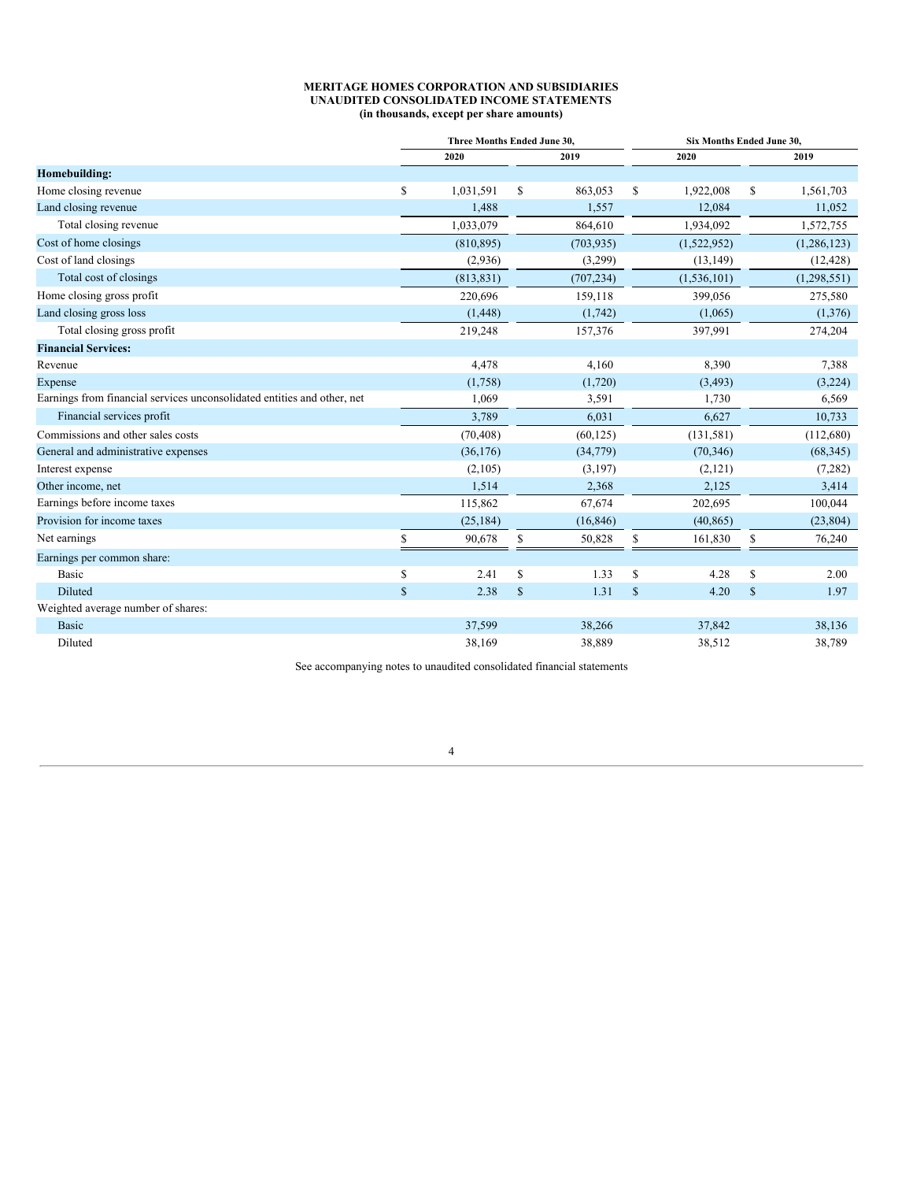**MERITAGE HOMES CORPORATION AND SUBSIDIARIES**
**UNAUDITED CONSOLIDATED INCOME STATEMENTS**
**(in thousands, except per share amounts)**

| | Three Months Ended June 30, | | Six Months Ended June 30, | |
|---|---|---|---|---|
| | 2020 | 2019 | 2020 | 2019 |
| **Homebuilding:** | | | | |
| Home closing revenue | $ 1,031,591 | $ 863,053 | $ 1,922,008 | $ 1,561,703 |
| Land closing revenue | 1,488 | 1,557 | 12,084 | 11,052 |
| Total closing revenue | 1,033,079 | 864,610 | 1,934,092 | 1,572,755 |
| Cost of home closings | (810,895) | (703,935) | (1,522,952) | (1,286,123) |
| Cost of land closings | (2,936) | (3,299) | (13,149) | (12,428) |
| Total cost of closings | (813,831) | (707,234) | (1,536,101) | (1,298,551) |
| Home closing gross profit | 220,696 | 159,118 | 399,056 | 275,580 |
| Land closing gross loss | (1,448) | (1,742) | (1,065) | (1,376) |
| Total closing gross profit | 219,248 | 157,376 | 397,991 | 274,204 |
| **Financial Services:** | | | | |
| Revenue | 4,478 | 4,160 | 8,390 | 7,388 |
| Expense | (1,758) | (1,720) | (3,493) | (3,224) |
| Earnings from financial services unconsolidated entities and other, net | 1,069 | 3,591 | 1,730 | 6,569 |
| Financial services profit | 3,789 | 6,031 | 6,627 | 10,733 |
| Commissions and other sales costs | (70,408) | (60,125) | (131,581) | (112,680) |
| General and administrative expenses | (36,176) | (34,779) | (70,346) | (68,345) |
| Interest expense | (2,105) | (3,197) | (2,121) | (7,282) |
| Other income, net | 1,514 | 2,368 | 2,125 | 3,414 |
| Earnings before income taxes | 115,862 | 67,674 | 202,695 | 100,044 |
| Provision for income taxes | (25,184) | (16,846) | (40,865) | (23,804) |
| Net earnings | $ 90,678 | $ 50,828 | $ 161,830 | $ 76,240 |
| Earnings per common share: | | | | |
| Basic | $ 2.41 | $ 1.33 | $ 4.28 | $ 2.00 |
| Diluted | $ 2.38 | $ 1.31 | $ 4.20 | $ 1.97 |
| Weighted average number of shares: | | | | |
| Basic | 37,599 | 38,266 | 37,842 | 38,136 |
| Diluted | 38,169 | 38,889 | 38,512 | 38,789 |

See accompanying notes to unaudited consolidated financial statements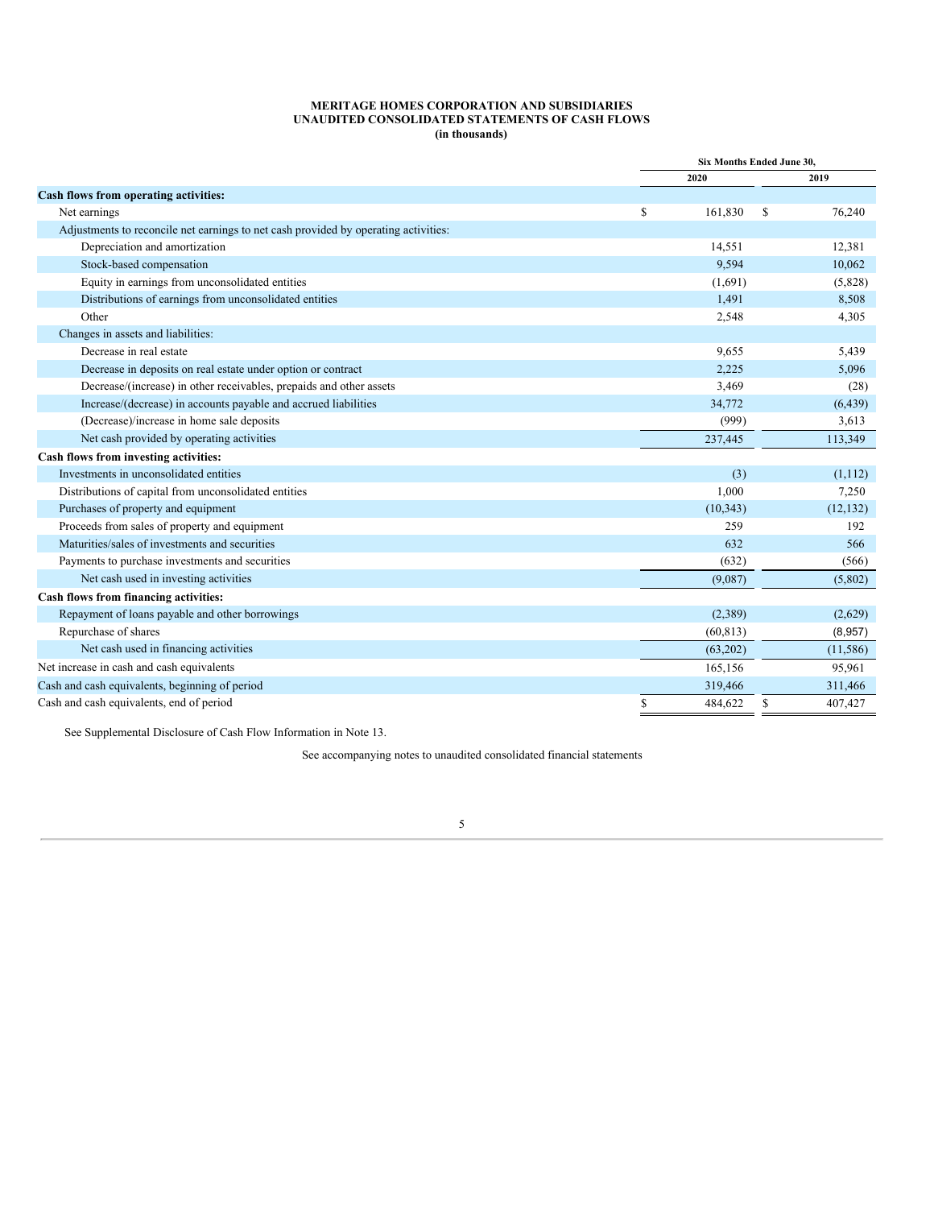# MERITAGE HOMES CORPORATION AND SUBSIDIARIES
## UNAUDITED CONSOLIDATED STATEMENTS OF CASH FLOWS
### (in thousands)

| | Six Months Ended June 30, | |
|---|---|---|
| | 2020 | 2019 |
| **Cash flows from operating activities:** | | |
| Net earnings | $ 161,830 | $ 76,240 |
| Adjustments to reconcile net earnings to net cash provided by operating activities: | | |
| Depreciation and amortization | 14,551 | 12,381 |
| Stock-based compensation | 9,594 | 10,062 |
| Equity in earnings from unconsolidated entities | (1,691) | (5,828) |
| Distributions of earnings from unconsolidated entities | 1,491 | 8,508 |
| Other | 2,548 | 4,305 |
| Changes in assets and liabilities: | | |
| Decrease in real estate | 9,655 | 5,439 |
| Decrease in deposits on real estate under option or contract | 2,225 | 5,096 |
| Decrease/(increase) in other receivables, prepaids and other assets | 3,469 | (28) |
| Increase/(decrease) in accounts payable and accrued liabilities | 34,772 | (6,439) |
| (Decrease)/increase in home sale deposits | (999) | 3,613 |
| Net cash provided by operating activities | 237,445 | 113,349 |
| **Cash flows from investing activities:** | | |
| Investments in unconsolidated entities | (3) | (1,112) |
| Distributions of capital from unconsolidated entities | 1,000 | 7,250 |
| Purchases of property and equipment | (10,343) | (12,132) |
| Proceeds from sales of property and equipment | 259 | 192 |
| Maturities/sales of investments and securities | 632 | 566 |
| Payments to purchase investments and securities | (632) | (566) |
| Net cash used in investing activities | (9,087) | (5,802) |
| **Cash flows from financing activities:** | | |
| Repayment of loans payable and other borrowings | (2,389) | (2,629) |
| Repurchase of shares | (60,813) | (8,957) |
| Net cash used in financing activities | (63,202) | (11,586) |
| Net increase in cash and cash equivalents | 165,156 | 95,961 |
| Cash and cash equivalents, beginning of period | 319,466 | 311,466 |
| Cash and cash equivalents, end of period | $ 484,622 | $ 407,427 |

See Supplemental Disclosure of Cash Flow Information in Note 13.

See accompanying notes to unaudited consolidated financial statements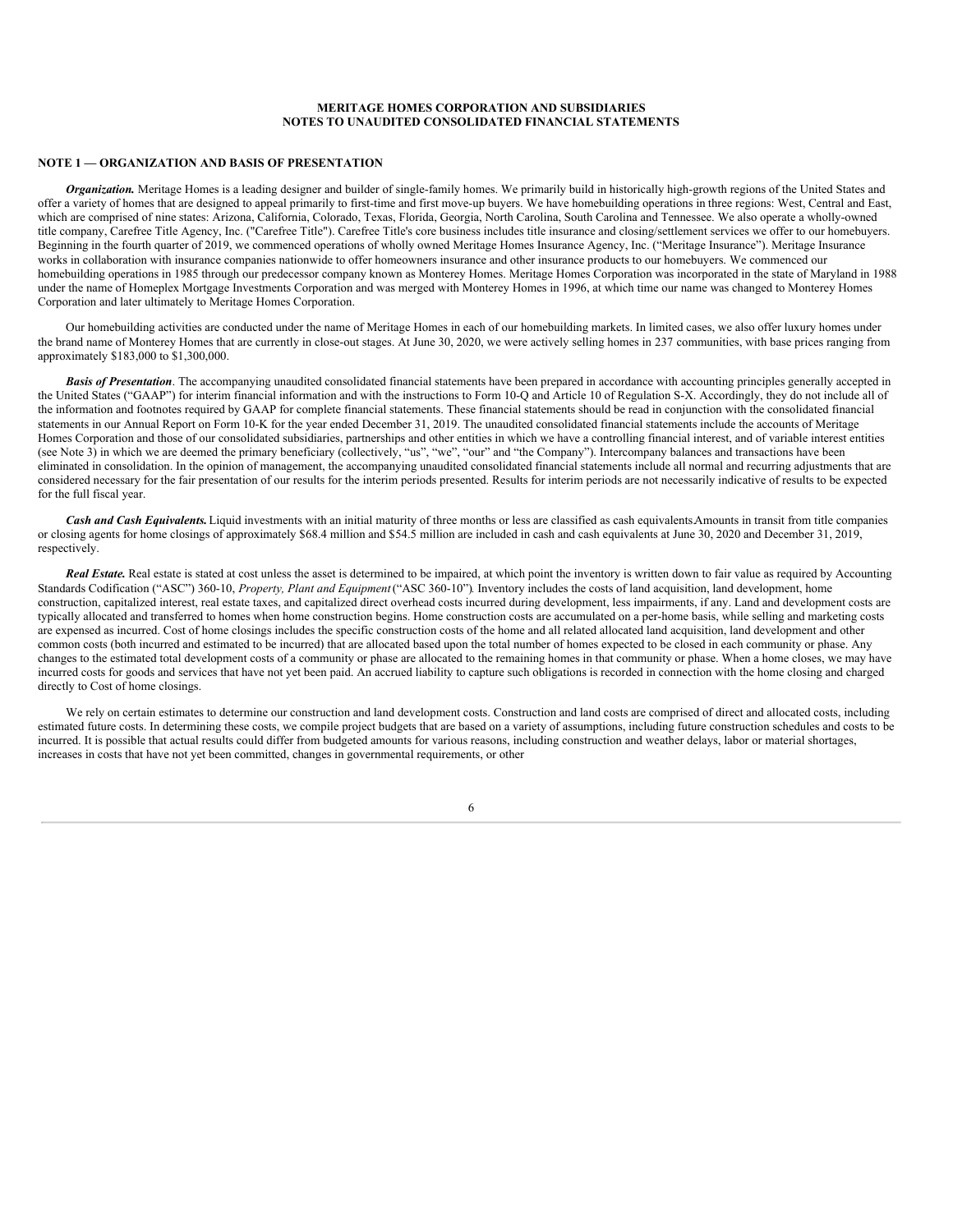# MERITAGE HOMES CORPORATION AND SUBSIDIARIES
# NOTES TO UNAUDITED CONSOLIDATED FINANCIAL STATEMENTS

## NOTE 1 — ORGANIZATION AND BASIS OF PRESENTATION

***Organization.*** Meritage Homes is a leading designer and builder of single-family homes. We primarily build in historically high-growth regions of the United States and offer a variety of homes that are designed to appeal primarily to first-time and first move-up buyers. We have homebuilding operations in three regions: West, Central and East, which are comprised of nine states: Arizona, California, Colorado, Texas, Florida, Georgia, North Carolina, South Carolina and Tennessee. We also operate a wholly-owned title company, Carefree Title Agency, Inc. ("Carefree Title"). Carefree Title's core business includes title insurance and closing/settlement services we offer to our homebuyers. Beginning in the fourth quarter of 2019, we commenced operations of wholly owned Meritage Homes Insurance Agency, Inc. ("Meritage Insurance"). Meritage Insurance works in collaboration with insurance companies nationwide to offer homeowners insurance and other insurance products to our homebuyers. We commenced our homebuilding operations in 1985 through our predecessor company known as Monterey Homes. Meritage Homes Corporation was incorporated in the state of Maryland in 1988 under the name of Homeplex Mortgage Investments Corporation and was merged with Monterey Homes in 1996, at which time our name was changed to Monterey Homes Corporation and later ultimately to Meritage Homes Corporation.

Our homebuilding activities are conducted under the name of Meritage Homes in each of our homebuilding markets. In limited cases, we also offer luxury homes under the brand name of Monterey Homes that are currently in close-out stages. At June 30, 2020, we were actively selling homes in 237 communities, with base prices ranging from approximately $183,000 to $1,300,000.

***Basis of Presentation***. The accompanying unaudited consolidated financial statements have been prepared in accordance with accounting principles generally accepted in the United States ("GAAP") for interim financial information and with the instructions to Form 10-Q and Article 10 of Regulation S-X. Accordingly, they do not include all of the information and footnotes required by GAAP for complete financial statements. These financial statements should be read in conjunction with the consolidated financial statements in our Annual Report on Form 10-K for the year ended December 31, 2019. The unaudited consolidated financial statements include the accounts of Meritage Homes Corporation and those of our consolidated subsidiaries, partnerships and other entities in which we have a controlling financial interest, and of variable interest entities (see Note 3) in which we are deemed the primary beneficiary (collectively, "us", "we", "our" and "the Company"). Intercompany balances and transactions have been eliminated in consolidation. In the opinion of management, the accompanying unaudited consolidated financial statements include all normal and recurring adjustments that are considered necessary for the fair presentation of our results for the interim periods presented. Results for interim periods are not necessarily indicative of results to be expected for the full fiscal year.

***Cash and Cash Equivalents.*** Liquid investments with an initial maturity of three months or less are classified as cash equivalents. Amounts in transit from title companies or closing agents for home closings of approximately $68.4 million and $54.5 million are included in cash and cash equivalents at June 30, 2020 and December 31, 2019, respectively.

***Real Estate.*** Real estate is stated at cost unless the asset is determined to be impaired, at which point the inventory is written down to fair value as required by Accounting Standards Codification ("ASC") 360-10, *Property, Plant and Equipment* ("ASC 360-10"). Inventory includes the costs of land acquisition, land development, home construction, capitalized interest, real estate taxes, and capitalized direct overhead costs incurred during development, less impairments, if any. Land and development costs are typically allocated and transferred to homes when home construction begins. Home construction costs are accumulated on a per-home basis, while selling and marketing costs are expensed as incurred. Cost of home closings includes the specific construction costs of the home and all related allocated land acquisition, land development and other common costs (both incurred and estimated to be incurred) that are allocated based upon the total number of homes expected to be closed in each community or phase. Any changes to the estimated total development costs of a community or phase are allocated to the remaining homes in that community or phase. When a home closes, we may have incurred costs for goods and services that have not yet been paid. An accrued liability to capture such obligations is recorded in connection with the home closing and charged directly to Cost of home closings.

We rely on certain estimates to determine our construction and land development costs. Construction and land costs are comprised of direct and allocated costs, including estimated future costs. In determining these costs, we compile project budgets that are based on a variety of assumptions, including future construction schedules and costs to be incurred. It is possible that actual results could differ from budgeted amounts for various reasons, including construction and weather delays, labor or material shortages, increases in costs that have not yet been committed, changes in governmental requirements, or other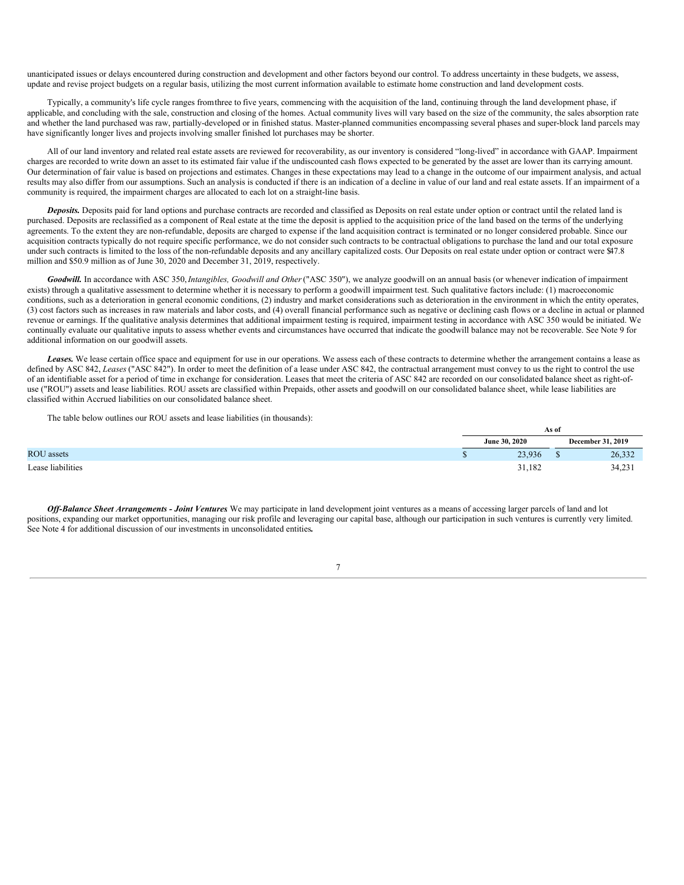unanticipated issues or delays encountered during construction and development and other factors beyond our control. To address uncertainty in these budgets, we assess, update and revise project budgets on a regular basis, utilizing the most current information available to estimate home construction and land development costs.

Typically, a community's life cycle ranges from three to five years, commencing with the acquisition of the land, continuing through the land development phase, if applicable, and concluding with the sale, construction and closing of the homes. Actual community lives will vary based on the size of the community, the sales absorption rate and whether the land purchased was raw, partially-developed or in finished status. Master-planned communities encompassing several phases and super-block land parcels may have significantly longer lives and projects involving smaller finished lot purchases may be shorter.

All of our land inventory and related real estate assets are reviewed for recoverability, as our inventory is considered "long-lived" in accordance with GAAP. Impairment charges are recorded to write down an asset to its estimated fair value if the undiscounted cash flows expected to be generated by the asset are lower than its carrying amount. Our determination of fair value is based on projections and estimates. Changes in these expectations may lead to a change in the outcome of our impairment analysis, and actual results may also differ from our assumptions. Such an analysis is conducted if there is an indication of a decline in value of our land and real estate assets. If an impairment of a community is required, the impairment charges are allocated to each lot on a straight-line basis.

***Deposits.*** Deposits paid for land options and purchase contracts are recorded and classified as Deposits on real estate under option or contract until the related land is purchased. Deposits are reclassified as a component of Real estate at the time the deposit is applied to the acquisition price of the land based on the terms of the underlying agreements. To the extent they are non-refundable, deposits are charged to expense if the land acquisition contract is terminated or no longer considered probable. Since our acquisition contracts typically do not require specific performance, we do not consider such contracts to be contractual obligations to purchase the land and our total exposure under such contracts is limited to the loss of the non-refundable deposits and any ancillary capitalized costs. Our Deposits on real estate under option or contract were $47.8 million and $50.9 million as of June 30, 2020 and December 31, 2019, respectively.

***Goodwill.*** In accordance with ASC 350, *Intangibles, Goodwill and Other* ("ASC 350"), we analyze goodwill on an annual basis (or whenever indication of impairment exists) through a qualitative assessment to determine whether it is necessary to perform a goodwill impairment test. Such qualitative factors include: (1) macroeconomic conditions, such as a deterioration in general economic conditions, (2) industry and market considerations such as deterioration in the environment in which the entity operates, (3) cost factors such as increases in raw materials and labor costs, and (4) overall financial performance such as negative or declining cash flows or a decline in actual or planned revenue or earnings. If the qualitative analysis determines that additional impairment testing is required, impairment testing in accordance with ASC 350 would be initiated. We continually evaluate our qualitative inputs to assess whether events and circumstances have occurred that indicate the goodwill balance may not be recoverable. See Note 9 for additional information on our goodwill assets.

***Leases.*** We lease certain office space and equipment for use in our operations. We assess each of these contracts to determine whether the arrangement contains a lease as defined by ASC 842, *Leases* ("ASC 842"). In order to meet the definition of a lease under ASC 842, the contractual arrangement must convey to us the right to control the use of an identifiable asset for a period of time in exchange for consideration. Leases that meet the criteria of ASC 842 are recorded on our consolidated balance sheet as right-of-use ("ROU") assets and lease liabilities. ROU assets are classified within Prepaids, other assets and goodwill on our consolidated balance sheet, while lease liabilities are classified within Accrued liabilities on our consolidated balance sheet.

The table below outlines our ROU assets and lease liabilities (in thousands):

| | As of | |
|---|---|---|
| | June 30, 2020 | December 31, 2019 |
| ROU assets | $ 23,936 | $ 26,332 |
| Lease liabilities | 31,182 | 34,231 |

***Off-Balance Sheet Arrangements - Joint Ventures*** We may participate in land development joint ventures as a means of accessing larger parcels of land and lot positions, expanding our market opportunities, managing our risk profile and leveraging our capital base, although our participation in such ventures is currently very limited. See Note 4 for additional discussion of our investments in unconsolidated entities**.**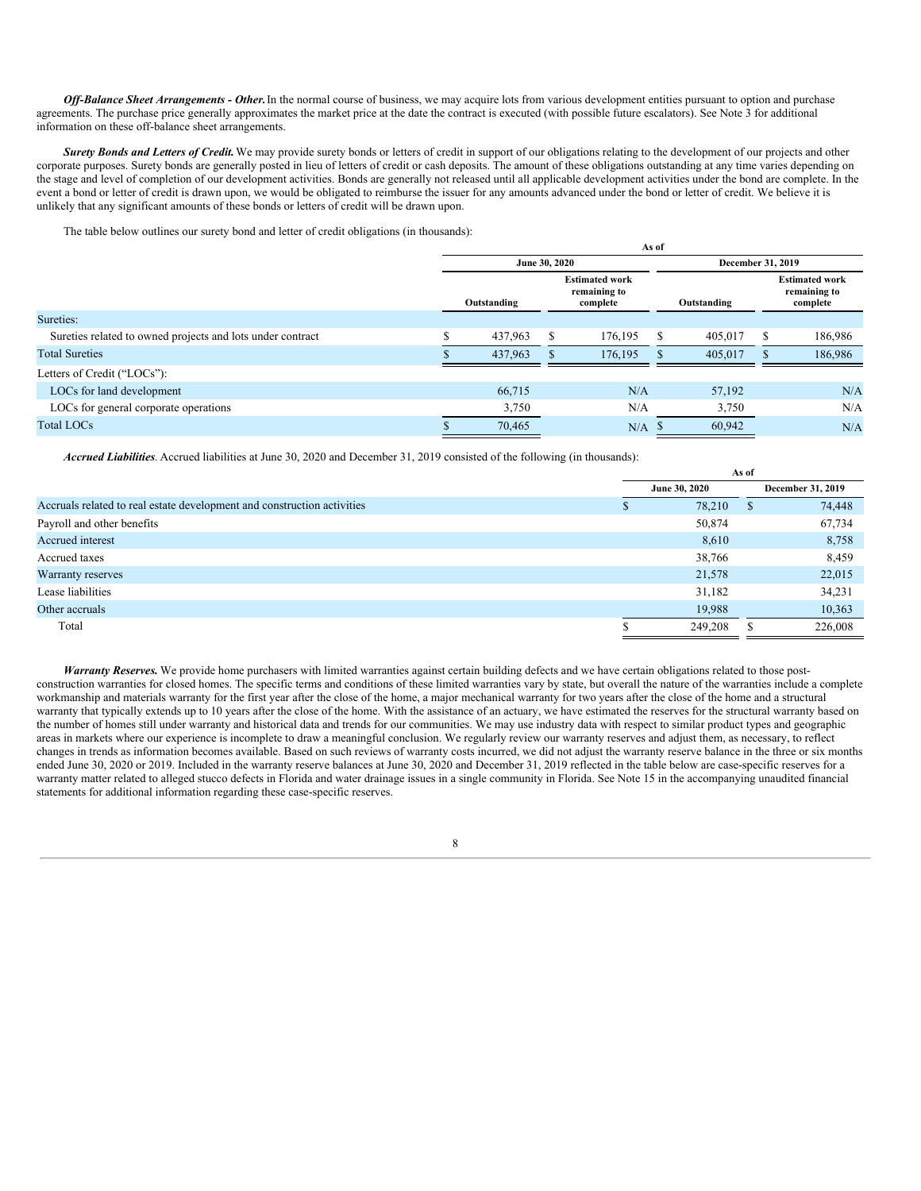***Off-Balance Sheet Arrangements - Other.*** In the normal course of business, we may acquire lots from various development entities pursuant to option and purchase agreements. The purchase price generally approximates the market price at the date the contract is executed (with possible future escalators). See Note 3 for additional information on these off-balance sheet arrangements.

***Surety Bonds and Letters of Credit.*** We may provide surety bonds or letters of credit in support of our obligations relating to the development of our projects and other corporate purposes. Surety bonds are generally posted in lieu of letters of credit or cash deposits. The amount of these obligations outstanding at any time varies depending on the stage and level of completion of our development activities. Bonds are generally not released until all applicable development activities under the bond are complete. In the event a bond or letter of credit is drawn upon, we would be obligated to reimburse the issuer for any amounts advanced under the bond or letter of credit. We believe it is unlikely that any significant amounts of these bonds or letters of credit will be drawn upon.

The table below outlines our surety bond and letter of credit obligations (in thousands):

| | As of | | | |
|---|---|---|---|---|
| | June 30, 2020 | | December 31, 2019 | |
| | Outstanding | Estimated work remaining to complete | Outstanding | Estimated work remaining to complete |
| Sureties: | | | | |
| Sureties related to owned projects and lots under contract | $ 437,963 | $ 176,195 | $ 405,017 | $ 186,986 |
| Total Sureties | $ 437,963 | $ 176,195 | $ 405,017 | $ 186,986 |
| Letters of Credit ("LOCs"): | | | | |
| LOCs for land development | 66,715 | N/A | 57,192 | N/A |
| LOCs for general corporate operations | 3,750 | N/A | 3,750 | N/A |
| Total LOCs | $ 70,465 | N/A | $ 60,942 | N/A |

***Accrued Liabilities***. Accrued liabilities at June 30, 2020 and December 31, 2019 consisted of the following (in thousands):

| | As of | |
|---|---|---|
| | June 30, 2020 | December 31, 2019 |
| Accruals related to real estate development and construction activities | $ 78,210 | $ 74,448 |
| Payroll and other benefits | 50,874 | 67,734 |
| Accrued interest | 8,610 | 8,758 |
| Accrued taxes | 38,766 | 8,459 |
| Warranty reserves | 21,578 | 22,015 |
| Lease liabilities | 31,182 | 34,231 |
| Other accruals | 19,988 | 10,363 |
| Total | $ 249,208 | $ 226,008 |

***Warranty Reserves.*** We provide home purchasers with limited warranties against certain building defects and we have certain obligations related to those post-construction warranties for closed homes. The specific terms and conditions of these limited warranties vary by state, but overall the nature of the warranties include a complete workmanship and materials warranty for the first year after the close of the home, a major mechanical warranty for two years after the close of the home and a structural warranty that typically extends up to 10 years after the close of the home. With the assistance of an actuary, we have estimated the reserves for the structural warranty based on the number of homes still under warranty and historical data and trends for our communities. We may use industry data with respect to similar product types and geographic areas in markets where our experience is incomplete to draw a meaningful conclusion. We regularly review our warranty reserves and adjust them, as necessary, to reflect changes in trends as information becomes available. Based on such reviews of warranty costs incurred, we did not adjust the warranty reserve balance in the three or six months ended June 30, 2020 or 2019. Included in the warranty reserve balances at June 30, 2020 and December 31, 2019 reflected in the table below are case-specific reserves for a warranty matter related to alleged stucco defects in Florida and water drainage issues in a single community in Florida. See Note 15 in the accompanying unaudited financial statements for additional information regarding these case-specific reserves.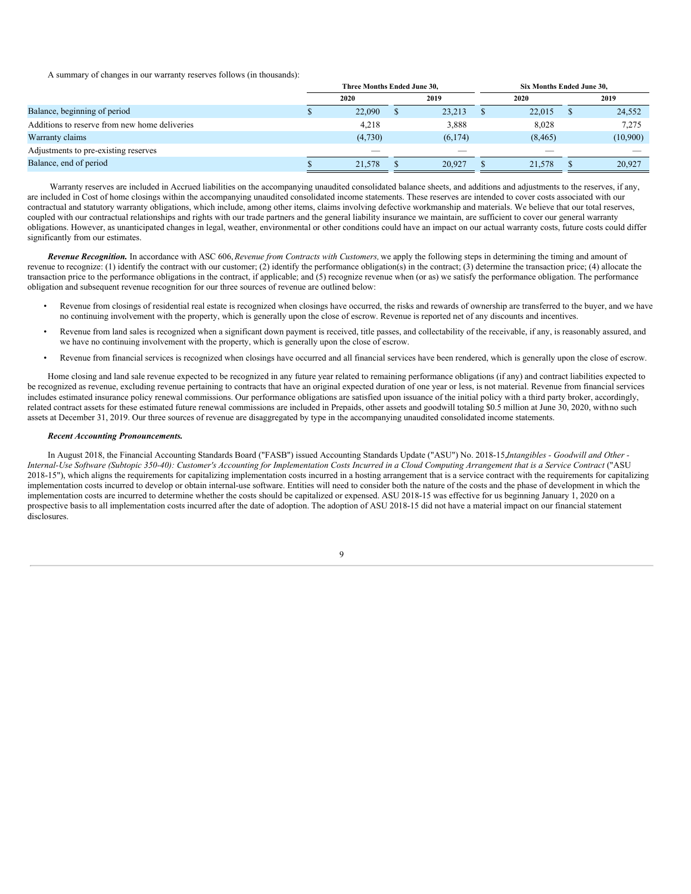A summary of changes in our warranty reserves follows (in thousands):

| | Three Months Ended June 30, | | Six Months Ended June 30, | |
|---|---|---|---|---|
| | 2020 | 2019 | 2020 | 2019 |
| Balance, beginning of period | $ 22,090 | $ 23,213 | $ 22,015 | $ 24,552 |
| Additions to reserve from new home deliveries | 4,218 | 3,888 | 8,028 | 7,275 |
| Warranty claims | (4,730) | (6,174) | (8,465) | (10,900) |
| Adjustments to pre-existing reserves | — | — | — | — |
| Balance, end of period | $ 21,578 | $ 20,927 | $ 21,578 | $ 20,927 |

Warranty reserves are included in Accrued liabilities on the accompanying unaudited consolidated balance sheets, and additions and adjustments to the reserves, if any, are included in Cost of home closings within the accompanying unaudited consolidated income statements. These reserves are intended to cover costs associated with our contractual and statutory warranty obligations, which include, among other items, claims involving defective workmanship and materials. We believe that our total reserves, coupled with our contractual relationships and rights with our trade partners and the general liability insurance we maintain, are sufficient to cover our general warranty obligations. However, as unanticipated changes in legal, weather, environmental or other conditions could have an impact on our actual warranty costs, future costs could differ significantly from our estimates.

***Revenue Recognition.*** In accordance with ASC 606, *Revenue from Contracts with Customers,* we apply the following steps in determining the timing and amount of revenue to recognize: (1) identify the contract with our customer; (2) identify the performance obligation(s) in the contract; (3) determine the transaction price; (4) allocate the transaction price to the performance obligations in the contract, if applicable; and (5) recognize revenue when (or as) we satisfy the performance obligation. The performance obligation and subsequent revenue recognition for our three sources of revenue are outlined below:

- Revenue from closings of residential real estate is recognized when closings have occurred, the risks and rewards of ownership are transferred to the buyer, and we have no continuing involvement with the property, which is generally upon the close of escrow. Revenue is reported net of any discounts and incentives.
- Revenue from land sales is recognized when a significant down payment is received, title passes, and collectability of the receivable, if any, is reasonably assured, and we have no continuing involvement with the property, which is generally upon the close of escrow.
- Revenue from financial services is recognized when closings have occurred and all financial services have been rendered, which is generally upon the close of escrow.

Home closing and land sale revenue expected to be recognized in any future year related to remaining performance obligations (if any) and contract liabilities expected to be recognized as revenue, excluding revenue pertaining to contracts that have an original expected duration of one year or less, is not material. Revenue from financial services includes estimated insurance policy renewal commissions. Our performance obligations are satisfied upon issuance of the initial policy with a third party broker, accordingly, related contract assets for these estimated future renewal commissions are included in Prepaids, other assets and goodwill totaling $0.5 million at June 30, 2020, with no such assets at December 31, 2019. Our three sources of revenue are disaggregated by type in the accompanying unaudited consolidated income statements.

***Recent Accounting Pronouncements.***

In August 2018, the Financial Accounting Standards Board ("FASB") issued Accounting Standards Update ("ASU") No. 2018-15, *Intangibles - Goodwill and Other - Internal-Use Software (Subtopic 350-40): Customer's Accounting for Implementation Costs Incurred in a Cloud Computing Arrangement that is a Service Contract* ("ASU 2018-15"), which aligns the requirements for capitalizing implementation costs incurred in a hosting arrangement that is a service contract with the requirements for capitalizing implementation costs incurred to develop or obtain internal-use software. Entities will need to consider both the nature of the costs and the phase of development in which the implementation costs are incurred to determine whether the costs should be capitalized or expensed. ASU 2018-15 was effective for us beginning January 1, 2020 on a prospective basis to all implementation costs incurred after the date of adoption. The adoption of ASU 2018-15 did not have a material impact on our financial statement disclosures.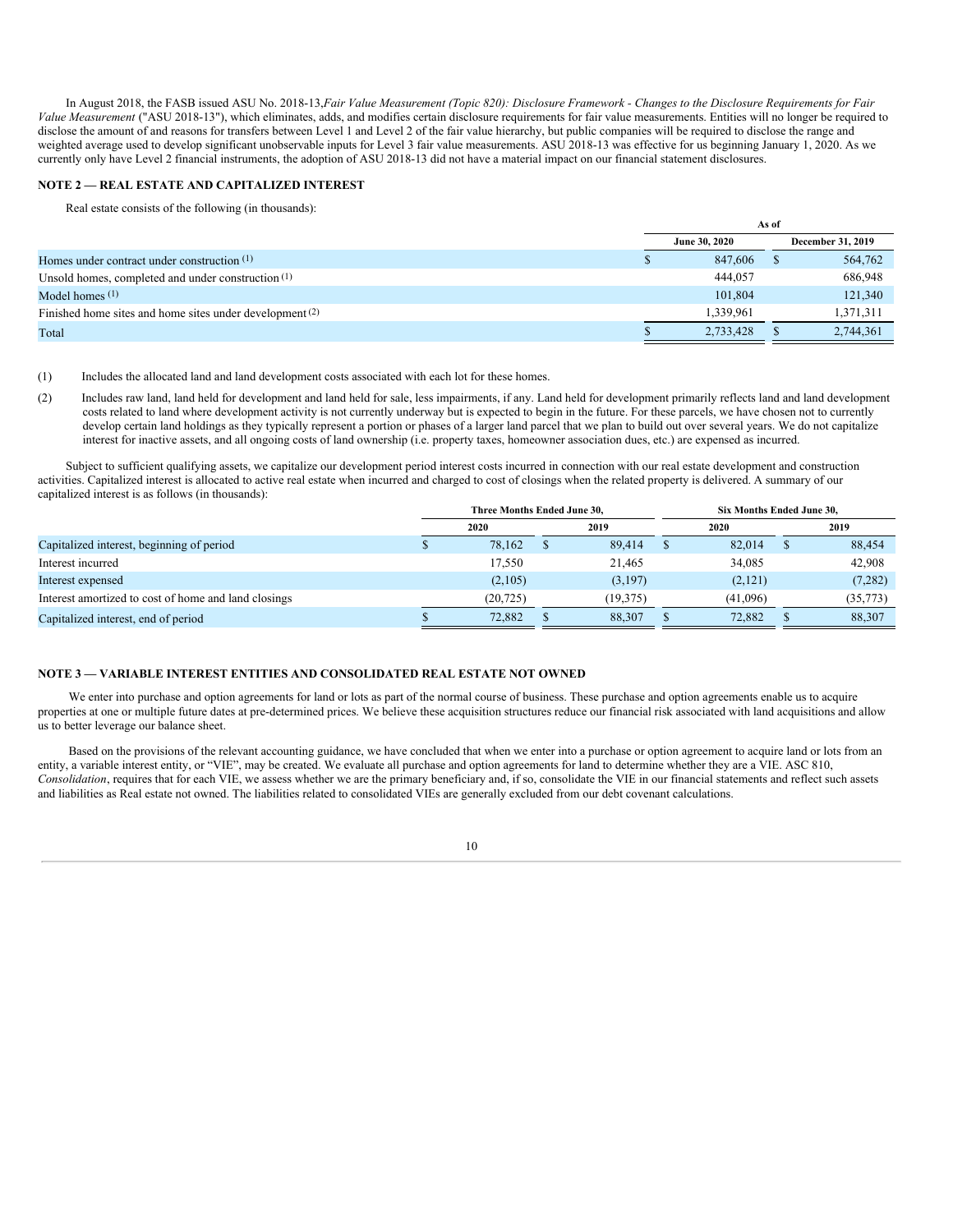In August 2018, the FASB issued ASU No. 2018-13, *Fair Value Measurement (Topic 820): Disclosure Framework - Changes to the Disclosure Requirements for Fair Value Measurement* ("ASU 2018-13"), which eliminates, adds, and modifies certain disclosure requirements for fair value measurements. Entities will no longer be required to disclose the amount of and reasons for transfers between Level 1 and Level 2 of the fair value hierarchy, but public companies will be required to disclose the range and weighted average used to develop significant unobservable inputs for Level 3 fair value measurements. ASU 2018-13 was effective for us beginning January 1, 2020. As we currently only have Level 2 financial instruments, the adoption of ASU 2018-13 did not have a material impact on our financial statement disclosures.

## NOTE 2 — REAL ESTATE AND CAPITALIZED INTEREST

Real estate consists of the following (in thousands):

| | As of | |
|---|---|---|
| | June 30, 2020 | December 31, 2019 |
| Homes under contract under construction (1) | $ 847,606 | $ 564,762 |
| Unsold homes, completed and under construction (1) | 444,057 | 686,948 |
| Model homes (1) | 101,804 | 121,340 |
| Finished home sites and home sites under development (2) | 1,339,961 | 1,371,311 |
| Total | $ 2,733,428 | $ 2,744,361 |

(1) Includes the allocated land and land development costs associated with each lot for these homes.

(2) Includes raw land, land held for development and land held for sale, less impairments, if any. Land held for development primarily reflects land and land development costs related to land where development activity is not currently underway but is expected to begin in the future. For these parcels, we have chosen not to currently develop certain land holdings as they typically represent a portion or phases of a larger land parcel that we plan to build out over several years. We do not capitalize interest for inactive assets, and all ongoing costs of land ownership (i.e. property taxes, homeowner association dues, etc.) are expensed as incurred.

Subject to sufficient qualifying assets, we capitalize our development period interest costs incurred in connection with our real estate development and construction activities. Capitalized interest is allocated to active real estate when incurred and charged to cost of closings when the related property is delivered. A summary of our capitalized interest is as follows (in thousands):

| | Three Months Ended June 30, | | Six Months Ended June 30, | |
|---|---|---|---|---|
| | 2020 | 2019 | 2020 | 2019 |
| Capitalized interest, beginning of period | $ 78,162 | $ 89,414 | $ 82,014 | $ 88,454 |
| Interest incurred | 17,550 | 21,465 | 34,085 | 42,908 |
| Interest expensed | (2,105) | (3,197) | (2,121) | (7,282) |
| Interest amortized to cost of home and land closings | (20,725) | (19,375) | (41,096) | (35,773) |
| Capitalized interest, end of period | $ 72,882 | $ 88,307 | $ 72,882 | $ 88,307 |

## NOTE 3 — VARIABLE INTEREST ENTITIES AND CONSOLIDATED REAL ESTATE NOT OWNED

We enter into purchase and option agreements for land or lots as part of the normal course of business. These purchase and option agreements enable us to acquire properties at one or multiple future dates at pre-determined prices. We believe these acquisition structures reduce our financial risk associated with land acquisitions and allow us to better leverage our balance sheet.

Based on the provisions of the relevant accounting guidance, we have concluded that when we enter into a purchase or option agreement to acquire land or lots from an entity, a variable interest entity, or "VIE", may be created. We evaluate all purchase and option agreements for land to determine whether they are a VIE. ASC 810, *Consolidation*, requires that for each VIE, we assess whether we are the primary beneficiary and, if so, consolidate the VIE in our financial statements and reflect such assets and liabilities as Real estate not owned. The liabilities related to consolidated VIEs are generally excluded from our debt covenant calculations.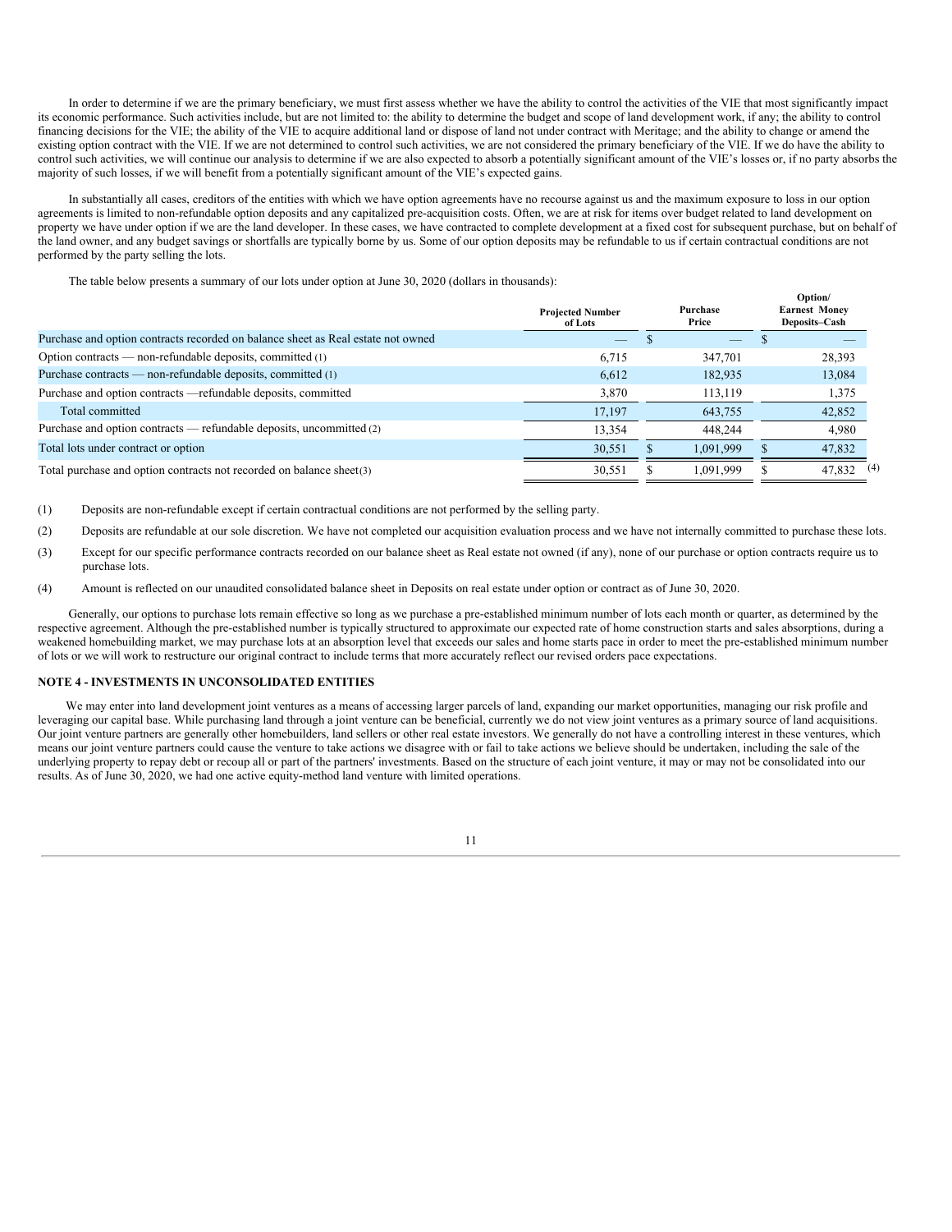In order to determine if we are the primary beneficiary, we must first assess whether we have the ability to control the activities of the VIE that most significantly impact its economic performance. Such activities include, but are not limited to: the ability to determine the budget and scope of land development work, if any; the ability to control financing decisions for the VIE; the ability of the VIE to acquire additional land or dispose of land not under contract with Meritage; and the ability to change or amend the existing option contract with the VIE. If we are not determined to control such activities, we are not considered the primary beneficiary of the VIE. If we do have the ability to control such activities, we will continue our analysis to determine if we are also expected to absorb a potentially significant amount of the VIE's losses or, if no party absorbs the majority of such losses, if we will benefit from a potentially significant amount of the VIE's expected gains.

In substantially all cases, creditors of the entities with which we have option agreements have no recourse against us and the maximum exposure to loss in our option agreements is limited to non-refundable option deposits and any capitalized pre-acquisition costs. Often, we are at risk for items over budget related to land development on property we have under option if we are the land developer. In these cases, we have contracted to complete development at a fixed cost for subsequent purchase, but on behalf of the land owner, and any budget savings or shortfalls are typically borne by us. Some of our option deposits may be refundable to us if certain contractual conditions are not performed by the party selling the lots.

The table below presents a summary of our lots under option at June 30, 2020 (dollars in thousands):

| | Projected Number of Lots | Purchase Price | Option/ Earnest Money Deposits–Cash |
|---|---|---|---|
| Purchase and option contracts recorded on balance sheet as Real estate not owned | — | $ — | $ — |
| Option contracts — non-refundable deposits, committed (1) | 6,715 | 347,701 | 28,393 |
| Purchase contracts — non-refundable deposits, committed (1) | 6,612 | 182,935 | 13,084 |
| Purchase and option contracts —refundable deposits, committed | 3,870 | 113,119 | 1,375 |
| Total committed | 17,197 | 643,755 | 42,852 |
| Purchase and option contracts — refundable deposits, uncommitted (2) | 13,354 | 448,244 | 4,980 |
| Total lots under contract or option | 30,551 | $ 1,091,999 | $ 47,832 |
| Total purchase and option contracts not recorded on balance sheet (3) | 30,551 | $ 1,091,999 | $ 47,832 (4) |

(1) Deposits are non-refundable except if certain contractual conditions are not performed by the selling party.

(2) Deposits are refundable at our sole discretion. We have not completed our acquisition evaluation process and we have not internally committed to purchase these lots.

(3) Except for our specific performance contracts recorded on our balance sheet as Real estate not owned (if any), none of our purchase or option contracts require us to purchase lots.

(4) Amount is reflected on our unaudited consolidated balance sheet in Deposits on real estate under option or contract as of June 30, 2020.

Generally, our options to purchase lots remain effective so long as we purchase a pre-established minimum number of lots each month or quarter, as determined by the respective agreement. Although the pre-established number is typically structured to approximate our expected rate of home construction starts and sales absorptions, during a weakened homebuilding market, we may purchase lots at an absorption level that exceeds our sales and home starts pace in order to meet the pre-established minimum number of lots or we will work to restructure our original contract to include terms that more accurately reflect our revised orders pace expectations.

## NOTE 4 - INVESTMENTS IN UNCONSOLIDATED ENTITIES

We may enter into land development joint ventures as a means of accessing larger parcels of land, expanding our market opportunities, managing our risk profile and leveraging our capital base. While purchasing land through a joint venture can be beneficial, currently we do not view joint ventures as a primary source of land acquisitions. Our joint venture partners are generally other homebuilders, land sellers or other real estate investors. We generally do not have a controlling interest in these ventures, which means our joint venture partners could cause the venture to take actions we disagree with or fail to take actions we believe should be undertaken, including the sale of the underlying property to repay debt or recoup all or part of the partners' investments. Based on the structure of each joint venture, it may or may not be consolidated into our results. As of June 30, 2020, we had one active equity-method land venture with limited operations.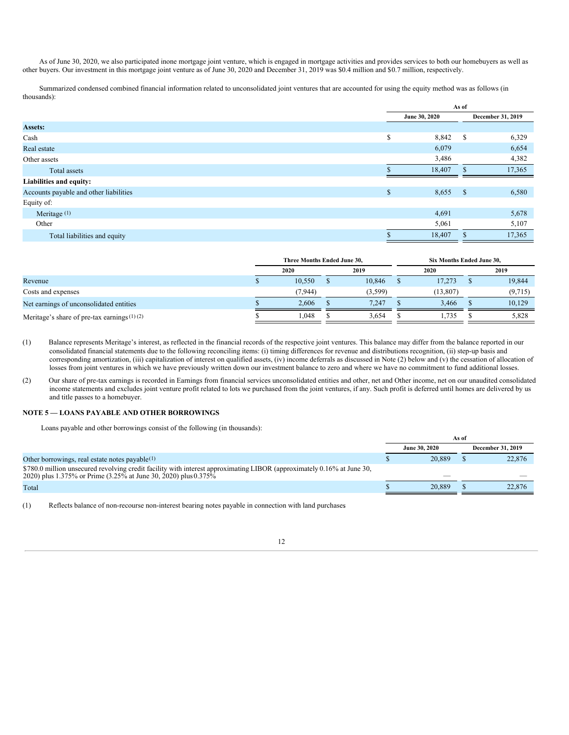As of June 30, 2020, we also participated inone mortgage joint venture, which is engaged in mortgage activities and provides services to both our homebuyers as well as other buyers. Our investment in this mortgage joint venture as of June 30, 2020 and December 31, 2019 was $0.4 million and $0.7 million, respectively.

Summarized condensed combined financial information related to unconsolidated joint ventures that are accounted for using the equity method was as follows (in thousands):

| | As of | |
|---|---|---|
| | June 30, 2020 | December 31, 2019 |
| **Assets:** | | |
| Cash | $ 8,842 | $ 6,329 |
| Real estate | 6,079 | 6,654 |
| Other assets | 3,486 | 4,382 |
| Total assets | $ 18,407 | $ 17,365 |
| **Liabilities and equity:** | | |
| Accounts payable and other liabilities | $ 8,655 | $ 6,580 |
| Equity of: | | |
| Meritage [(1)] | 4,691 | 5,678 |
| Other | 5,061 | 5,107 |
| Total liabilities and equity | $ 18,407 | $ 17,365 |

| | Three Months Ended June 30, | | Six Months Ended June 30, | |
|---|---|---|---|---|
| | 2020 | 2019 | 2020 | 2019 |
| Revenue | $ 10,550 | $ 10,846 | $ 17,273 | $ 19,844 |
| Costs and expenses | (7,944) | (3,599) | (13,807) | (9,715) |
| Net earnings of unconsolidated entities | $ 2,606 | $ 7,247 | $ 3,466 | $ 10,129 |
| Meritage's share of pre-tax earnings [(1) (2)] | $ 1,048 | $ 3,654 | $ 1,735 | $ 5,828 |

(1) Balance represents Meritage's interest, as reflected in the financial records of the respective joint ventures. This balance may differ from the balance reported in our consolidated financial statements due to the following reconciling items: (i) timing differences for revenue and distributions recognition, (ii) step-up basis and corresponding amortization, (iii) capitalization of interest on qualified assets, (iv) income deferrals as discussed in Note (2) below and (v) the cessation of allocation of losses from joint ventures in which we have previously written down our investment balance to zero and where we have no commitment to fund additional losses.

(2) Our share of pre-tax earnings is recorded in Earnings from financial services unconsolidated entities and other, net and Other income, net on our unaudited consolidated income statements and excludes joint venture profit related to lots we purchased from the joint ventures, if any. Such profit is deferred until homes are delivered by us and title passes to a homebuyer.

## NOTE 5 — LOANS PAYABLE AND OTHER BORROWINGS

Loans payable and other borrowings consist of the following (in thousands):

| | As of | |
|---|---|---|
| | June 30, 2020 | December 31, 2019 |
| Other borrowings, real estate notes payable[(1)] | $ 20,889 | $ 22,876 |
| $780.0 million unsecured revolving credit facility with interest approximating LIBOR (approximately 0.16% at June 30, 2020) plus 1.375% or Prime (3.25% at June 30, 2020) plus 0.375% | — | — |
| Total | $ 20,889 | $ 22,876 |

(1) Reflects balance of non-recourse non-interest bearing notes payable in connection with land purchases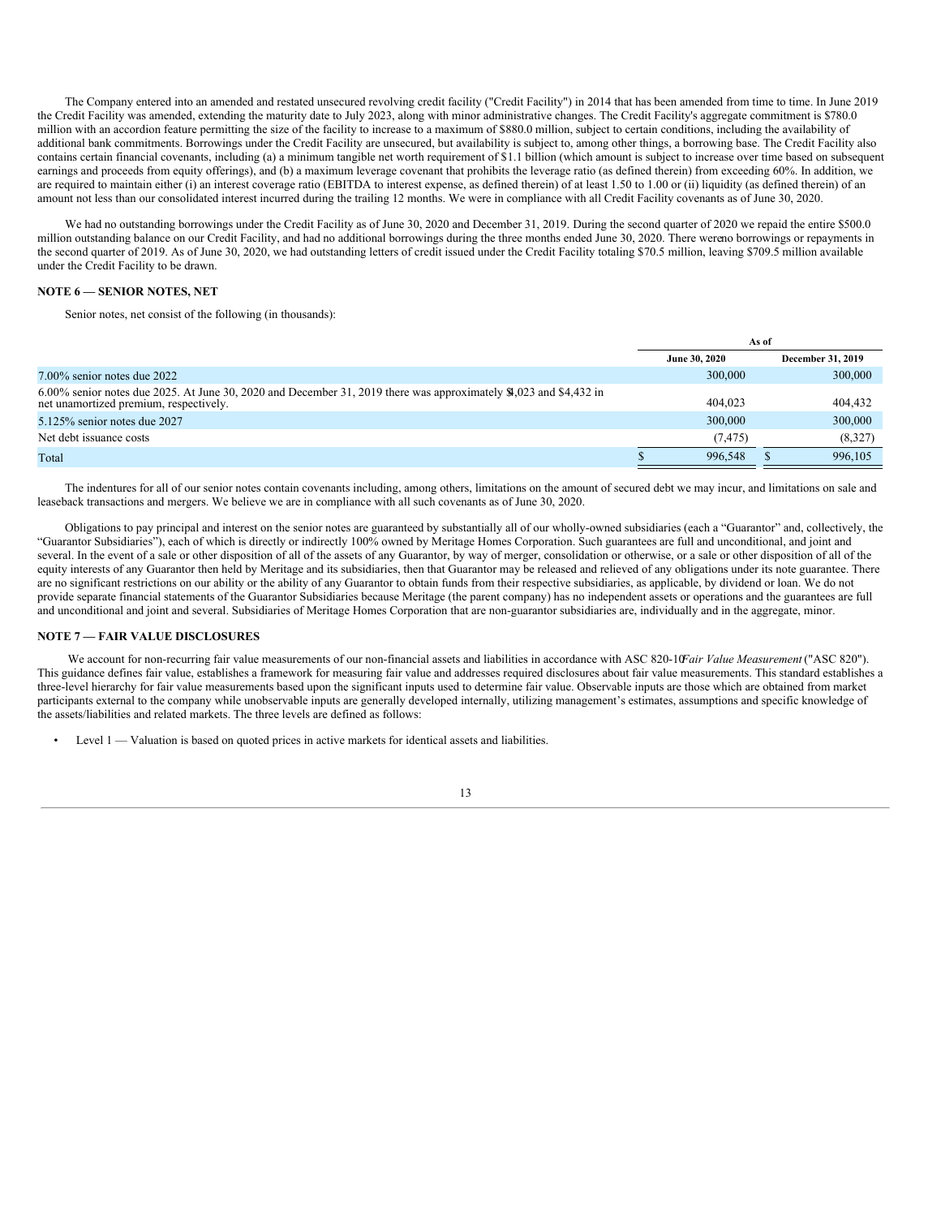The Company entered into an amended and restated unsecured revolving credit facility ("Credit Facility") in 2014 that has been amended from time to time. In June 2019 the Credit Facility was amended, extending the maturity date to July 2023, along with minor administrative changes. The Credit Facility's aggregate commitment is $780.0 million with an accordion feature permitting the size of the facility to increase to a maximum of $880.0 million, subject to certain conditions, including the availability of additional bank commitments. Borrowings under the Credit Facility are unsecured, but availability is subject to, among other things, a borrowing base. The Credit Facility also contains certain financial covenants, including (a) a minimum tangible net worth requirement of $1.1 billion (which amount is subject to increase over time based on subsequent earnings and proceeds from equity offerings), and (b) a maximum leverage covenant that prohibits the leverage ratio (as defined therein) from exceeding 60%. In addition, we are required to maintain either (i) an interest coverage ratio (EBITDA to interest expense, as defined therein) of at least 1.50 to 1.00 or (ii) liquidity (as defined therein) of an amount not less than our consolidated interest incurred during the trailing 12 months. We were in compliance with all Credit Facility covenants as of June 30, 2020.

We had no outstanding borrowings under the Credit Facility as of June 30, 2020 and December 31, 2019. During the second quarter of 2020 we repaid the entire $500.0 million outstanding balance on our Credit Facility, and had no additional borrowings during the three months ended June 30, 2020. There were no borrowings or repayments in the second quarter of 2019. As of June 30, 2020, we had outstanding letters of credit issued under the Credit Facility totaling $70.5 million, leaving $709.5 million available under the Credit Facility to be drawn.

**NOTE 6 — SENIOR NOTES, NET**

Senior notes, net consist of the following (in thousands):

| | As of | |
|---|---|---|
| | June 30, 2020 | December 31, 2019 |
| 7.00% senior notes due 2022 | 300,000 | 300,000 |
| 6.00% senior notes due 2025. At June 30, 2020 and December 31, 2019 there was approximately $4,023 and $4,432 in net unamortized premium, respectively. | 404,023 | 404,432 |
| 5.125% senior notes due 2027 | 300,000 | 300,000 |
| Net debt issuance costs | (7,475) | (8,327) |
| Total | $ 996,548 | $ 996,105 |

The indentures for all of our senior notes contain covenants including, among others, limitations on the amount of secured debt we may incur, and limitations on sale and leaseback transactions and mergers. We believe we are in compliance with all such covenants as of June 30, 2020.

Obligations to pay principal and interest on the senior notes are guaranteed by substantially all of our wholly-owned subsidiaries (each a "Guarantor" and, collectively, the "Guarantor Subsidiaries"), each of which is directly or indirectly 100% owned by Meritage Homes Corporation. Such guarantees are full and unconditional, and joint and several. In the event of a sale or other disposition of all of the assets of any Guarantor, by way of merger, consolidation or otherwise, or a sale or other disposition of all of the equity interests of any Guarantor then held by Meritage and its subsidiaries, then that Guarantor may be released and relieved of any obligations under its note guarantee. There are no significant restrictions on our ability or the ability of any Guarantor to obtain funds from their respective subsidiaries, as applicable, by dividend or loan. We do not provide separate financial statements of the Guarantor Subsidiaries because Meritage (the parent company) has no independent assets or operations and the guarantees are full and unconditional and joint and several. Subsidiaries of Meritage Homes Corporation that are non-guarantor subsidiaries are, individually and in the aggregate, minor.

**NOTE 7 — FAIR VALUE DISCLOSURES**

We account for non-recurring fair value measurements of our non-financial assets and liabilities in accordance with ASC 820-10 *Fair Value Measurement* ("ASC 820"). This guidance defines fair value, establishes a framework for measuring fair value and addresses required disclosures about fair value measurements. This standard establishes a three-level hierarchy for fair value measurements based upon the significant inputs used to determine fair value. Observable inputs are those which are obtained from market participants external to the company while unobservable inputs are generally developed internally, utilizing management's estimates, assumptions and specific knowledge of the assets/liabilities and related markets. The three levels are defined as follows:

- Level 1 — Valuation is based on quoted prices in active markets for identical assets and liabilities.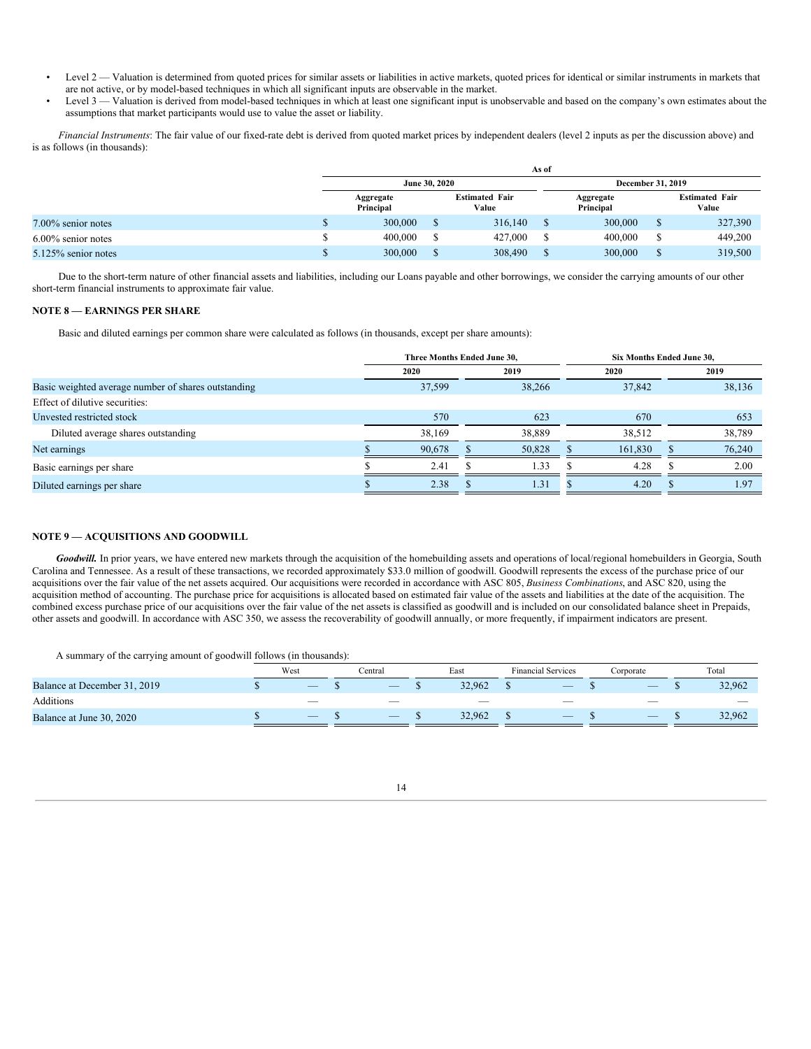- Level 2 — Valuation is determined from quoted prices for similar assets or liabilities in active markets, quoted prices for identical or similar instruments in markets that are not active, or by model-based techniques in which all significant inputs are observable in the market.
- Level 3 — Valuation is derived from model-based techniques in which at least one significant input is unobservable and based on the company's own estimates about the assumptions that market participants would use to value the asset or liability.

*Financial Instruments*: The fair value of our fixed-rate debt is derived from quoted market prices by independent dealers (level 2 inputs as per the discussion above) and is as follows (in thousands):

| | As of | | | |
|---|---|---|---|---|
| | June 30, 2020 | | December 31, 2019 | |
| | Aggregate Principal | Estimated Fair Value | Aggregate Principal | Estimated Fair Value |
| 7.00% senior notes | $ 300,000 | $ 316,140 | $ 300,000 | $ 327,390 |
| 6.00% senior notes | $ 400,000 | $ 427,000 | $ 400,000 | $ 449,200 |
| 5.125% senior notes | $ 300,000 | $ 308,490 | $ 300,000 | $ 319,500 |

Due to the short-term nature of other financial assets and liabilities, including our Loans payable and other borrowings, we consider the carrying amounts of our other short-term financial instruments to approximate fair value.

## NOTE 8 — EARNINGS PER SHARE

Basic and diluted earnings per common share were calculated as follows (in thousands, except per share amounts):

| | Three Months Ended June 30, | | Six Months Ended June 30, | |
|---|---|---|---|---|
| | 2020 | 2019 | 2020 | 2019 |
| Basic weighted average number of shares outstanding | 37,599 | 38,266 | 37,842 | 38,136 |
| Effect of dilutive securities: | | | | |
| Unvested restricted stock | 570 | 623 | 670 | 653 |
| Diluted average shares outstanding | 38,169 | 38,889 | 38,512 | 38,789 |
| Net earnings | $ 90,678 | $ 50,828 | $ 161,830 | $ 76,240 |
| Basic earnings per share | $ 2.41 | $ 1.33 | $ 4.28 | $ 2.00 |
| Diluted earnings per share | $ 2.38 | $ 1.31 | $ 4.20 | $ 1.97 |

## NOTE 9 — ACQUISITIONS AND GOODWILL

***Goodwill.*** In prior years, we have entered new markets through the acquisition of the homebuilding assets and operations of local/regional homebuilders in Georgia, South Carolina and Tennessee. As a result of these transactions, we recorded approximately $33.0 million of goodwill. Goodwill represents the excess of the purchase price of our acquisitions over the fair value of the net assets acquired. Our acquisitions were recorded in accordance with ASC 805, *Business Combinations*, and ASC 820, using the acquisition method of accounting. The purchase price for acquisitions is allocated based on estimated fair value of the assets and liabilities at the date of the acquisition. The combined excess purchase price of our acquisitions over the fair value of the net assets is classified as goodwill and is included on our consolidated balance sheet in Prepaids, other assets and goodwill. In accordance with ASC 350, we assess the recoverability of goodwill annually, or more frequently, if impairment indicators are present.

A summary of the carrying amount of goodwill follows (in thousands):

| | West | Central | East | Financial Services | Corporate | Total |
|---|---|---|---|---|---|---|
| Balance at December 31, 2019 | $ — | $ — | $ 32,962 | $ — | $ — | $ 32,962 |
| Additions | — | — | — | — | — | — |
| Balance at June 30, 2020 | $ — | $ — | $ 32,962 | $ — | $ — | $ 32,962 |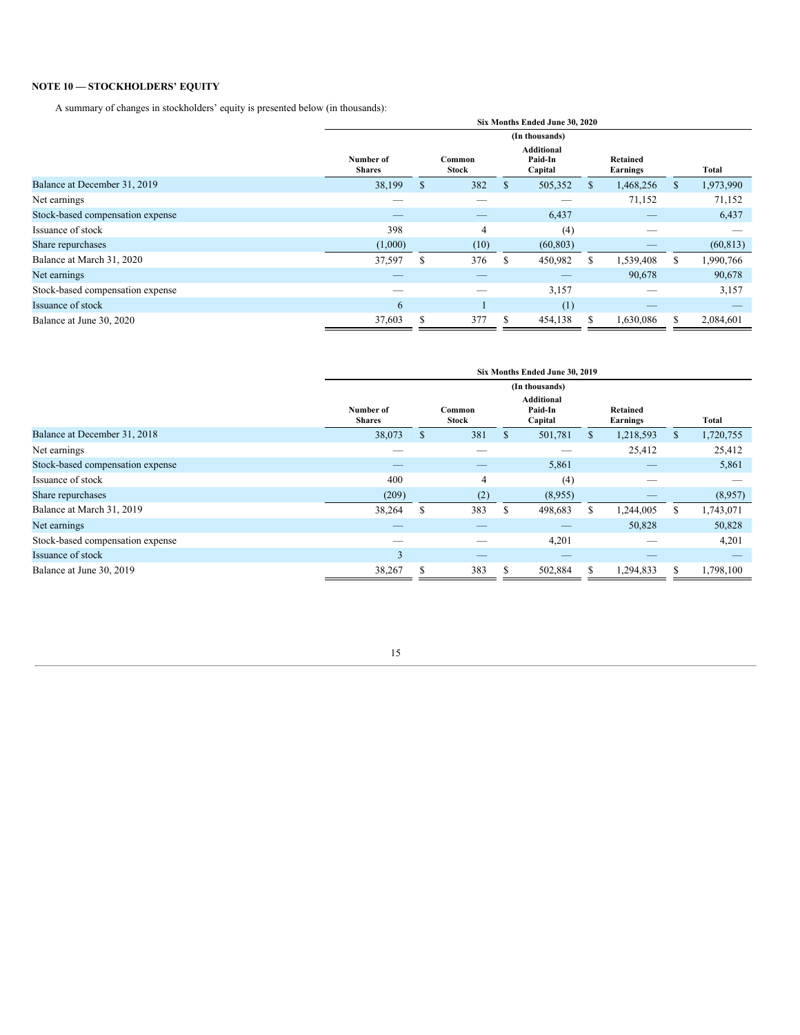## NOTE 10 — STOCKHOLDERS' EQUITY

A summary of changes in stockholders' equity is presented below (in thousands):

| | Six Months Ended June 30, 2020 | | | | |
|---|---|---|---|---|---|
| | (In thousands) | | | | |
| | Number of Shares | Common Stock | Additional Paid-In Capital | Retained Earnings | Total |
| Balance at December 31, 2019 | 38,199 | $ 382 | $ 505,352 | $ 1,468,256 | $ 1,973,990 |
| Net earnings | — | — | — | 71,152 | 71,152 |
| Stock-based compensation expense | — | — | 6,437 | — | 6,437 |
| Issuance of stock | 398 | 4 | (4) | — | — |
| Share repurchases | (1,000) | (10) | (60,803) | — | (60,813) |
| Balance at March 31, 2020 | 37,597 | $ 376 | $ 450,982 | $ 1,539,408 | $ 1,990,766 |
| Net earnings | — | — | — | 90,678 | 90,678 |
| Stock-based compensation expense | — | — | 3,157 | — | 3,157 |
| Issuance of stock | 6 | 1 | (1) | — | — |
| Balance at June 30, 2020 | 37,603 | $ 377 | $ 454,138 | $ 1,630,086 | $ 2,084,601 |

| | Six Months Ended June 30, 2019 | | | | |
|---|---|---|---|---|---|
| | (In thousands) | | | | |
| | Number of Shares | Common Stock | Additional Paid-In Capital | Retained Earnings | Total |
| Balance at December 31, 2018 | 38,073 | $ 381 | $ 501,781 | $ 1,218,593 | $ 1,720,755 |
| Net earnings | — | — | — | 25,412 | 25,412 |
| Stock-based compensation expense | — | — | 5,861 | — | 5,861 |
| Issuance of stock | 400 | 4 | (4) | — | — |
| Share repurchases | (209) | (2) | (8,955) | — | (8,957) |
| Balance at March 31, 2019 | 38,264 | $ 383 | $ 498,683 | $ 1,244,005 | $ 1,743,071 |
| Net earnings | — | — | — | 50,828 | 50,828 |
| Stock-based compensation expense | — | — | 4,201 | — | 4,201 |
| Issuance of stock | 3 | — | — | — | — |
| Balance at June 30, 2019 | 38,267 | $ 383 | $ 502,884 | $ 1,294,833 | $ 1,798,100 |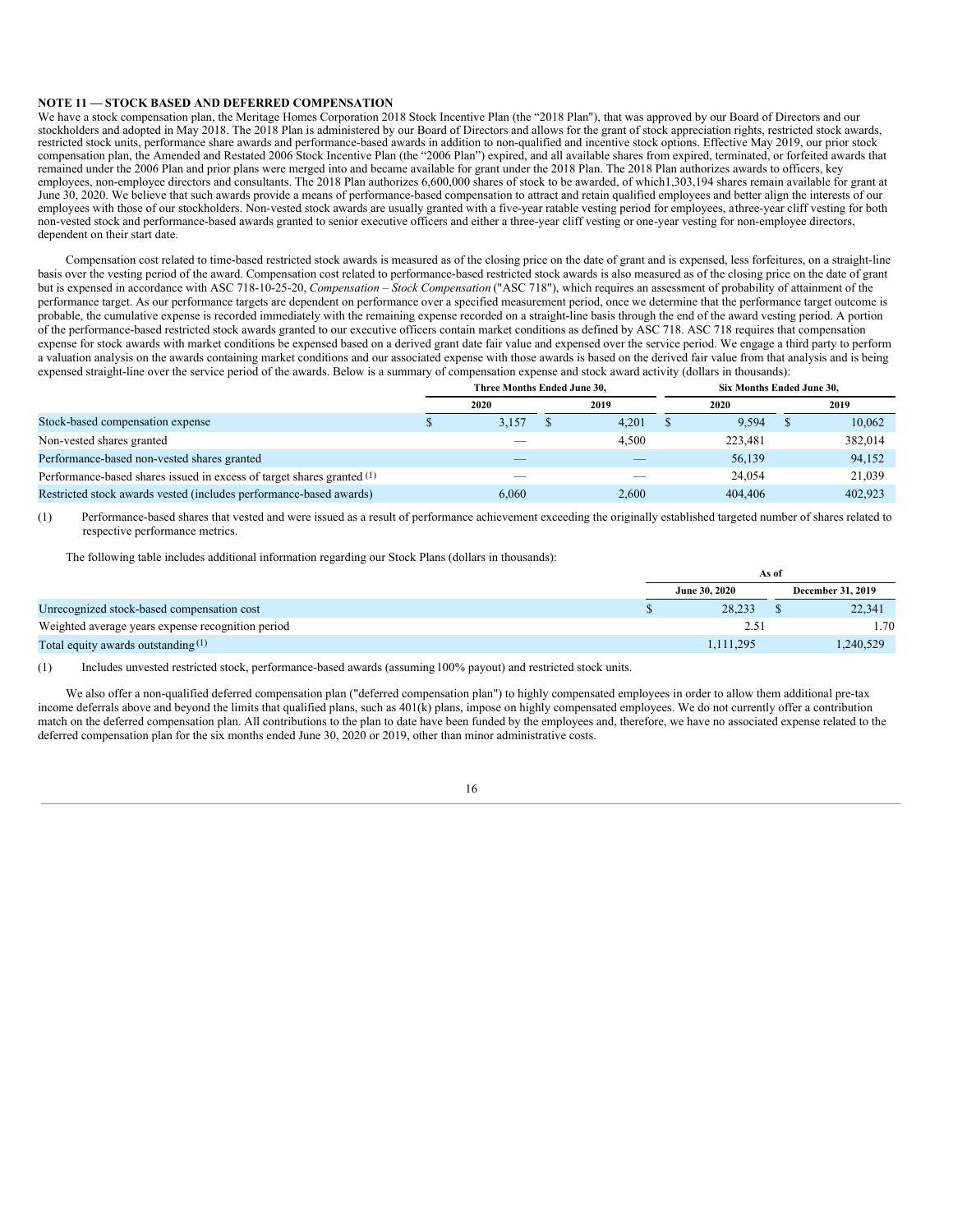**NOTE 11 — STOCK BASED AND DEFERRED COMPENSATION**

We have a stock compensation plan, the Meritage Homes Corporation 2018 Stock Incentive Plan (the "2018 Plan"), that was approved by our Board of Directors and our stockholders and adopted in May 2018. The 2018 Plan is administered by our Board of Directors and allows for the grant of stock appreciation rights, restricted stock awards, restricted stock units, performance share awards and performance-based awards in addition to non-qualified and incentive stock options. Effective May 2019, our prior stock compensation plan, the Amended and Restated 2006 Stock Incentive Plan (the "2006 Plan") expired, and all available shares from expired, terminated, or forfeited awards that remained under the 2006 Plan and prior plans were merged into and became available for grant under the 2018 Plan. The 2018 Plan authorizes awards to officers, key employees, non-employee directors and consultants. The 2018 Plan authorizes 6,600,000 shares of stock to be awarded, of which1,303,194 shares remain available for grant at June 30, 2020. We believe that such awards provide a means of performance-based compensation to attract and retain qualified employees and better align the interests of our employees with those of our stockholders. Non-vested stock awards are usually granted with a five-year ratable vesting period for employees, athree-year cliff vesting for both non-vested stock and performance-based awards granted to senior executive officers and either a three-year cliff vesting or one-year vesting for non-employee directors, dependent on their start date.

Compensation cost related to time-based restricted stock awards is measured as of the closing price on the date of grant and is expensed, less forfeitures, on a straight-line basis over the vesting period of the award. Compensation cost related to performance-based restricted stock awards is also measured as of the closing price on the date of grant but is expensed in accordance with ASC 718-10-25-20, *Compensation – Stock Compensation* ("ASC 718"), which requires an assessment of probability of attainment of the performance target. As our performance targets are dependent on performance over a specified measurement period, once we determine that the performance target outcome is probable, the cumulative expense is recorded immediately with the remaining expense recorded on a straight-line basis through the end of the award vesting period. A portion of the performance-based restricted stock awards granted to our executive officers contain market conditions as defined by ASC 718. ASC 718 requires that compensation expense for stock awards with market conditions be expensed based on a derived grant date fair value and expensed over the service period. We engage a third party to perform a valuation analysis on the awards containing market conditions and our associated expense with those awards is based on the derived fair value from that analysis and is being expensed straight-line over the service period of the awards. Below is a summary of compensation expense and stock award activity (dollars in thousands):

| | Three Months Ended June 30, | | Six Months Ended June 30, | |
|---|---|---|---|---|
| | 2020 | 2019 | 2020 | 2019 |
| Stock-based compensation expense | $ 3,157 | $ 4,201 | $ 9,594 | $ 10,062 |
| Non-vested shares granted | — | 4,500 | 223,481 | 382,014 |
| Performance-based non-vested shares granted | — | — | 56,139 | 94,152 |
| Performance-based shares issued in excess of target shares granted (1) | — | — | 24,054 | 21,039 |
| Restricted stock awards vested (includes performance-based awards) | 6,060 | 2,600 | 404,406 | 402,923 |

(1) Performance-based shares that vested and were issued as a result of performance achievement exceeding the originally established targeted number of shares related to respective performance metrics.

The following table includes additional information regarding our Stock Plans (dollars in thousands):

| | As of | |
|---|---|---|
| | June 30, 2020 | December 31, 2019 |
| Unrecognized stock-based compensation cost | $ 28,233 | $ 22,341 |
| Weighted average years expense recognition period | 2.51 | 1.70 |
| Total equity awards outstanding (1) | 1,111,295 | 1,240,529 |

(1) Includes unvested restricted stock, performance-based awards (assuming 100% payout) and restricted stock units.

We also offer a non-qualified deferred compensation plan ("deferred compensation plan") to highly compensated employees in order to allow them additional pre-tax income deferrals above and beyond the limits that qualified plans, such as 401(k) plans, impose on highly compensated employees. We do not currently offer a contribution match on the deferred compensation plan. All contributions to the plan to date have been funded by the employees and, therefore, we have no associated expense related to the deferred compensation plan for the six months ended June 30, 2020 or 2019, other than minor administrative costs.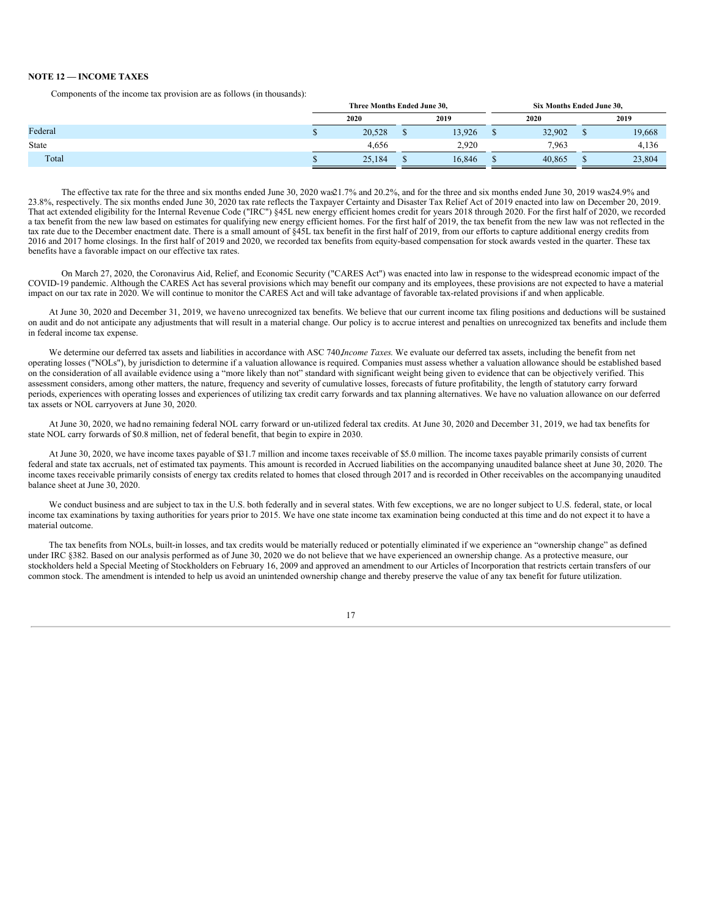**NOTE 12 — INCOME TAXES**

Components of the income tax provision are as follows (in thousands):

| | Three Months Ended June 30, | | Six Months Ended June 30, | |
|---|---|---|---|---|
| | 2020 | 2019 | 2020 | 2019 |
| Federal | $ 20,528 | $ 13,926 | $ 32,902 | $ 19,668 |
| State | 4,656 | 2,920 | 7,963 | 4,136 |
| Total | $ 25,184 | $ 16,846 | $ 40,865 | $ 23,804 |

The effective tax rate for the three and six months ended June 30, 2020 was 21.7% and 20.2%, and for the three and six months ended June 30, 2019 was 24.9% and 23.8%, respectively. The six months ended June 30, 2020 tax rate reflects the Taxpayer Certainty and Disaster Tax Relief Act of 2019 enacted into law on December 20, 2019. That act extended eligibility for the Internal Revenue Code ("IRC") §45L new energy efficient homes credit for years 2018 through 2020. For the first half of 2020, we recorded a tax benefit from the new law based on estimates for qualifying new energy efficient homes. For the first half of 2019, the tax benefit from the new law was not reflected in the tax rate due to the December enactment date. There is a small amount of §45L tax benefit in the first half of 2019, from our efforts to capture additional energy credits from 2016 and 2017 home closings. In the first half of 2019 and 2020, we recorded tax benefits from equity-based compensation for stock awards vested in the quarter. These tax benefits have a favorable impact on our effective tax rates.

On March 27, 2020, the Coronavirus Aid, Relief, and Economic Security ("CARES Act") was enacted into law in response to the widespread economic impact of the COVID-19 pandemic. Although the CARES Act has several provisions which may benefit our company and its employees, these provisions are not expected to have a material impact on our tax rate in 2020. We will continue to monitor the CARES Act and will take advantage of favorable tax-related provisions if and when applicable.

At June 30, 2020 and December 31, 2019, we have no unrecognized tax benefits. We believe that our current income tax filing positions and deductions will be sustained on audit and do not anticipate any adjustments that will result in a material change. Our policy is to accrue interest and penalties on unrecognized tax benefits and include them in federal income tax expense.

We determine our deferred tax assets and liabilities in accordance with ASC 740 *Income Taxes.* We evaluate our deferred tax assets, including the benefit from net operating losses ("NOLs"), by jurisdiction to determine if a valuation allowance is required. Companies must assess whether a valuation allowance should be established based on the consideration of all available evidence using a "more likely than not" standard with significant weight being given to evidence that can be objectively verified. This assessment considers, among other matters, the nature, frequency and severity of cumulative losses, forecasts of future profitability, the length of statutory carry forward periods, experiences with operating losses and experiences of utilizing tax credit carry forwards and tax planning alternatives. We have no valuation allowance on our deferred tax assets or NOL carryovers at June 30, 2020.

At June 30, 2020, we had no remaining federal NOL carry forward or un-utilized federal tax credits. At June 30, 2020 and December 31, 2019, we had tax benefits for state NOL carry forwards of $0.8 million, net of federal benefit, that begin to expire in 2030.

At June 30, 2020, we have income taxes payable of $31.7 million and income taxes receivable of $5.0 million. The income taxes payable primarily consists of current federal and state tax accruals, net of estimated tax payments. This amount is recorded in Accrued liabilities on the accompanying unaudited balance sheet at June 30, 2020. The income taxes receivable primarily consists of energy tax credits related to homes that closed through 2017 and is recorded in Other receivables on the accompanying unaudited balance sheet at June 30, 2020.

We conduct business and are subject to tax in the U.S. both federally and in several states. With few exceptions, we are no longer subject to U.S. federal, state, or local income tax examinations by taxing authorities for years prior to 2015. We have one state income tax examination being conducted at this time and do not expect it to have a material outcome.

The tax benefits from NOLs, built-in losses, and tax credits would be materially reduced or potentially eliminated if we experience an "ownership change" as defined under IRC §382. Based on our analysis performed as of June 30, 2020 we do not believe that we have experienced an ownership change. As a protective measure, our stockholders held a Special Meeting of Stockholders on February 16, 2009 and approved an amendment to our Articles of Incorporation that restricts certain transfers of our common stock. The amendment is intended to help us avoid an unintended ownership change and thereby preserve the value of any tax benefit for future utilization.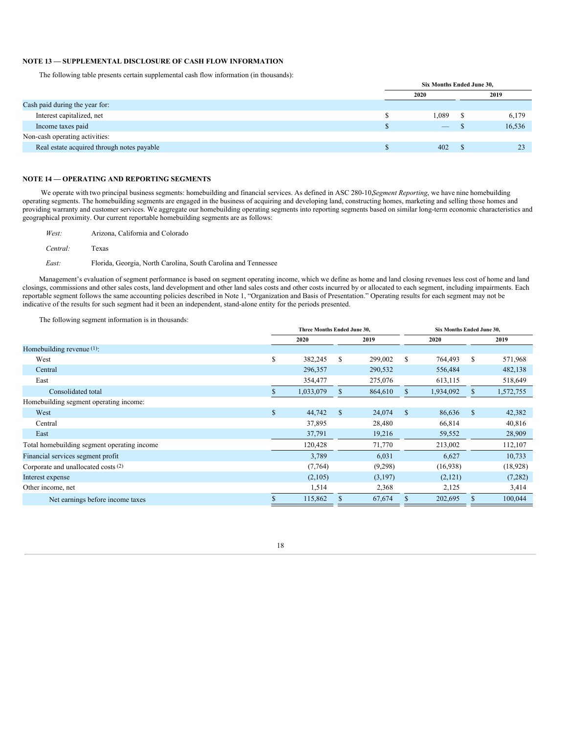### NOTE 13 — SUPPLEMENTAL DISCLOSURE OF CASH FLOW INFORMATION

The following table presents certain supplemental cash flow information (in thousands):

| | Six Months Ended June 30, | |
|---|---|---|
| | 2020 | 2019 |
| Cash paid during the year for: | | |
| Interest capitalized, net | $ 1,089 | $ 6,179 |
| Income taxes paid | $ — | $ 16,536 |
| Non-cash operating activities: | | |
| Real estate acquired through notes payable | $ 402 | $ 23 |

### NOTE 14 — OPERATING AND REPORTING SEGMENTS

We operate with two principal business segments: homebuilding and financial services. As defined in ASC 280-10, *Segment Reporting*, we have nine homebuilding operating segments. The homebuilding segments are engaged in the business of acquiring and developing land, constructing homes, marketing and selling those homes and providing warranty and customer services. We aggregate our homebuilding operating segments into reporting segments based on similar long-term economic characteristics and geographical proximity. Our current reportable homebuilding segments are as follows:

*West:* Arizona, California and Colorado

*Central:* Texas

*East:* Florida, Georgia, North Carolina, South Carolina and Tennessee

Management's evaluation of segment performance is based on segment operating income, which we define as home and land closing revenues less cost of home and land closings, commissions and other sales costs, land development and other land sales costs and other costs incurred by or allocated to each segment, including impairments. Each reportable segment follows the same accounting policies described in Note 1, "Organization and Basis of Presentation." Operating results for each segment may not be indicative of the results for such segment had it been an independent, stand-alone entity for the periods presented.

The following segment information is in thousands:

| | Three Months Ended June 30, | | Six Months Ended June 30, | |
|---|---|---|---|---|
| | 2020 | 2019 | 2020 | 2019 |
| Homebuilding revenue [(1)]: | | | | |
| West | $ 382,245 | $ 299,002 | $ 764,493 | $ 571,968 |
| Central | 296,357 | 290,532 | 556,484 | 482,138 |
| East | 354,477 | 275,076 | 613,115 | 518,649 |
| Consolidated total | $ 1,033,079 | $ 864,610 | $ 1,934,092 | $ 1,572,755 |
| Homebuilding segment operating income: | | | | |
| West | $ 44,742 | $ 24,074 | $ 86,636 | $ 42,382 |
| Central | 37,895 | 28,480 | 66,814 | 40,816 |
| East | 37,791 | 19,216 | 59,552 | 28,909 |
| Total homebuilding segment operating income | 120,428 | 71,770 | 213,002 | 112,107 |
| Financial services segment profit | 3,789 | 6,031 | 6,627 | 10,733 |
| Corporate and unallocated costs [(2)] | (7,764) | (9,298) | (16,938) | (18,928) |
| Interest expense | (2,105) | (3,197) | (2,121) | (7,282) |
| Other income, net | 1,514 | 2,368 | 2,125 | 3,414 |
| Net earnings before income taxes | $ 115,862 | $ 67,674 | $ 202,695 | $ 100,044 |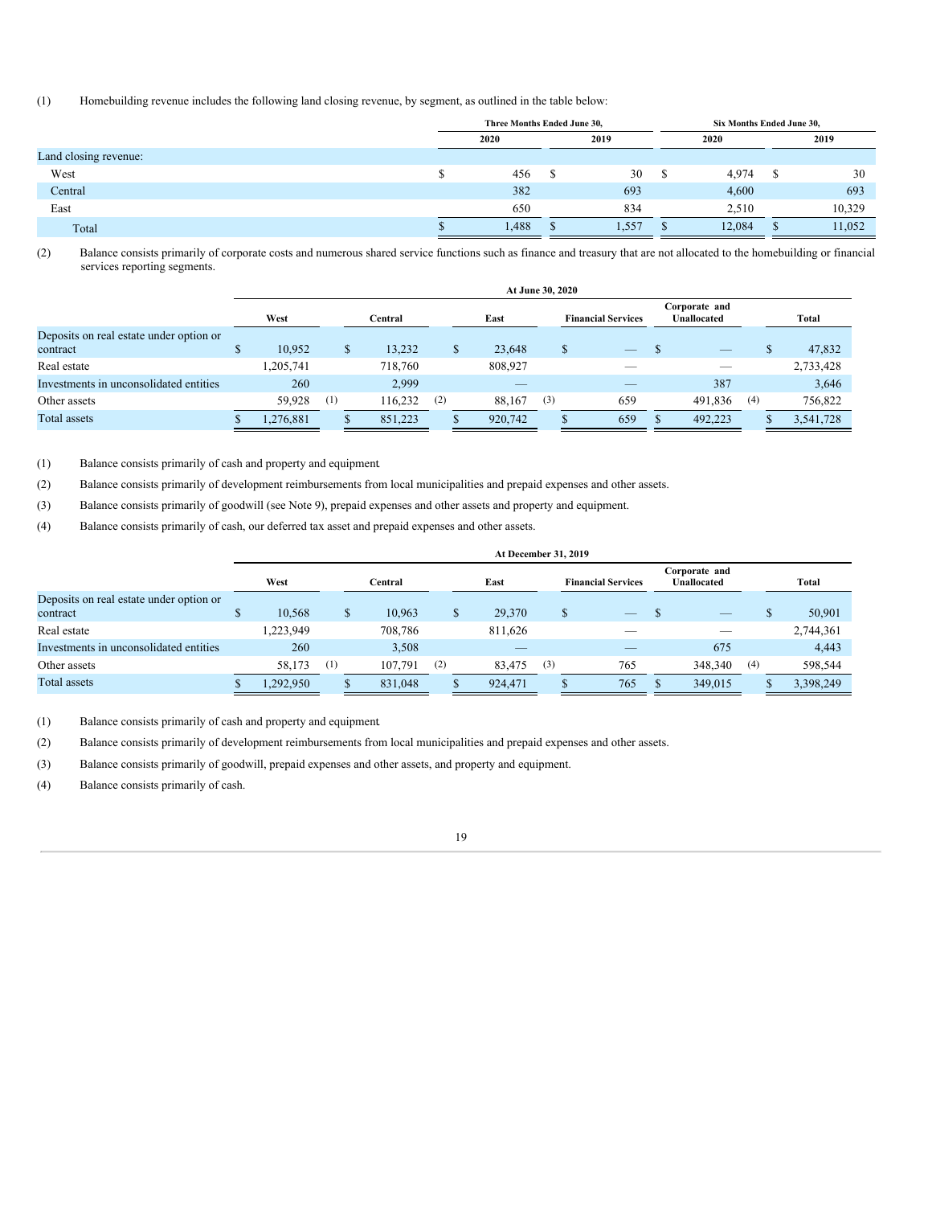(1) Homebuilding revenue includes the following land closing revenue, by segment, as outlined in the table below:

| | Three Months Ended June 30, | | Six Months Ended June 30, | |
|---|---|---|---|---|
| | 2020 | 2019 | 2020 | 2019 |
| Land closing revenue: | | | | |
| West | $ 456 | $ 30 | $ 4,974 | $ 30 |
| Central | 382 | 693 | 4,600 | 693 |
| East | 650 | 834 | 2,510 | 10,329 |
| Total | $ 1,488 | $ 1,557 | $ 12,084 | $ 11,052 |

(2) Balance consists primarily of corporate costs and numerous shared service functions such as finance and treasury that are not allocated to the homebuilding or financial services reporting segments.

| | At June 30, 2020 | | | | | |
|---|---|---|---|---|---|---|
| | West | Central | East | Financial Services | Corporate and Unallocated | Total |
| Deposits on real estate under option or contract | $ 10,952 | $ 13,232 | $ 23,648 | $ — | $ — | $ 47,832 |
| Real estate | 1,205,741 | 718,760 | 808,927 | — | — | 2,733,428 |
| Investments in unconsolidated entities | 260 | 2,999 | — | — | 387 | 3,646 |
| Other assets | 59,928 (1) | 116,232 (2) | 88,167 (3) | 659 | 491,836 (4) | 756,822 |
| Total assets | $ 1,276,881 | $ 851,223 | $ 920,742 | $ 659 | $ 492,223 | $ 3,541,728 |

(1) Balance consists primarily of cash and property and equipment.

(2) Balance consists primarily of development reimbursements from local municipalities and prepaid expenses and other assets.

(3) Balance consists primarily of goodwill (see Note 9), prepaid expenses and other assets and property and equipment.

(4) Balance consists primarily of cash, our deferred tax asset and prepaid expenses and other assets.

| | At December 31, 2019 | | | | | |
|---|---|---|---|---|---|---|
| | West | Central | East | Financial Services | Corporate and Unallocated | Total |
| Deposits on real estate under option or contract | $ 10,568 | $ 10,963 | $ 29,370 | $ — | $ — | $ 50,901 |
| Real estate | 1,223,949 | 708,786 | 811,626 | — | — | 2,744,361 |
| Investments in unconsolidated entities | 260 | 3,508 | — | — | 675 | 4,443 |
| Other assets | 58,173 (1) | 107,791 (2) | 83,475 (3) | 765 | 348,340 (4) | 598,544 |
| Total assets | $ 1,292,950 | $ 831,048 | $ 924,471 | $ 765 | $ 349,015 | $ 3,398,249 |

(1) Balance consists primarily of cash and property and equipment.

(2) Balance consists primarily of development reimbursements from local municipalities and prepaid expenses and other assets.

(3) Balance consists primarily of goodwill, prepaid expenses and other assets, and property and equipment.

(4) Balance consists primarily of cash.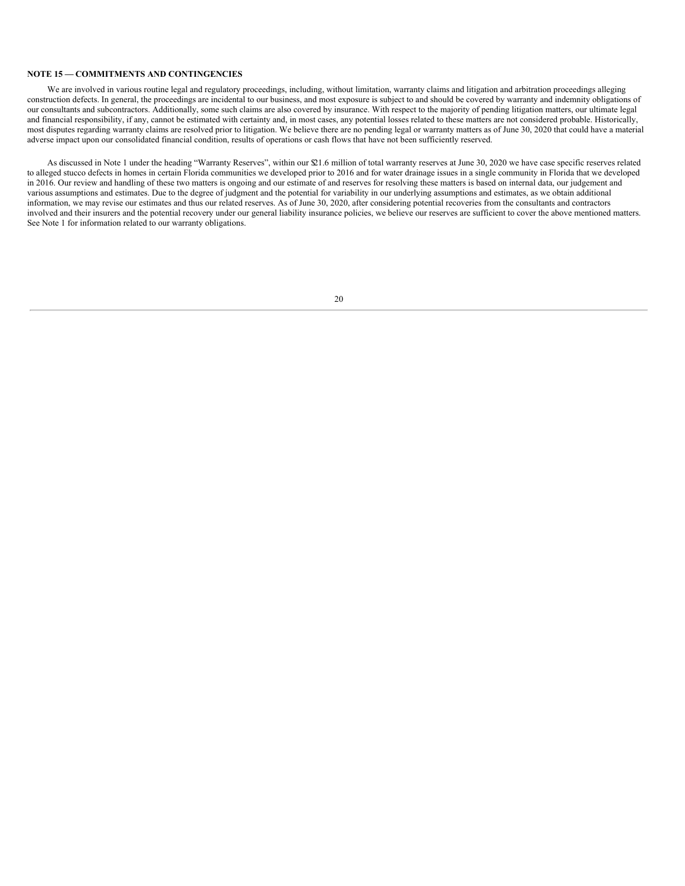## NOTE 15 — COMMITMENTS AND CONTINGENCIES

We are involved in various routine legal and regulatory proceedings, including, without limitation, warranty claims and litigation and arbitration proceedings alleging construction defects. In general, the proceedings are incidental to our business, and most exposure is subject to and should be covered by warranty and indemnity obligations of our consultants and subcontractors. Additionally, some such claims are also covered by insurance. With respect to the majority of pending litigation matters, our ultimate legal and financial responsibility, if any, cannot be estimated with certainty and, in most cases, any potential losses related to these matters are not considered probable. Historically, most disputes regarding warranty claims are resolved prior to litigation. We believe there are no pending legal or warranty matters as of June 30, 2020 that could have a material adverse impact upon our consolidated financial condition, results of operations or cash flows that have not been sufficiently reserved.

As discussed in Note 1 under the heading "Warranty Reserves", within our $21.6 million of total warranty reserves at June 30, 2020 we have case specific reserves related to alleged stucco defects in homes in certain Florida communities we developed prior to 2016 and for water drainage issues in a single community in Florida that we developed in 2016. Our review and handling of these two matters is ongoing and our estimate of and reserves for resolving these matters is based on internal data, our judgement and various assumptions and estimates. Due to the degree of judgment and the potential for variability in our underlying assumptions and estimates, as we obtain additional information, we may revise our estimates and thus our related reserves. As of June 30, 2020, after considering potential recoveries from the consultants and contractors involved and their insurers and the potential recovery under our general liability insurance policies, we believe our reserves are sufficient to cover the above mentioned matters. See Note 1 for information related to our warranty obligations.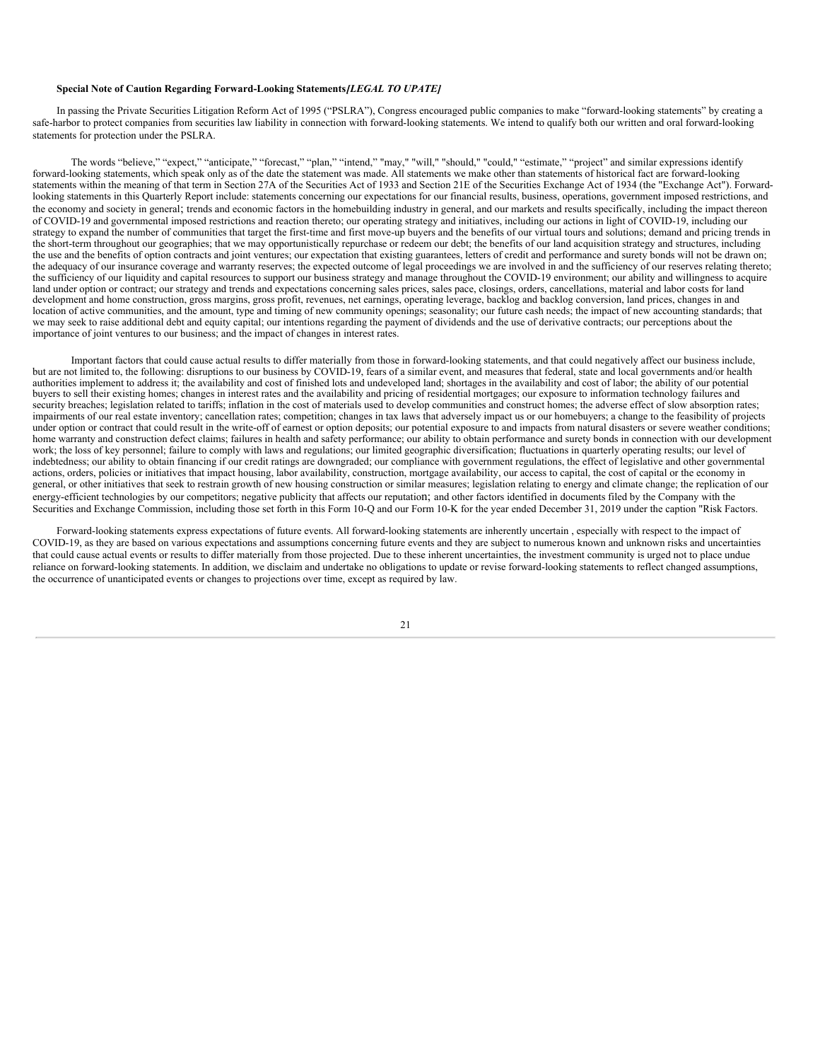**Special Note of Caution Regarding Forward-Looking Statements*[LEGAL TO UPATE]***

In passing the Private Securities Litigation Reform Act of 1995 ("PSLRA"), Congress encouraged public companies to make "forward-looking statements" by creating a safe-harbor to protect companies from securities law liability in connection with forward-looking statements. We intend to qualify both our written and oral forward-looking statements for protection under the PSLRA.

The words "believe," "expect," "anticipate," "forecast," "plan," "intend," "may," "will," "should," "could," "estimate," "project" and similar expressions identify forward-looking statements, which speak only as of the date the statement was made. All statements we make other than statements of historical fact are forward-looking statements within the meaning of that term in Section 27A of the Securities Act of 1933 and Section 21E of the Securities Exchange Act of 1934 (the "Exchange Act"). Forward-looking statements in this Quarterly Report include: statements concerning our expectations for our financial results, business, operations, government imposed restrictions, and the economy and society in general; trends and economic factors in the homebuilding industry in general, and our markets and results specifically, including the impact thereon of COVID-19 and governmental imposed restrictions and reaction thereto; our operating strategy and initiatives, including our actions in light of COVID-19, including our strategy to expand the number of communities that target the first-time and first move-up buyers and the benefits of our virtual tours and solutions; demand and pricing trends in the short-term throughout our geographies; that we may opportunistically repurchase or redeem our debt; the benefits of our land acquisition strategy and structures, including the use and the benefits of option contracts and joint ventures; our expectation that existing guarantees, letters of credit and performance and surety bonds will not be drawn on; the adequacy of our insurance coverage and warranty reserves; the expected outcome of legal proceedings we are involved in and the sufficiency of our reserves relating thereto; the sufficiency of our liquidity and capital resources to support our business strategy and manage throughout the COVID-19 environment; our ability and willingness to acquire land under option or contract; our strategy and trends and expectations concerning sales prices, sales pace, closings, orders, cancellations, material and labor costs for land development and home construction, gross margins, gross profit, revenues, net earnings, operating leverage, backlog and backlog conversion, land prices, changes in and location of active communities, and the amount, type and timing of new community openings; seasonality; our future cash needs; the impact of new accounting standards; that we may seek to raise additional debt and equity capital; our intentions regarding the payment of dividends and the use of derivative contracts; our perceptions about the importance of joint ventures to our business; and the impact of changes in interest rates.

Important factors that could cause actual results to differ materially from those in forward-looking statements, and that could negatively affect our business include, but are not limited to, the following: disruptions to our business by COVID-19, fears of a similar event, and measures that federal, state and local governments and/or health authorities implement to address it; the availability and cost of finished lots and undeveloped land; shortages in the availability and cost of labor; the ability of our potential buyers to sell their existing homes; changes in interest rates and the availability and pricing of residential mortgages; our exposure to information technology failures and security breaches; legislation related to tariffs; inflation in the cost of materials used to develop communities and construct homes; the adverse effect of slow absorption rates; impairments of our real estate inventory; cancellation rates; competition; changes in tax laws that adversely impact us or our homebuyers; a change to the feasibility of projects under option or contract that could result in the write-off of earnest or option deposits; our potential exposure to and impacts from natural disasters or severe weather conditions; home warranty and construction defect claims; failures in health and safety performance; our ability to obtain performance and surety bonds in connection with our development work; the loss of key personnel; failure to comply with laws and regulations; our limited geographic diversification; fluctuations in quarterly operating results; our level of indebtedness; our ability to obtain financing if our credit ratings are downgraded; our compliance with government regulations, the effect of legislative and other governmental actions, orders, policies or initiatives that impact housing, labor availability, construction, mortgage availability, our access to capital, the cost of capital or the economy in general, or other initiatives that seek to restrain growth of new housing construction or similar measures; legislation relating to energy and climate change; the replication of our energy-efficient technologies by our competitors; negative publicity that affects our reputation; and other factors identified in documents filed by the Company with the Securities and Exchange Commission, including those set forth in this Form 10-Q and our Form 10-K for the year ended December 31, 2019 under the caption "Risk Factors.

Forward-looking statements express expectations of future events. All forward-looking statements are inherently uncertain , especially with respect to the impact of COVID-19, as they are based on various expectations and assumptions concerning future events and they are subject to numerous known and unknown risks and uncertainties that could cause actual events or results to differ materially from those projected. Due to these inherent uncertainties, the investment community is urged not to place undue reliance on forward-looking statements. In addition, we disclaim and undertake no obligations to update or revise forward-looking statements to reflect changed assumptions, the occurrence of unanticipated events or changes to projections over time, except as required by law.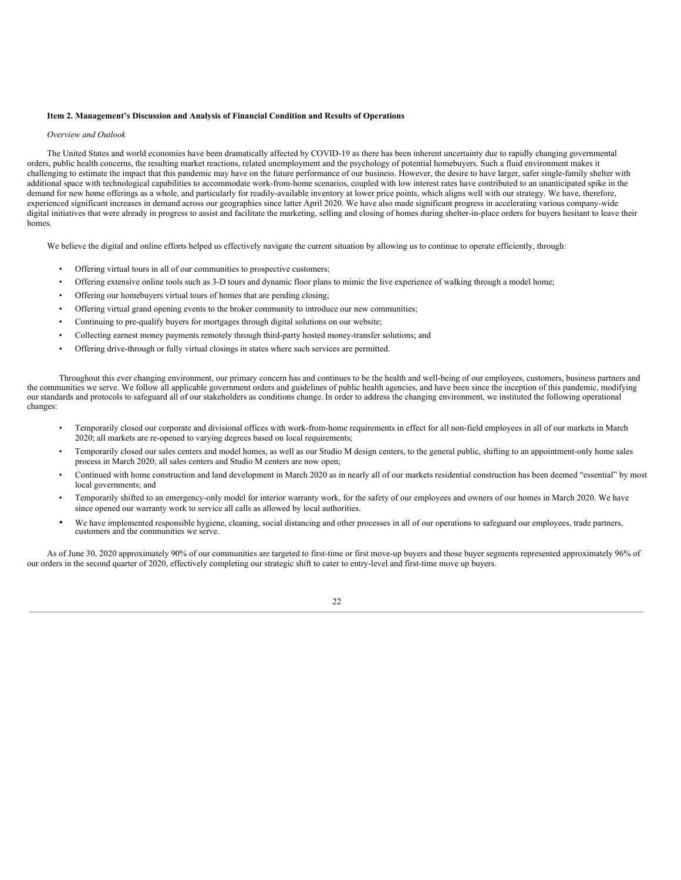### Item 2. Management's Discussion and Analysis of Financial Condition and Results of Operations

*Overview and Outlook*

The United States and world economies have been dramatically affected by COVID-19 as there has been inherent uncertainty due to rapidly changing governmental orders, public health concerns, the resulting market reactions, related unemployment and the psychology of potential homebuyers. Such a fluid environment makes it challenging to estimate the impact that this pandemic may have on the future performance of our business. However, the desire to have larger, safer single-family shelter with additional space with technological capabilities to accommodate work-from-home scenarios, coupled with low interest rates have contributed to an unanticipated spike in the demand for new home offerings as a whole, and particularly for readily-available inventory at lower price points, which aligns well with our strategy. We have, therefore, experienced significant increases in demand across our geographies since latter April 2020. We have also made significant progress in accelerating various company-wide digital initiatives that were already in progress to assist and facilitate the marketing, selling and closing of homes during shelter-in-place orders for buyers hesitant to leave their homes.

We believe the digital and online efforts helped us effectively navigate the current situation by allowing us to continue to operate efficiently, through:

- Offering virtual tours in all of our communities to prospective customers;
- Offering extensive online tools such as 3-D tours and dynamic floor plans to mimic the live experience of walking through a model home;
- Offering our homebuyers virtual tours of homes that are pending closing;
- Offering virtual grand opening events to the broker community to introduce our new communities;
- Continuing to pre-qualify buyers for mortgages through digital solutions on our website;
- Collecting earnest money payments remotely through third-party hosted money-transfer solutions; and
- Offering drive-through or fully virtual closings in states where such services are permitted.

Throughout this ever changing environment, our primary concern has and continues to be the health and well-being of our employees, customers, business partners and the communities we serve. We follow all applicable government orders and guidelines of public health agencies, and have been since the inception of this pandemic, modifying our standards and protocols to safeguard all of our stakeholders as conditions change. In order to address the changing environment, we instituted the following operational changes:

- Temporarily closed our corporate and divisional offices with work-from-home requirements in effect for all non-field employees in all of our markets in March 2020; all markets are re-opened to varying degrees based on local requirements;
- Temporarily closed our sales centers and model homes, as well as our Studio M design centers, to the general public, shifting to an appointment-only home sales process in March 2020; all sales centers and Studio M centers are now open;
- Continued with home construction and land development in March 2020 as in nearly all of our markets residential construction has been deemed "essential" by most local governments; and
- Temporarily shifted to an emergency-only model for interior warranty work, for the safety of our employees and owners of our homes in March 2020. We have since opened our warranty work to service all calls as allowed by local authorities.
- We have implemented responsible hygiene, cleaning, social distancing and other processes in all of our operations to safeguard our employees, trade partners, customers and the communities we serve.

As of June 30, 2020 approximately 90% of our communities are targeted to first-time or first move-up buyers and those buyer segments represented approximately 96% of our orders in the second quarter of 2020, effectively completing our strategic shift to cater to entry-level and first-time move up buyers.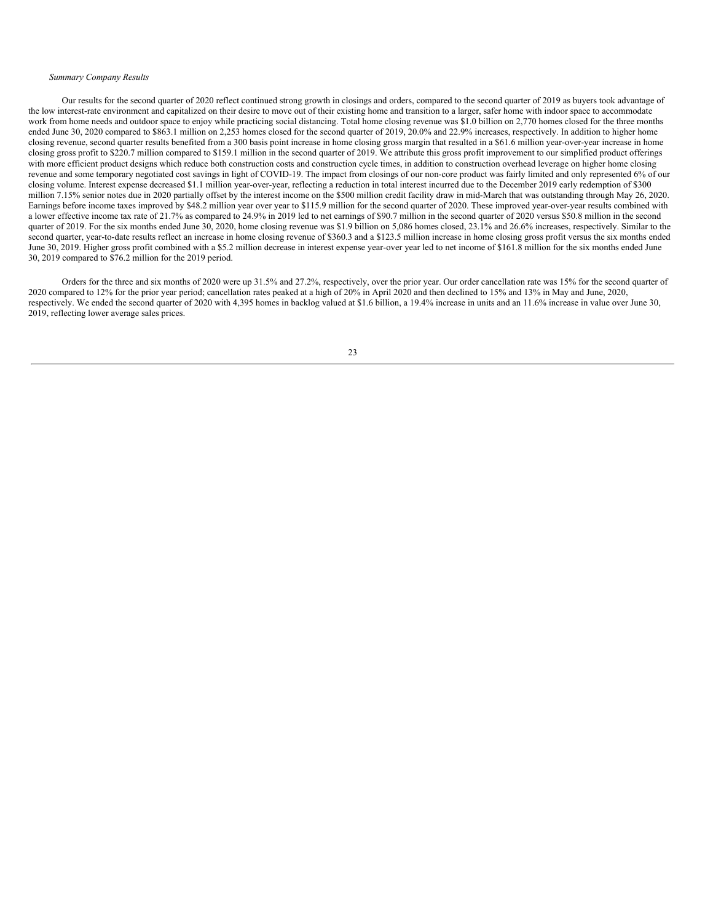*Summary Company Results*

Our results for the second quarter of 2020 reflect continued strong growth in closings and orders, compared to the second quarter of 2019 as buyers took advantage of the low interest-rate environment and capitalized on their desire to move out of their existing home and transition to a larger, safer home with indoor space to accommodate work from home needs and outdoor space to enjoy while practicing social distancing. Total home closing revenue was $1.0 billion on 2,770 homes closed for the three months ended June 30, 2020 compared to $863.1 million on 2,253 homes closed for the second quarter of 2019, 20.0% and 22.9% increases, respectively. In addition to higher home closing revenue, second quarter results benefited from a 300 basis point increase in home closing gross margin that resulted in a $61.6 million year-over-year increase in home closing gross profit to $220.7 million compared to $159.1 million in the second quarter of 2019. We attribute this gross profit improvement to our simplified product offerings with more efficient product designs which reduce both construction costs and construction cycle times, in addition to construction overhead leverage on higher home closing revenue and some temporary negotiated cost savings in light of COVID-19. The impact from closings of our non-core product was fairly limited and only represented 6% of our closing volume. Interest expense decreased $1.1 million year-over-year, reflecting a reduction in total interest incurred due to the December 2019 early redemption of $300 million 7.15% senior notes due in 2020 partially offset by the interest income on the $500 million credit facility draw in mid-March that was outstanding through May 26, 2020. Earnings before income taxes improved by $48.2 million year over year to $115.9 million for the second quarter of 2020. These improved year-over-year results combined with a lower effective income tax rate of 21.7% as compared to 24.9% in 2019 led to net earnings of $90.7 million in the second quarter of 2020 versus $50.8 million in the second quarter of 2019. For the six months ended June 30, 2020, home closing revenue was $1.9 billion on 5,086 homes closed, 23.1% and 26.6% increases, respectively. Similar to the second quarter, year-to-date results reflect an increase in home closing revenue of $360.3 and a $123.5 million increase in home closing gross profit versus the six months ended June 30, 2019. Higher gross profit combined with a $5.2 million decrease in interest expense year-over year led to net income of $161.8 million for the six months ended June 30, 2019 compared to $76.2 million for the 2019 period.

Orders for the three and six months of 2020 were up 31.5% and 27.2%, respectively, over the prior year. Our order cancellation rate was 15% for the second quarter of 2020 compared to 12% for the prior year period; cancellation rates peaked at a high of 20% in April 2020 and then declined to 15% and 13% in May and June, 2020, respectively. We ended the second quarter of 2020 with 4,395 homes in backlog valued at $1.6 billion, a 19.4% increase in units and an 11.6% increase in value over June 30, 2019, reflecting lower average sales prices.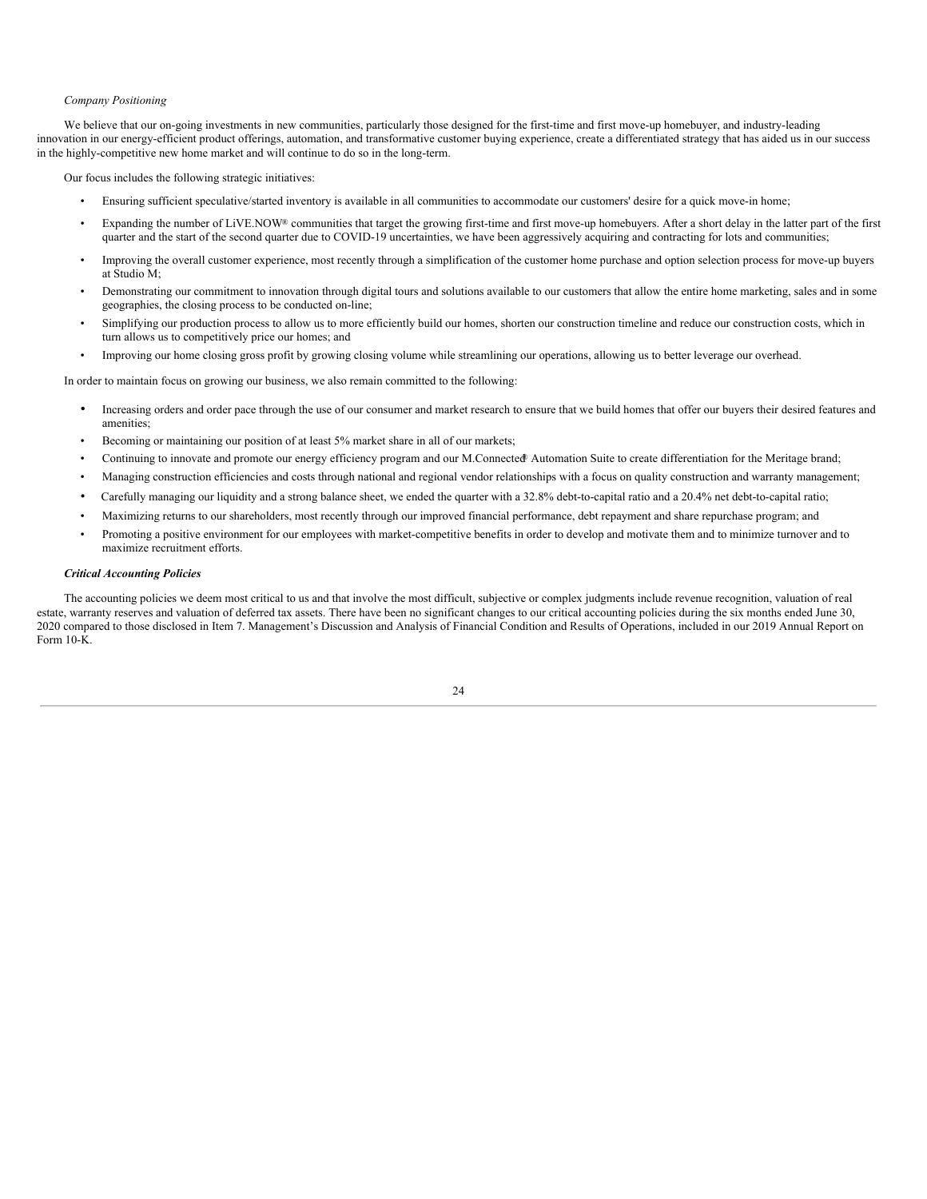*Company Positioning*

We believe that our on-going investments in new communities, particularly those designed for the first-time and first move-up homebuyer, and industry-leading innovation in our energy-efficient product offerings, automation, and transformative customer buying experience, create a differentiated strategy that has aided us in our success in the highly-competitive new home market and will continue to do so in the long-term.

Our focus includes the following strategic initiatives:

- Ensuring sufficient speculative/started inventory is available in all communities to accommodate our customers' desire for a quick move-in home;
- Expanding the number of LiVE.NOW® communities that target the growing first-time and first move-up homebuyers. After a short delay in the latter part of the first quarter and the start of the second quarter due to COVID-19 uncertainties, we have been aggressively acquiring and contracting for lots and communities;
- Improving the overall customer experience, most recently through a simplification of the customer home purchase and option selection process for move-up buyers at Studio M;
- Demonstrating our commitment to innovation through digital tours and solutions available to our customers that allow the entire home marketing, sales and in some geographies, the closing process to be conducted on-line;
- Simplifying our production process to allow us to more efficiently build our homes, shorten our construction timeline and reduce our construction costs, which in turn allows us to competitively price our homes; and
- Improving our home closing gross profit by growing closing volume while streamlining our operations, allowing us to better leverage our overhead.

In order to maintain focus on growing our business, we also remain committed to the following:

- Increasing orders and order pace through the use of our consumer and market research to ensure that we build homes that offer our buyers their desired features and amenities;
- Becoming or maintaining our position of at least 5% market share in all of our markets;
- Continuing to innovate and promote our energy efficiency program and our M.Connected® Automation Suite to create differentiation for the Meritage brand;
- Managing construction efficiencies and costs through national and regional vendor relationships with a focus on quality construction and warranty management;
- Carefully managing our liquidity and a strong balance sheet, we ended the quarter with a 32.8% debt-to-capital ratio and a 20.4% net debt-to-capital ratio;
- Maximizing returns to our shareholders, most recently through our improved financial performance, debt repayment and share repurchase program; and
- Promoting a positive environment for our employees with market-competitive benefits in order to develop and motivate them and to minimize turnover and to maximize recruitment efforts.

***Critical Accounting Policies***

The accounting policies we deem most critical to us and that involve the most difficult, subjective or complex judgments include revenue recognition, valuation of real estate, warranty reserves and valuation of deferred tax assets. There have been no significant changes to our critical accounting policies during the six months ended June 30, 2020 compared to those disclosed in Item 7. Management's Discussion and Analysis of Financial Condition and Results of Operations, included in our 2019 Annual Report on Form 10-K.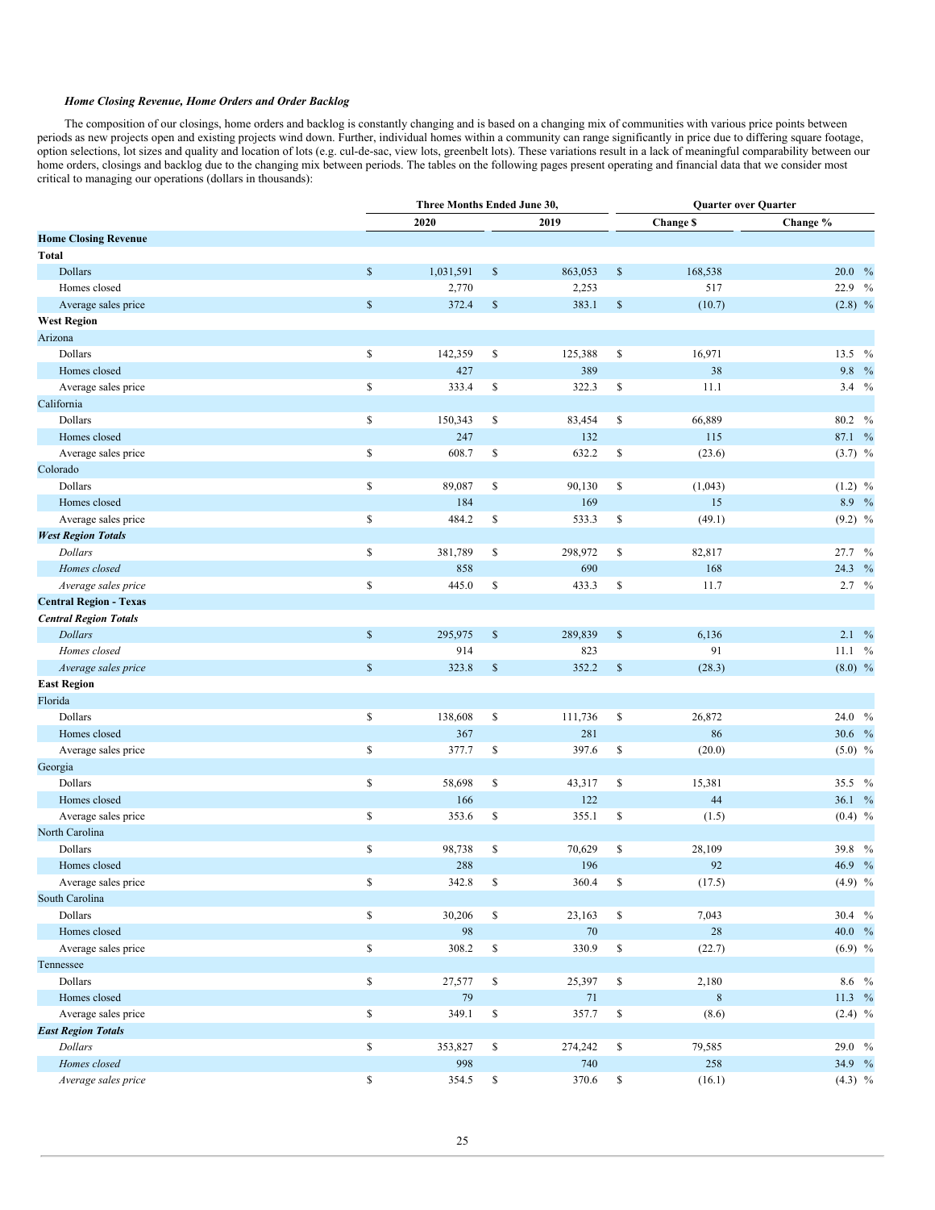*Home Closing Revenue, Home Orders and Order Backlog*

The composition of our closings, home orders and backlog is constantly changing and is based on a changing mix of communities with various price points between periods as new projects open and existing projects wind down. Further, individual homes within a community can range significantly in price due to differing square footage, option selections, lot sizes and quality and location of lots (e.g. cul-de-sac, view lots, greenbelt lots). These variations result in a lack of meaningful comparability between our home orders, closings and backlog due to the changing mix between periods. The tables on the following pages present operating and financial data that we consider most critical to managing our operations (dollars in thousands):

| | Three Months Ended June 30, | | Quarter over Quarter | |
|---|---|---|---|---|
| | 2020 | 2019 | Change $ | Change % |
| **Home Closing Revenue** | | | | |
| **Total** | | | | |
| Dollars | $ 1,031,591 | $ 863,053 | $ 168,538 | 20.0 % |
| Homes closed | 2,770 | 2,253 | 517 | 22.9 % |
| Average sales price | $ 372.4 | $ 383.1 | $ (10.7) | (2.8) % |
| **West Region** | | | | |
| Arizona | | | | |
| Dollars | $ 142,359 | $ 125,388 | $ 16,971 | 13.5 % |
| Homes closed | 427 | 389 | 38 | 9.8 % |
| Average sales price | $ 333.4 | $ 322.3 | $ 11.1 | 3.4 % |
| California | | | | |
| Dollars | $ 150,343 | $ 83,454 | $ 66,889 | 80.2 % |
| Homes closed | 247 | 132 | 115 | 87.1 % |
| Average sales price | $ 608.7 | $ 632.2 | $ (23.6) | (3.7) % |
| Colorado | | | | |
| Dollars | $ 89,087 | $ 90,130 | $ (1,043) | (1.2) % |
| Homes closed | 184 | 169 | 15 | 8.9 % |
| Average sales price | $ 484.2 | $ 533.3 | $ (49.1) | (9.2) % |
| ***West Region Totals*** | | | | |
| *Dollars* | $ 381,789 | $ 298,972 | $ 82,817 | 27.7 % |
| *Homes closed* | 858 | 690 | 168 | 24.3 % |
| *Average sales price* | $ 445.0 | $ 433.3 | $ 11.7 | 2.7 % |
| **Central Region - Texas** | | | | |
| ***Central Region Totals*** | | | | |
| *Dollars* | $ 295,975 | $ 289,839 | $ 6,136 | 2.1 % |
| *Homes closed* | 914 | 823 | 91 | 11.1 % |
| *Average sales price* | $ 323.8 | $ 352.2 | $ (28.3) | (8.0) % |
| **East Region** | | | | |
| Florida | | | | |
| Dollars | $ 138,608 | $ 111,736 | $ 26,872 | 24.0 % |
| Homes closed | 367 | 281 | 86 | 30.6 % |
| Average sales price | $ 377.7 | $ 397.6 | $ (20.0) | (5.0) % |
| Georgia | | | | |
| Dollars | $ 58,698 | $ 43,317 | $ 15,381 | 35.5 % |
| Homes closed | 166 | 122 | 44 | 36.1 % |
| Average sales price | $ 353.6 | $ 355.1 | $ (1.5) | (0.4) % |
| North Carolina | | | | |
| Dollars | $ 98,738 | $ 70,629 | $ 28,109 | 39.8 % |
| Homes closed | 288 | 196 | 92 | 46.9 % |
| Average sales price | $ 342.8 | $ 360.4 | $ (17.5) | (4.9) % |
| South Carolina | | | | |
| Dollars | $ 30,206 | $ 23,163 | $ 7,043 | 30.4 % |
| Homes closed | 98 | 70 | 28 | 40.0 % |
| Average sales price | $ 308.2 | $ 330.9 | $ (22.7) | (6.9) % |
| Tennessee | | | | |
| Dollars | $ 27,577 | $ 25,397 | $ 2,180 | 8.6 % |
| Homes closed | 79 | 71 | 8 | 11.3 % |
| Average sales price | $ 349.1 | $ 357.7 | $ (8.6) | (2.4) % |
| ***East Region Totals*** | | | | |
| *Dollars* | $ 353,827 | $ 274,242 | $ 79,585 | 29.0 % |
| *Homes closed* | 998 | 740 | 258 | 34.9 % |
| *Average sales price* | $ 354.5 | $ 370.6 | $ (16.1) | (4.3) % |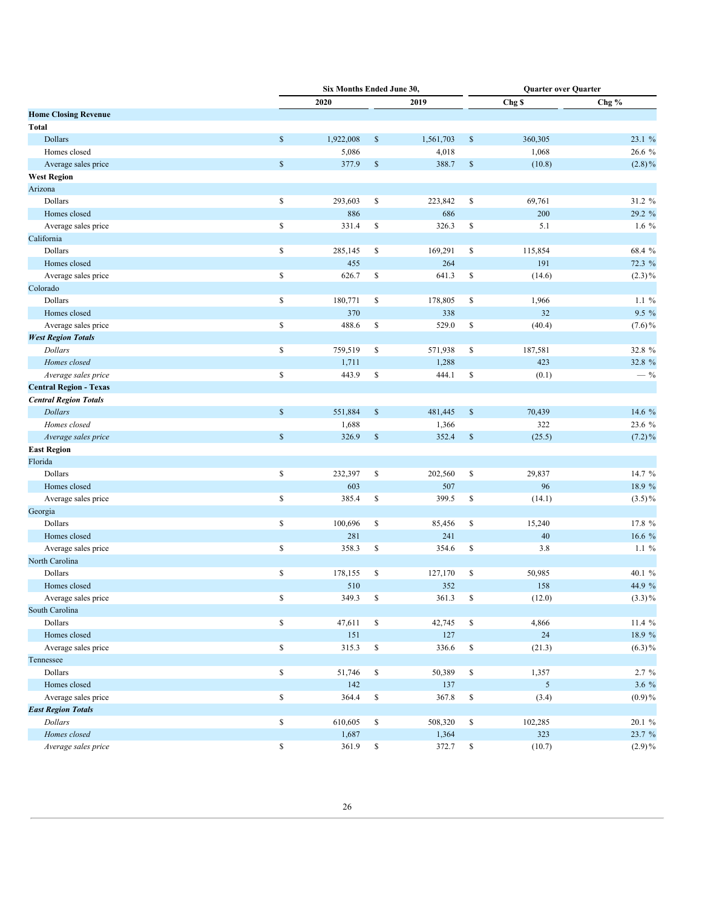| | Six Months Ended June 30, | | Quarter over Quarter | |
|---|---|---|---|---|
| | 2020 | 2019 | Chg $ | Chg % |
| **Home Closing Revenue** | | | | |
| **Total** | | | | |
| Dollars | $ 1,922,008 | $ 1,561,703 | $ 360,305 | 23.1 % |
| Homes closed | 5,086 | 4,018 | 1,068 | 26.6 % |
| Average sales price | $ 377.9 | $ 388.7 | $ (10.8) | (2.8) % |
| **West Region** | | | | |
| Arizona | | | | |
| Dollars | $ 293,603 | $ 223,842 | $ 69,761 | 31.2 % |
| Homes closed | 886 | 686 | 200 | 29.2 % |
| Average sales price | $ 331.4 | $ 326.3 | $ 5.1 | 1.6 % |
| California | | | | |
| Dollars | $ 285,145 | $ 169,291 | $ 115,854 | 68.4 % |
| Homes closed | 455 | 264 | 191 | 72.3 % |
| Average sales price | $ 626.7 | $ 641.3 | $ (14.6) | (2.3) % |
| Colorado | | | | |
| Dollars | $ 180,771 | $ 178,805 | $ 1,966 | 1.1 % |
| Homes closed | 370 | 338 | 32 | 9.5 % |
| Average sales price | $ 488.6 | $ 529.0 | $ (40.4) | (7.6) % |
| ***West Region Totals*** | | | | |
| *Dollars* | $ 759,519 | $ 571,938 | $ 187,581 | 32.8 % |
| *Homes closed* | 1,711 | 1,288 | 423 | 32.8 % |
| *Average sales price* | $ 443.9 | $ 444.1 | $ (0.1) | — % |
| **Central Region - Texas** | | | | |
| ***Central Region Totals*** | | | | |
| *Dollars* | $ 551,884 | $ 481,445 | $ 70,439 | 14.6 % |
| *Homes closed* | 1,688 | 1,366 | 322 | 23.6 % |
| *Average sales price* | $ 326.9 | $ 352.4 | $ (25.5) | (7.2) % |
| **East Region** | | | | |
| Florida | | | | |
| Dollars | $ 232,397 | $ 202,560 | $ 29,837 | 14.7 % |
| Homes closed | 603 | 507 | 96 | 18.9 % |
| Average sales price | $ 385.4 | $ 399.5 | $ (14.1) | (3.5) % |
| Georgia | | | | |
| Dollars | $ 100,696 | $ 85,456 | $ 15,240 | 17.8 % |
| Homes closed | 281 | 241 | 40 | 16.6 % |
| Average sales price | $ 358.3 | $ 354.6 | $ 3.8 | 1.1 % |
| North Carolina | | | | |
| Dollars | $ 178,155 | $ 127,170 | $ 50,985 | 40.1 % |
| Homes closed | 510 | 352 | 158 | 44.9 % |
| Average sales price | $ 349.3 | $ 361.3 | $ (12.0) | (3.3) % |
| South Carolina | | | | |
| Dollars | $ 47,611 | $ 42,745 | $ 4,866 | 11.4 % |
| Homes closed | 151 | 127 | 24 | 18.9 % |
| Average sales price | $ 315.3 | $ 336.6 | $ (21.3) | (6.3) % |
| Tennessee | | | | |
| Dollars | $ 51,746 | $ 50,389 | $ 1,357 | 2.7 % |
| Homes closed | 142 | 137 | 5 | 3.6 % |
| Average sales price | $ 364.4 | $ 367.8 | $ (3.4) | (0.9) % |
| ***East Region Totals*** | | | | |
| *Dollars* | $ 610,605 | $ 508,320 | $ 102,285 | 20.1 % |
| *Homes closed* | 1,687 | 1,364 | 323 | 23.7 % |
| *Average sales price* | $ 361.9 | $ 372.7 | $ (10.7) | (2.9) % |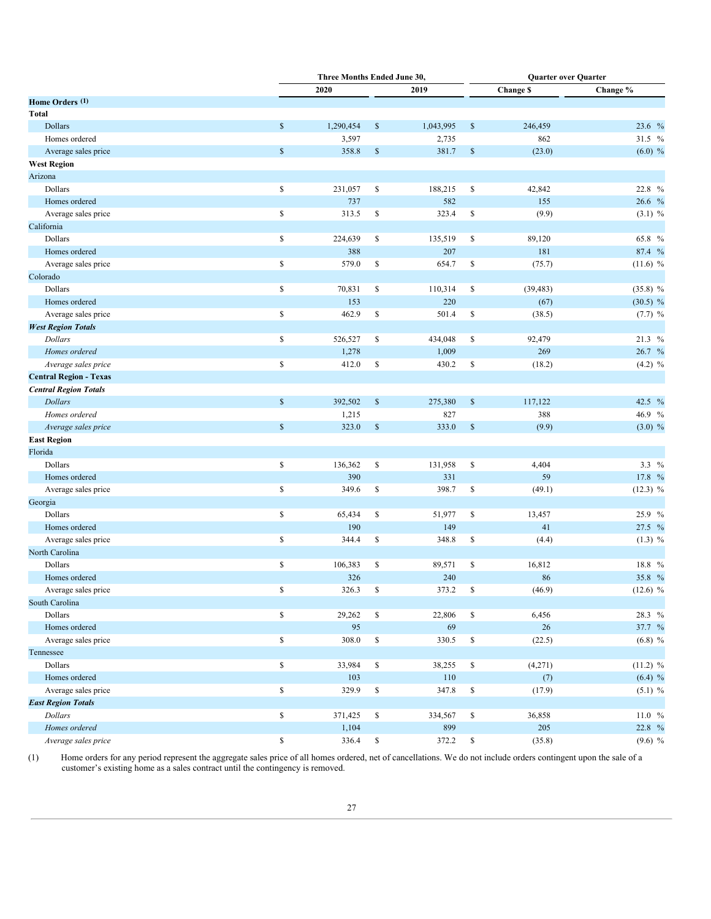| | Three Months Ended June 30, | | Quarter over Quarter | |
|---|---|---|---|---|
| | 2020 | 2019 | Change $ | Change % |
| **Home Orders (1)** | | | | |
| **Total** | | | | |
| Dollars | $ 1,290,454 | $ 1,043,995 | $ 246,459 | 23.6 % |
| Homes ordered | 3,597 | 2,735 | 862 | 31.5 % |
| Average sales price | $ 358.8 | $ 381.7 | $ (23.0) | (6.0) % |
| **West Region** | | | | |
| Arizona | | | | |
| Dollars | $ 231,057 | $ 188,215 | $ 42,842 | 22.8 % |
| Homes ordered | 737 | 582 | 155 | 26.6 % |
| Average sales price | $ 313.5 | $ 323.4 | $ (9.9) | (3.1) % |
| California | | | | |
| Dollars | $ 224,639 | $ 135,519 | $ 89,120 | 65.8 % |
| Homes ordered | 388 | 207 | 181 | 87.4 % |
| Average sales price | $ 579.0 | $ 654.7 | $ (75.7) | (11.6) % |
| Colorado | | | | |
| Dollars | $ 70,831 | $ 110,314 | $ (39,483) | (35.8) % |
| Homes ordered | 153 | 220 | (67) | (30.5) % |
| Average sales price | $ 462.9 | $ 501.4 | $ (38.5) | (7.7) % |
| ***West Region Totals*** | | | | |
| *Dollars* | $ 526,527 | $ 434,048 | $ 92,479 | 21.3 % |
| *Homes ordered* | 1,278 | 1,009 | 269 | 26.7 % |
| *Average sales price* | $ 412.0 | $ 430.2 | $ (18.2) | (4.2) % |
| **Central Region - Texas** | | | | |
| ***Central Region Totals*** | | | | |
| *Dollars* | $ 392,502 | $ 275,380 | $ 117,122 | 42.5 % |
| *Homes ordered* | 1,215 | 827 | 388 | 46.9 % |
| *Average sales price* | $ 323.0 | $ 333.0 | $ (9.9) | (3.0) % |
| **East Region** | | | | |
| Florida | | | | |
| Dollars | $ 136,362 | $ 131,958 | $ 4,404 | 3.3 % |
| Homes ordered | 390 | 331 | 59 | 17.8 % |
| Average sales price | $ 349.6 | $ 398.7 | $ (49.1) | (12.3) % |
| Georgia | | | | |
| Dollars | $ 65,434 | $ 51,977 | $ 13,457 | 25.9 % |
| Homes ordered | 190 | 149 | 41 | 27.5 % |
| Average sales price | $ 344.4 | $ 348.8 | $ (4.4) | (1.3) % |
| North Carolina | | | | |
| Dollars | $ 106,383 | $ 89,571 | $ 16,812 | 18.8 % |
| Homes ordered | 326 | 240 | 86 | 35.8 % |
| Average sales price | $ 326.3 | $ 373.2 | $ (46.9) | (12.6) % |
| South Carolina | | | | |
| Dollars | $ 29,262 | $ 22,806 | $ 6,456 | 28.3 % |
| Homes ordered | 95 | 69 | 26 | 37.7 % |
| Average sales price | $ 308.0 | $ 330.5 | $ (22.5) | (6.8) % |
| Tennessee | | | | |
| Dollars | $ 33,984 | $ 38,255 | $ (4,271) | (11.2) % |
| Homes ordered | 103 | 110 | (7) | (6.4) % |
| Average sales price | $ 329.9 | $ 347.8 | $ (17.9) | (5.1) % |
| ***East Region Totals*** | | | | |
| *Dollars* | $ 371,425 | $ 334,567 | $ 36,858 | 11.0 % |
| *Homes ordered* | 1,104 | 899 | 205 | 22.8 % |
| *Average sales price* | $ 336.4 | $ 372.2 | $ (35.8) | (9.6) % |

(1) Home orders for any period represent the aggregate sales price of all homes ordered, net of cancellations. We do not include orders contingent upon the sale of a customer's existing home as a sales contract until the contingency is removed.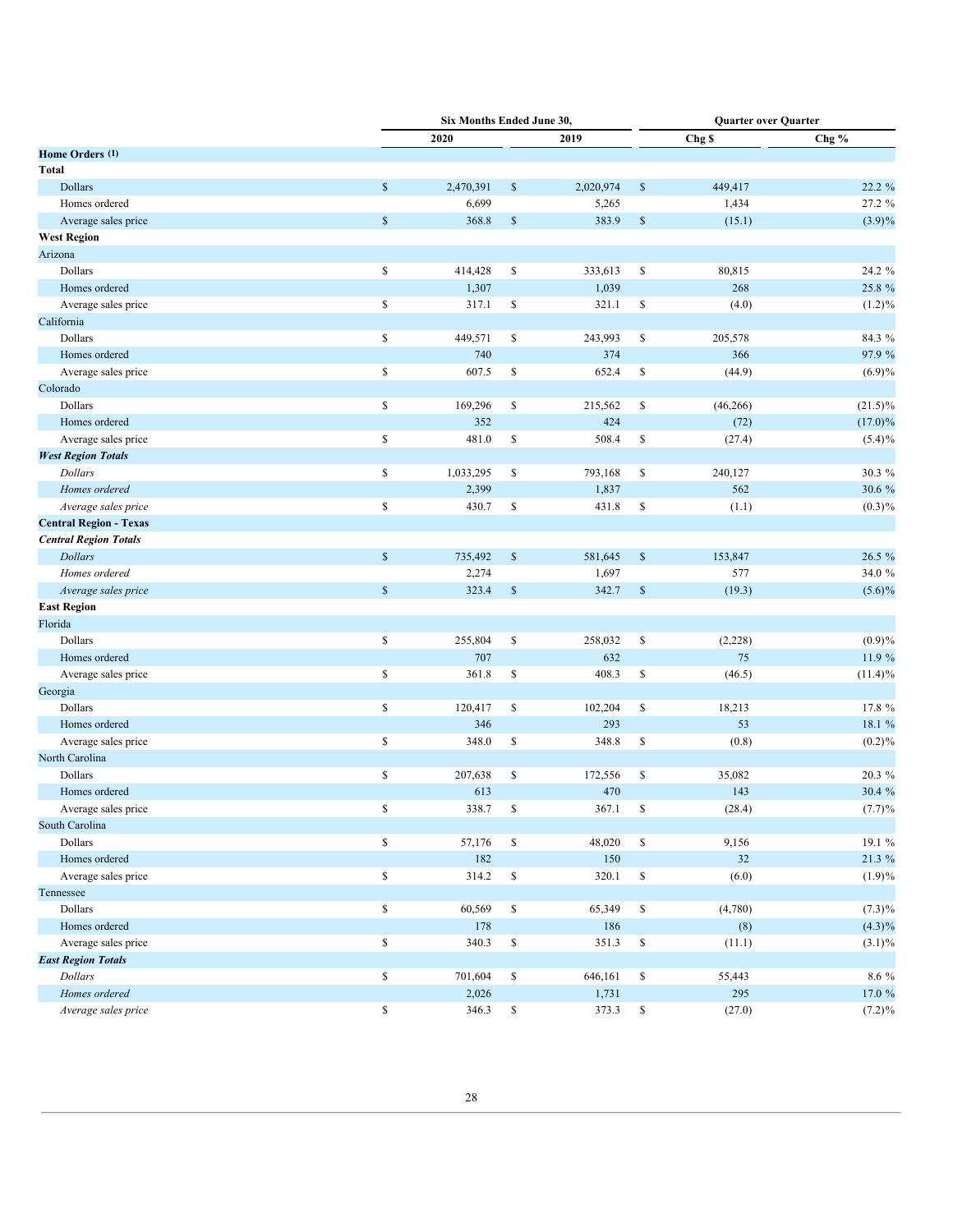| | Six Months Ended June 30, | | Quarter over Quarter | |
|---|---|---|---|---|
| | 2020 | 2019 | Chg $ | Chg % |
| **Home Orders (1)** | | | | |
| **Total** | | | | |
| Dollars | $ 2,470,391 | $ 2,020,974 | $ 449,417 | 22.2 % |
| Homes ordered | 6,699 | 5,265 | 1,434 | 27.2 % |
| Average sales price | $ 368.8 | $ 383.9 | $ (15.1) | (3.9)% |
| **West Region** | | | | |
| Arizona | | | | |
| Dollars | $ 414,428 | $ 333,613 | $ 80,815 | 24.2 % |
| Homes ordered | 1,307 | 1,039 | 268 | 25.8 % |
| Average sales price | $ 317.1 | $ 321.1 | $ (4.0) | (1.2)% |
| California | | | | |
| Dollars | $ 449,571 | $ 243,993 | $ 205,578 | 84.3 % |
| Homes ordered | 740 | 374 | 366 | 97.9 % |
| Average sales price | $ 607.5 | $ 652.4 | $ (44.9) | (6.9)% |
| Colorado | | | | |
| Dollars | $ 169,296 | $ 215,562 | $ (46,266) | (21.5)% |
| Homes ordered | 352 | 424 | (72) | (17.0)% |
| Average sales price | $ 481.0 | $ 508.4 | $ (27.4) | (5.4)% |
| ***West Region Totals*** | | | | |
| *Dollars* | $ 1,033,295 | $ 793,168 | $ 240,127 | 30.3 % |
| *Homes ordered* | 2,399 | 1,837 | 562 | 30.6 % |
| *Average sales price* | $ 430.7 | $ 431.8 | $ (1.1) | (0.3)% |
| **Central Region - Texas** | | | | |
| ***Central Region Totals*** | | | | |
| *Dollars* | $ 735,492 | $ 581,645 | $ 153,847 | 26.5 % |
| *Homes ordered* | 2,274 | 1,697 | 577 | 34.0 % |
| *Average sales price* | $ 323.4 | $ 342.7 | $ (19.3) | (5.6)% |
| **East Region** | | | | |
| Florida | | | | |
| Dollars | $ 255,804 | $ 258,032 | $ (2,228) | (0.9)% |
| Homes ordered | 707 | 632 | 75 | 11.9 % |
| Average sales price | $ 361.8 | $ 408.3 | $ (46.5) | (11.4)% |
| Georgia | | | | |
| Dollars | $ 120,417 | $ 102,204 | $ 18,213 | 17.8 % |
| Homes ordered | 346 | 293 | 53 | 18.1 % |
| Average sales price | $ 348.0 | $ 348.8 | $ (0.8) | (0.2)% |
| North Carolina | | | | |
| Dollars | $ 207,638 | $ 172,556 | $ 35,082 | 20.3 % |
| Homes ordered | 613 | 470 | 143 | 30.4 % |
| Average sales price | $ 338.7 | $ 367.1 | $ (28.4) | (7.7)% |
| South Carolina | | | | |
| Dollars | $ 57,176 | $ 48,020 | $ 9,156 | 19.1 % |
| Homes ordered | 182 | 150 | 32 | 21.3 % |
| Average sales price | $ 314.2 | $ 320.1 | $ (6.0) | (1.9)% |
| Tennessee | | | | |
| Dollars | $ 60,569 | $ 65,349 | $ (4,780) | (7.3)% |
| Homes ordered | 178 | 186 | (8) | (4.3)% |
| Average sales price | $ 340.3 | $ 351.3 | $ (11.1) | (3.1)% |
| ***East Region Totals*** | | | | |
| *Dollars* | $ 701,604 | $ 646,161 | $ 55,443 | 8.6 % |
| *Homes ordered* | 2,026 | 1,731 | 295 | 17.0 % |
| *Average sales price* | $ 346.3 | $ 373.3 | $ (27.0) | (7.2)% |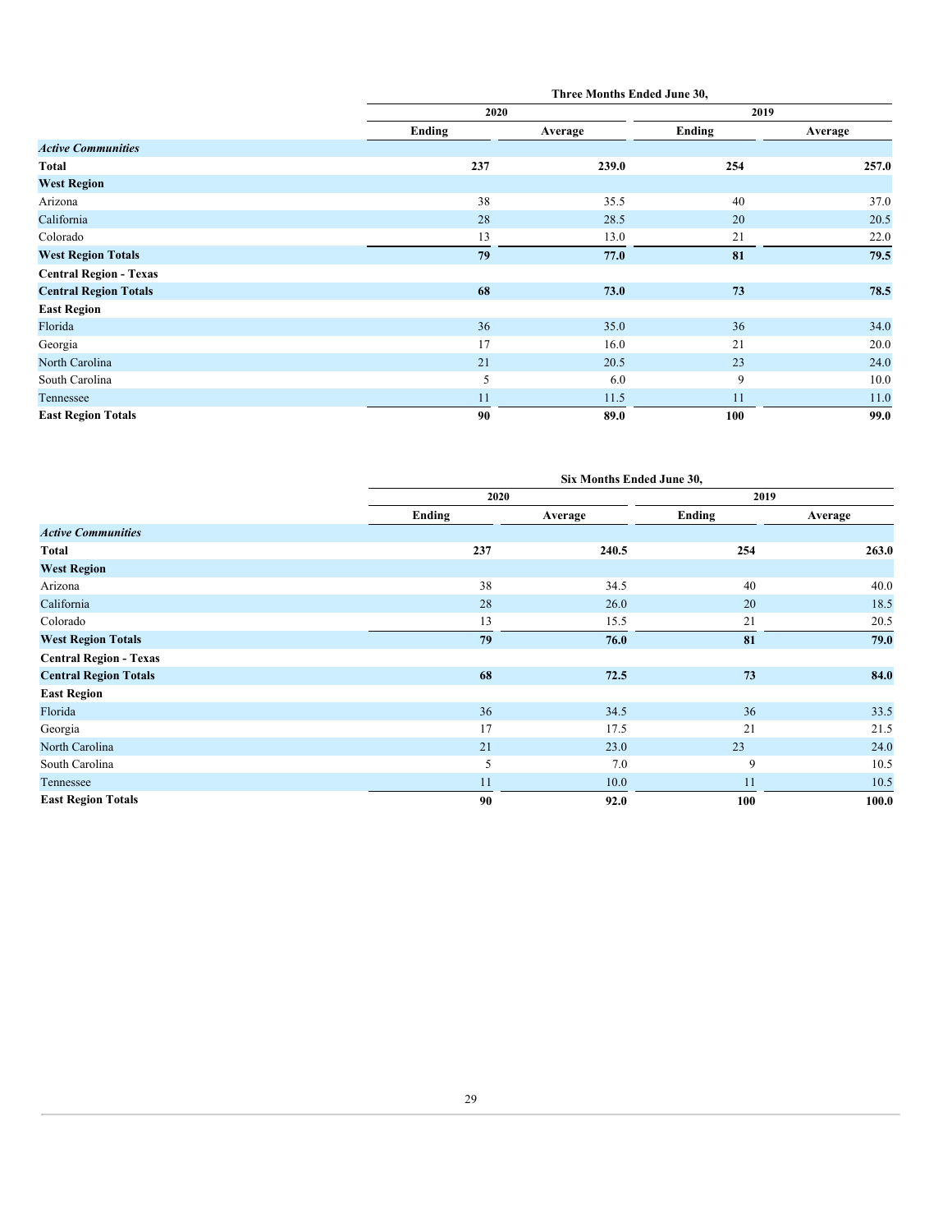| | Three Months Ended June 30, | | | |
|---|---|---|---|---|
| | 2020 | | 2019 | |
| | Ending | Average | Ending | Average |
| ***Active Communities*** | | | | |
| **Total** | **237** | **239.0** | **254** | **257.0** |
| **West Region** | | | | |
| Arizona | 38 | 35.5 | 40 | 37.0 |
| California | 28 | 28.5 | 20 | 20.5 |
| Colorado | 13 | 13.0 | 21 | 22.0 |
| **West Region Totals** | **79** | **77.0** | **81** | **79.5** |
| **Central Region - Texas** | | | | |
| **Central Region Totals** | **68** | **73.0** | **73** | **78.5** |
| **East Region** | | | | |
| Florida | 36 | 35.0 | 36 | 34.0 |
| Georgia | 17 | 16.0 | 21 | 20.0 |
| North Carolina | 21 | 20.5 | 23 | 24.0 |
| South Carolina | 5 | 6.0 | 9 | 10.0 |
| Tennessee | 11 | 11.5 | 11 | 11.0 |
| **East Region Totals** | **90** | **89.0** | **100** | **99.0** |

| | Six Months Ended June 30, | | | |
|---|---|---|---|---|
| | 2020 | | 2019 | |
| | Ending | Average | Ending | Average |
| ***Active Communities*** | | | | |
| **Total** | **237** | **240.5** | **254** | **263.0** |
| **West Region** | | | | |
| Arizona | 38 | 34.5 | 40 | 40.0 |
| California | 28 | 26.0 | 20 | 18.5 |
| Colorado | 13 | 15.5 | 21 | 20.5 |
| **West Region Totals** | **79** | **76.0** | **81** | **79.0** |
| **Central Region - Texas** | | | | |
| **Central Region Totals** | **68** | **72.5** | **73** | **84.0** |
| **East Region** | | | | |
| Florida | 36 | 34.5 | 36 | 33.5 |
| Georgia | 17 | 17.5 | 21 | 21.5 |
| North Carolina | 21 | 23.0 | 23 | 24.0 |
| South Carolina | 5 | 7.0 | 9 | 10.5 |
| Tennessee | 11 | 10.0 | 11 | 10.5 |
| **East Region Totals** | **90** | **92.0** | **100** | **100.0** |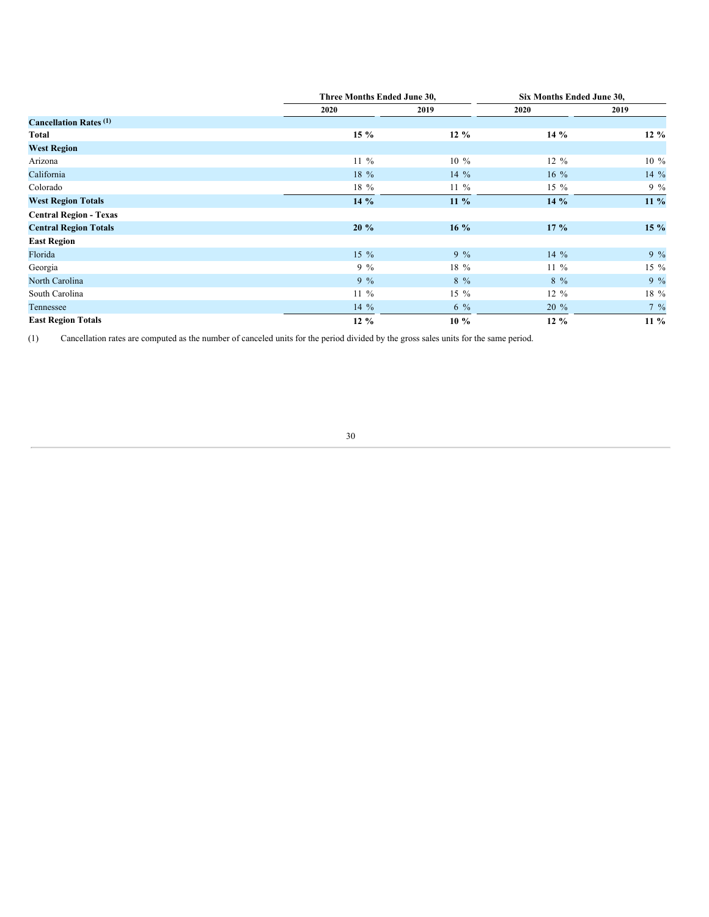| | Three Months Ended June 30, | | Six Months Ended June 30, | |
|---|---|---|---|---|
| | 2020 | 2019 | 2020 | 2019 |
| **Cancellation Rates** [(1)] | | | | |
| **Total** | **15 %** | **12 %** | **14 %** | **12 %** |
| **West Region** | | | | |
| Arizona | 11 % | 10 % | 12 % | 10 % |
| California | 18 % | 14 % | 16 % | 14 % |
| Colorado | 18 % | 11 % | 15 % | 9 % |
| **West Region Totals** | **14 %** | **11 %** | **14 %** | **11 %** |
| **Central Region - Texas** | | | | |
| **Central Region Totals** | **20 %** | **16 %** | **17 %** | **15 %** |
| **East Region** | | | | |
| Florida | 15 % | 9 % | 14 % | 9 % |
| Georgia | 9 % | 18 % | 11 % | 15 % |
| North Carolina | 9 % | 8 % | 8 % | 9 % |
| South Carolina | 11 % | 15 % | 12 % | 18 % |
| Tennessee | 14 % | 6 % | 20 % | 7 % |
| **East Region Totals** | **12 %** | **10 %** | **12 %** | **11 %** |

(1) Cancellation rates are computed as the number of canceled units for the period divided by the gross sales units for the same period.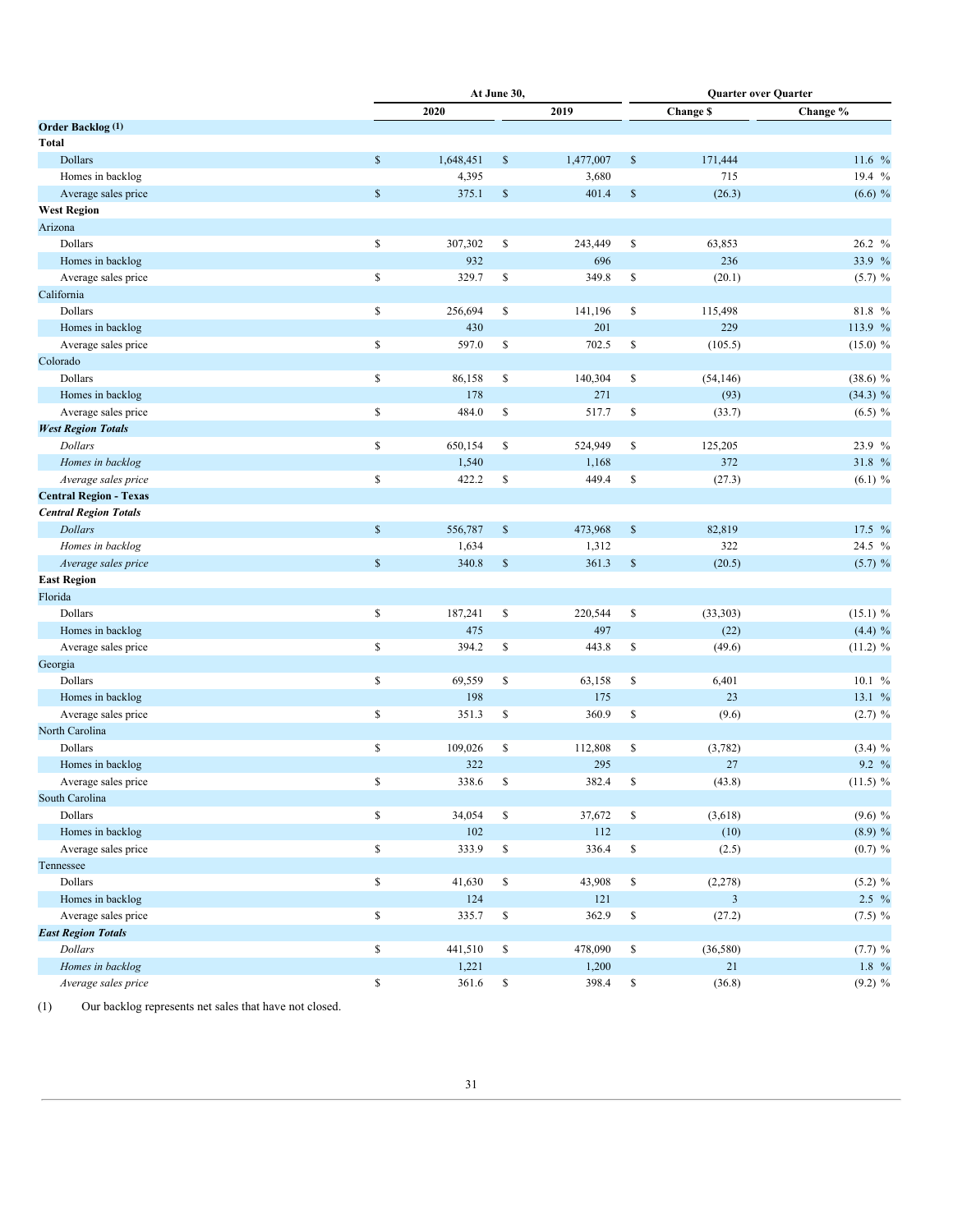| | At June 30, | | Quarter over Quarter | |
|---|---|---|---|---|
| | 2020 | 2019 | Change $ | Change % |
| **Order Backlog (1)** | | | | |
| **Total** | | | | |
| Dollars | $ 1,648,451 | $ 1,477,007 | $ 171,444 | 11.6 % |
| Homes in backlog | 4,395 | 3,680 | 715 | 19.4 % |
| Average sales price | $ 375.1 | $ 401.4 | $ (26.3) | (6.6) % |
| **West Region** | | | | |
| Arizona | | | | |
| Dollars | $ 307,302 | $ 243,449 | $ 63,853 | 26.2 % |
| Homes in backlog | 932 | 696 | 236 | 33.9 % |
| Average sales price | $ 329.7 | $ 349.8 | $ (20.1) | (5.7) % |
| California | | | | |
| Dollars | $ 256,694 | $ 141,196 | $ 115,498 | 81.8 % |
| Homes in backlog | 430 | 201 | 229 | 113.9 % |
| Average sales price | $ 597.0 | $ 702.5 | $ (105.5) | (15.0) % |
| Colorado | | | | |
| Dollars | $ 86,158 | $ 140,304 | $ (54,146) | (38.6) % |
| Homes in backlog | 178 | 271 | (93) | (34.3) % |
| Average sales price | $ 484.0 | $ 517.7 | $ (33.7) | (6.5) % |
| ***West Region Totals*** | | | | |
| *Dollars* | $ 650,154 | $ 524,949 | $ 125,205 | 23.9 % |
| *Homes in backlog* | 1,540 | 1,168 | 372 | 31.8 % |
| *Average sales price* | $ 422.2 | $ 449.4 | $ (27.3) | (6.1) % |
| **Central Region - Texas** | | | | |
| ***Central Region Totals*** | | | | |
| *Dollars* | $ 556,787 | $ 473,968 | $ 82,819 | 17.5 % |
| *Homes in backlog* | 1,634 | 1,312 | 322 | 24.5 % |
| *Average sales price* | $ 340.8 | $ 361.3 | $ (20.5) | (5.7) % |
| **East Region** | | | | |
| Florida | | | | |
| Dollars | $ 187,241 | $ 220,544 | $ (33,303) | (15.1) % |
| Homes in backlog | 475 | 497 | (22) | (4.4) % |
| Average sales price | $ 394.2 | $ 443.8 | $ (49.6) | (11.2) % |
| Georgia | | | | |
| Dollars | $ 69,559 | $ 63,158 | $ 6,401 | 10.1 % |
| Homes in backlog | 198 | 175 | 23 | 13.1 % |
| Average sales price | $ 351.3 | $ 360.9 | $ (9.6) | (2.7) % |
| North Carolina | | | | |
| Dollars | $ 109,026 | $ 112,808 | $ (3,782) | (3.4) % |
| Homes in backlog | 322 | 295 | 27 | 9.2 % |
| Average sales price | $ 338.6 | $ 382.4 | $ (43.8) | (11.5) % |
| South Carolina | | | | |
| Dollars | $ 34,054 | $ 37,672 | $ (3,618) | (9.6) % |
| Homes in backlog | 102 | 112 | (10) | (8.9) % |
| Average sales price | $ 333.9 | $ 336.4 | $ (2.5) | (0.7) % |
| Tennessee | | | | |
| Dollars | $ 41,630 | $ 43,908 | $ (2,278) | (5.2) % |
| Homes in backlog | 124 | 121 | 3 | 2.5 % |
| Average sales price | $ 335.7 | $ 362.9 | $ (27.2) | (7.5) % |
| ***East Region Totals*** | | | | |
| *Dollars* | $ 441,510 | $ 478,090 | $ (36,580) | (7.7) % |
| *Homes in backlog* | 1,221 | 1,200 | 21 | 1.8 % |
| *Average sales price* | $ 361.6 | $ 398.4 | $ (36.8) | (9.2) % |

(1) Our backlog represents net sales that have not closed.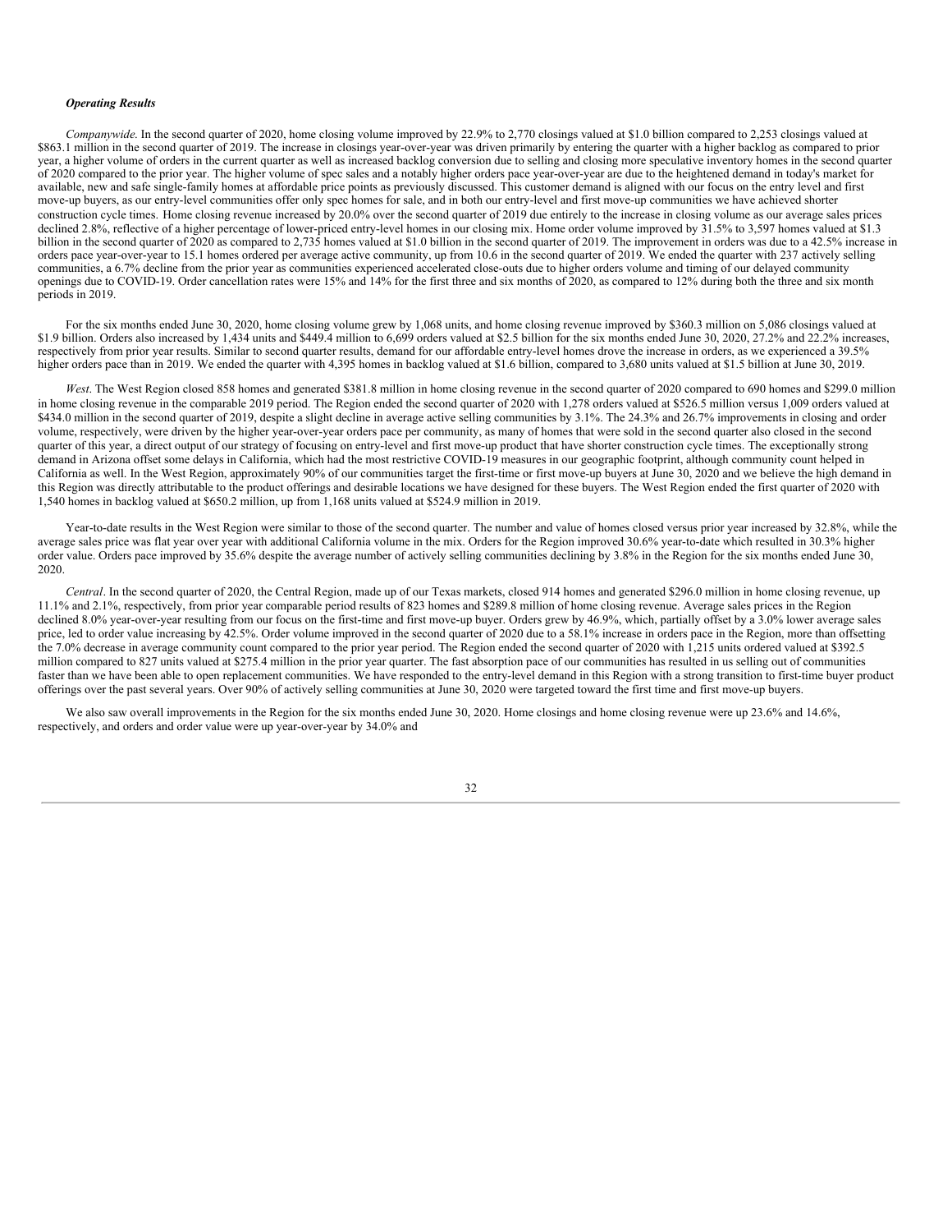***Operating Results***

*Companywide*. In the second quarter of 2020, home closing volume improved by 22.9% to 2,770 closings valued at $1.0 billion compared to 2,253 closings valued at $863.1 million in the second quarter of 2019. The increase in closings year-over-year was driven primarily by entering the quarter with a higher backlog as compared to prior year, a higher volume of orders in the current quarter as well as increased backlog conversion due to selling and closing more speculative inventory homes in the second quarter of 2020 compared to the prior year. The higher volume of spec sales and a notably higher orders pace year-over-year are due to the heightened demand in today's market for available, new and safe single-family homes at affordable price points as previously discussed. This customer demand is aligned with our focus on the entry level and first move-up buyers, as our entry-level communities offer only spec homes for sale, and in both our entry-level and first move-up communities we have achieved shorter construction cycle times. Home closing revenue increased by 20.0% over the second quarter of 2019 due entirely to the increase in closing volume as our average sales prices declined 2.8%, reflective of a higher percentage of lower-priced entry-level homes in our closing mix. Home order volume improved by 31.5% to 3,597 homes valued at $1.3 billion in the second quarter of 2020 as compared to 2,735 homes valued at $1.0 billion in the second quarter of 2019. The improvement in orders was due to a 42.5% increase in orders pace year-over-year to 15.1 homes ordered per average active community, up from 10.6 in the second quarter of 2019. We ended the quarter with 237 actively selling communities, a 6.7% decline from the prior year as communities experienced accelerated close-outs due to higher orders volume and timing of our delayed community openings due to COVID-19. Order cancellation rates were 15% and 14% for the first three and six months of 2020, as compared to 12% during both the three and six month periods in 2019.

For the six months ended June 30, 2020, home closing volume grew by 1,068 units, and home closing revenue improved by $360.3 million on 5,086 closings valued at $1.9 billion. Orders also increased by 1,434 units and $449.4 million to 6,699 orders valued at $2.5 billion for the six months ended June 30, 2020, 27.2% and 22.2% increases, respectively from prior year results. Similar to second quarter results, demand for our affordable entry-level homes drove the increase in orders, as we experienced a 39.5% higher orders pace than in 2019. We ended the quarter with 4,395 homes in backlog valued at $1.6 billion, compared to 3,680 units valued at $1.5 billion at June 30, 2019.

*West*. The West Region closed 858 homes and generated $381.8 million in home closing revenue in the second quarter of 2020 compared to 690 homes and $299.0 million in home closing revenue in the comparable 2019 period. The Region ended the second quarter of 2020 with 1,278 orders valued at $526.5 million versus 1,009 orders valued at $434.0 million in the second quarter of 2019, despite a slight decline in average active selling communities by 3.1%. The 24.3% and 26.7% improvements in closing and order volume, respectively, were driven by the higher year-over-year orders pace per community, as many of homes that were sold in the second quarter also closed in the second quarter of this year, a direct output of our strategy of focusing on entry-level and first move-up product that have shorter construction cycle times. The exceptionally strong demand in Arizona offset some delays in California, which had the most restrictive COVID-19 measures in our geographic footprint, although community count helped in California as well. In the West Region, approximately 90% of our communities target the first-time or first move-up buyers at June 30, 2020 and we believe the high demand in this Region was directly attributable to the product offerings and desirable locations we have designed for these buyers. The West Region ended the first quarter of 2020 with 1,540 homes in backlog valued at $650.2 million, up from 1,168 units valued at $524.9 million in 2019.

Year-to-date results in the West Region were similar to those of the second quarter. The number and value of homes closed versus prior year increased by 32.8%, while the average sales price was flat year over year with additional California volume in the mix. Orders for the Region improved 30.6% year-to-date which resulted in 30.3% higher order value. Orders pace improved by 35.6% despite the average number of actively selling communities declining by 3.8% in the Region for the six months ended June 30, 2020.

*Central*. In the second quarter of 2020, the Central Region, made up of our Texas markets, closed 914 homes and generated $296.0 million in home closing revenue, up 11.1% and 2.1%, respectively, from prior year comparable period results of 823 homes and $289.8 million of home closing revenue. Average sales prices in the Region declined 8.0% year-over-year resulting from our focus on the first-time and first move-up buyer. Orders grew by 46.9%, which, partially offset by a 3.0% lower average sales price, led to order value increasing by 42.5%. Order volume improved in the second quarter of 2020 due to a 58.1% increase in orders pace in the Region, more than offsetting the 7.0% decrease in average community count compared to the prior year period. The Region ended the second quarter of 2020 with 1,215 units ordered valued at $392.5 million compared to 827 units valued at $275.4 million in the prior year quarter. The fast absorption pace of our communities has resulted in us selling out of communities faster than we have been able to open replacement communities. We have responded to the entry-level demand in this Region with a strong transition to first-time buyer product offerings over the past several years. Over 90% of actively selling communities at June 30, 2020 were targeted toward the first time and first move-up buyers.

We also saw overall improvements in the Region for the six months ended June 30, 2020. Home closings and home closing revenue were up 23.6% and 14.6%, respectively, and orders and order value were up year-over-year by 34.0% and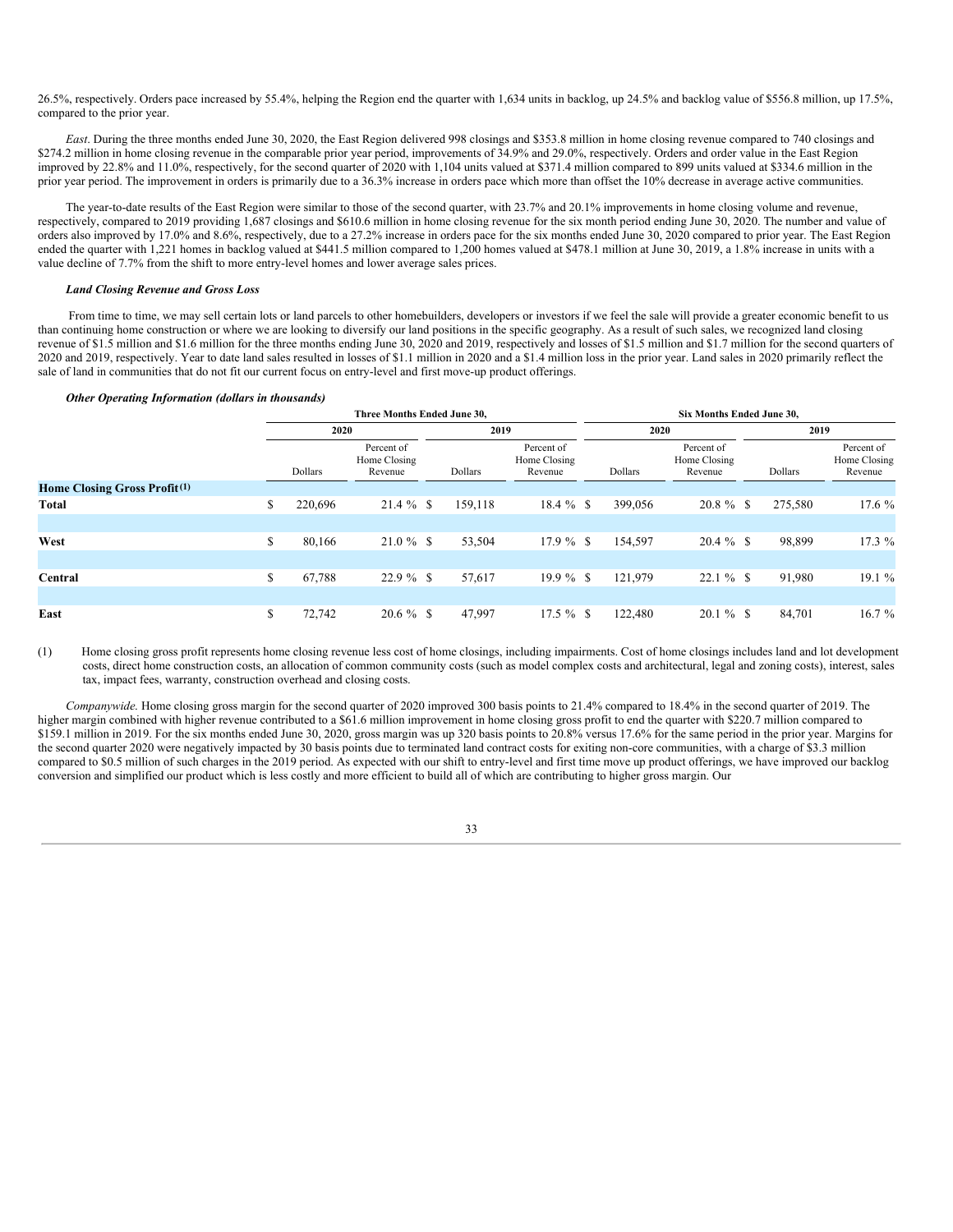26.5%, respectively. Orders pace increased by 55.4%, helping the Region end the quarter with 1,634 units in backlog, up 24.5% and backlog value of $556.8 million, up 17.5%, compared to the prior year.

*East*. During the three months ended June 30, 2020, the East Region delivered 998 closings and $353.8 million in home closing revenue compared to 740 closings and $274.2 million in home closing revenue in the comparable prior year period, improvements of 34.9% and 29.0%, respectively. Orders and order value in the East Region improved by 22.8% and 11.0%, respectively, for the second quarter of 2020 with 1,104 units valued at $371.4 million compared to 899 units valued at $334.6 million in the prior year period. The improvement in orders is primarily due to a 36.3% increase in orders pace which more than offset the 10% decrease in average active communities.

The year-to-date results of the East Region were similar to those of the second quarter, with 23.7% and 20.1% improvements in home closing volume and revenue, respectively, compared to 2019 providing 1,687 closings and $610.6 million in home closing revenue for the six month period ending June 30, 2020. The number and value of orders also improved by 17.0% and 8.6%, respectively, due to a 27.2% increase in orders pace for the six months ended June 30, 2020 compared to prior year. The East Region ended the quarter with 1,221 homes in backlog valued at $441.5 million compared to 1,200 homes valued at $478.1 million at June 30, 2019, a 1.8% increase in units with a value decline of 7.7% from the shift to more entry-level homes and lower average sales prices.

***Land Closing Revenue and Gross Loss***

From time to time, we may sell certain lots or land parcels to other homebuilders, developers or investors if we feel the sale will provide a greater economic benefit to us than continuing home construction or where we are looking to diversify our land positions in the specific geography. As a result of such sales, we recognized land closing revenue of $1.5 million and $1.6 million for the three months ending June 30, 2020 and 2019, respectively and losses of $1.5 million and $1.7 million for the second quarters of 2020 and 2019, respectively. Year to date land sales resulted in losses of $1.1 million in 2020 and a $1.4 million loss in the prior year. Land sales in 2020 primarily reflect the sale of land in communities that do not fit our current focus on entry-level and first move-up product offerings.

***Other Operating Information (dollars in thousands)***

| | Three Months Ended June 30, | | | | Six Months Ended June 30, | | | |
|---|---|---|---|---|---|---|---|---|
| | 2020 | | 2019 | | 2020 | | 2019 | |
| | Dollars | Percent of Home Closing Revenue | Dollars | Percent of Home Closing Revenue | Dollars | Percent of Home Closing Revenue | Dollars | Percent of Home Closing Revenue |
| **Home Closing Gross Profit (1)** | | | | | | | | |
| **Total** | $ 220,696 | 21.4 % | $ 159,118 | 18.4 % | $ 399,056 | 20.8 % | $ 275,580 | 17.6 % |
| **West** | $ 80,166 | 21.0 % | $ 53,504 | 17.9 % | $ 154,597 | 20.4 % | $ 98,899 | 17.3 % |
| **Central** | $ 67,788 | 22.9 % | $ 57,617 | 19.9 % | $ 121,979 | 22.1 % | $ 91,980 | 19.1 % |
| **East** | $ 72,742 | 20.6 % | $ 47,997 | 17.5 % | $ 122,480 | 20.1 % | $ 84,701 | 16.7 % |

(1) Home closing gross profit represents home closing revenue less cost of home closings, including impairments. Cost of home closings includes land and lot development costs, direct home construction costs, an allocation of common community costs (such as model complex costs and architectural, legal and zoning costs), interest, sales tax, impact fees, warranty, construction overhead and closing costs.

*Companywide*. Home closing gross margin for the second quarter of 2020 improved 300 basis points to 21.4% compared to 18.4% in the second quarter of 2019. The higher margin combined with higher revenue contributed to a $61.6 million improvement in home closing gross profit to end the quarter with $220.7 million compared to $159.1 million in 2019. For the six months ended June 30, 2020, gross margin was up 320 basis points to 20.8% versus 17.6% for the same period in the prior year. Margins for the second quarter 2020 were negatively impacted by 30 basis points due to terminated land contract costs for exiting non-core communities, with a charge of $3.3 million compared to $0.5 million of such charges in the 2019 period. As expected with our shift to entry-level and first time move up product offerings, we have improved our backlog conversion and simplified our product which is less costly and more efficient to build all of which are contributing to higher gross margin. Our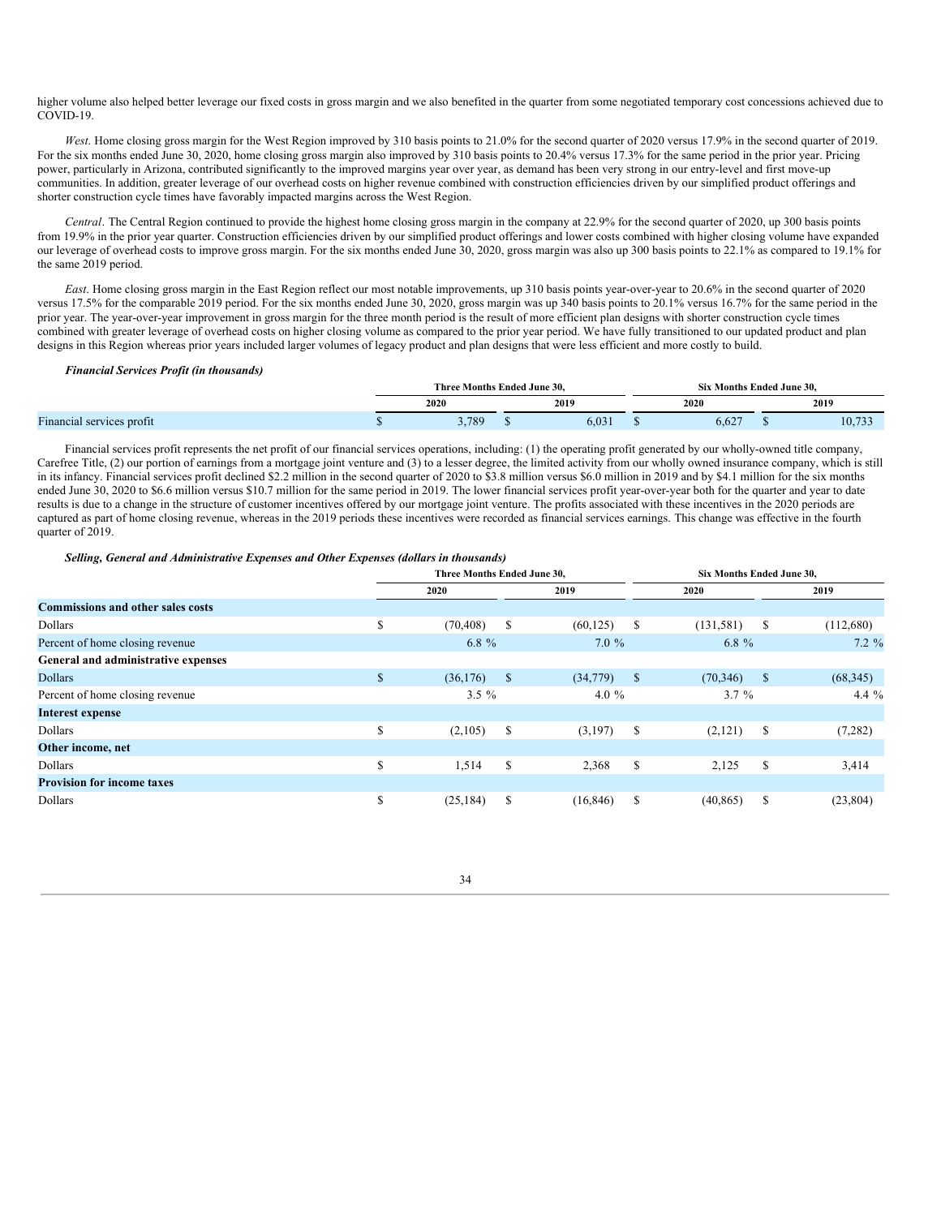higher volume also helped better leverage our fixed costs in gross margin and we also benefited in the quarter from some negotiated temporary cost concessions achieved due to COVID-19.

*West*. Home closing gross margin for the West Region improved by 310 basis points to 21.0% for the second quarter of 2020 versus 17.9% in the second quarter of 2019. For the six months ended June 30, 2020, home closing gross margin also improved by 310 basis points to 20.4% versus 17.3% for the same period in the prior year. Pricing power, particularly in Arizona, contributed significantly to the improved margins year over year, as demand has been very strong in our entry-level and first move-up communities. In addition, greater leverage of our overhead costs on higher revenue combined with construction efficiencies driven by our simplified product offerings and shorter construction cycle times have favorably impacted margins across the West Region.

*Central*. The Central Region continued to provide the highest home closing gross margin in the company at 22.9% for the second quarter of 2020, up 300 basis points from 19.9% in the prior year quarter. Construction efficiencies driven by our simplified product offerings and lower costs combined with higher closing volume have expanded our leverage of overhead costs to improve gross margin. For the six months ended June 30, 2020, gross margin was also up 300 basis points to 22.1% as compared to 19.1% for the same 2019 period.

*East*. Home closing gross margin in the East Region reflect our most notable improvements, up 310 basis points year-over-year to 20.6% in the second quarter of 2020 versus 17.5% for the comparable 2019 period. For the six months ended June 30, 2020, gross margin was up 340 basis points to 20.1% versus 16.7% for the same period in the prior year. The year-over-year improvement in gross margin for the three month period is the result of more efficient plan designs with shorter construction cycle times combined with greater leverage of overhead costs on higher closing volume as compared to the prior year period. We have fully transitioned to our updated product and plan designs in this Region whereas prior years included larger volumes of legacy product and plan designs that were less efficient and more costly to build.

***Financial Services Profit (in thousands)***

| | Three Months Ended June 30, | | Six Months Ended June 30, | |
|---|---|---|---|---|
| | 2020 | 2019 | 2020 | 2019 |
| Financial services profit | $ 3,789 | $ 6,031 | $ 6,627 | $ 10,733 |

Financial services profit represents the net profit of our financial services operations, including: (1) the operating profit generated by our wholly-owned title company, Carefree Title, (2) our portion of earnings from a mortgage joint venture and (3) to a lesser degree, the limited activity from our wholly owned insurance company, which is still in its infancy. Financial services profit declined $2.2 million in the second quarter of 2020 to $3.8 million versus $6.0 million in 2019 and by $4.1 million for the six months ended June 30, 2020 to $6.6 million versus $10.7 million for the same period in 2019. The lower financial services profit year-over-year both for the quarter and year to date results is due to a change in the structure of customer incentives offered by our mortgage joint venture. The profits associated with these incentives in the 2020 periods are captured as part of home closing revenue, whereas in the 2019 periods these incentives were recorded as financial services earnings. This change was effective in the fourth quarter of 2019.

***Selling, General and Administrative Expenses and Other Expenses (dollars in thousands)***

| | Three Months Ended June 30, | | Six Months Ended June 30, | |
|---|---|---|---|---|
| | 2020 | 2019 | 2020 | 2019 |
| **Commissions and other sales costs** | | | | |
| Dollars | $ (70,408) | $ (60,125) | $ (131,581) | $ (112,680) |
| Percent of home closing revenue | 6.8 % | 7.0 % | 6.8 % | 7.2 % |
| **General and administrative expenses** | | | | |
| Dollars | $ (36,176) | $ (34,779) | $ (70,346) | $ (68,345) |
| Percent of home closing revenue | 3.5 % | 4.0 % | 3.7 % | 4.4 % |
| **Interest expense** | | | | |
| Dollars | $ (2,105) | $ (3,197) | $ (2,121) | $ (7,282) |
| **Other income, net** | | | | |
| Dollars | $ 1,514 | $ 2,368 | $ 2,125 | $ 3,414 |
| **Provision for income taxes** | | | | |
| Dollars | $ (25,184) | $ (16,846) | $ (40,865) | $ (23,804) |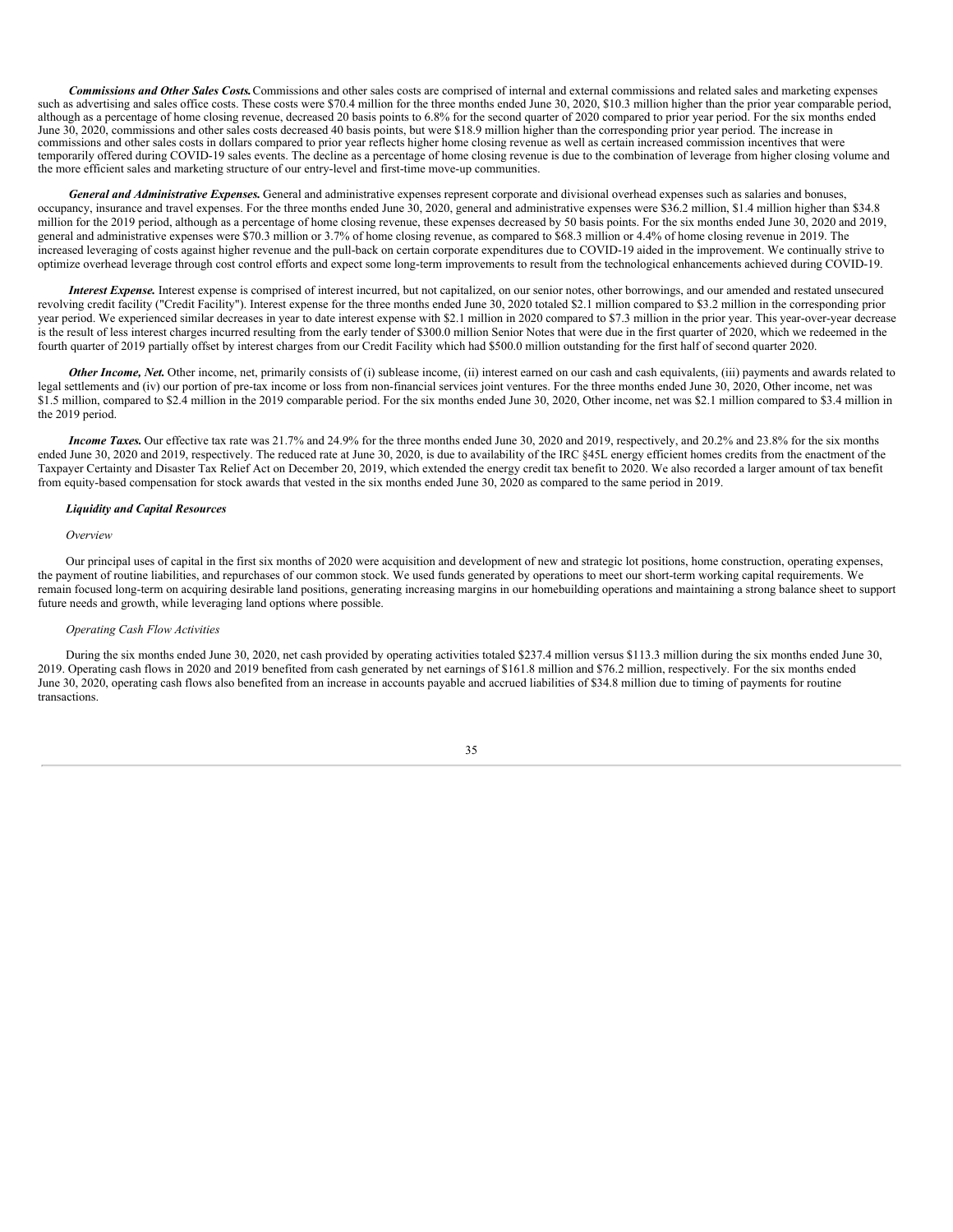***Commissions and Other Sales Costs.*** Commissions and other sales costs are comprised of internal and external commissions and related sales and marketing expenses such as advertising and sales office costs. These costs were $70.4 million for the three months ended June 30, 2020, $10.3 million higher than the prior year comparable period, although as a percentage of home closing revenue, decreased 20 basis points to 6.8% for the second quarter of 2020 compared to prior year period. For the six months ended June 30, 2020, commissions and other sales costs decreased 40 basis points, but were $18.9 million higher than the corresponding prior year period. The increase in commissions and other sales costs in dollars compared to prior year reflects higher home closing revenue as well as certain increased commission incentives that were temporarily offered during COVID-19 sales events. The decline as a percentage of home closing revenue is due to the combination of leverage from higher closing volume and the more efficient sales and marketing structure of our entry-level and first-time move-up communities.

***General and Administrative Expenses.*** General and administrative expenses represent corporate and divisional overhead expenses such as salaries and bonuses, occupancy, insurance and travel expenses. For the three months ended June 30, 2020, general and administrative expenses were $36.2 million, $1.4 million higher than $34.8 million for the 2019 period, although as a percentage of home closing revenue, these expenses decreased by 50 basis points. For the six months ended June 30, 2020 and 2019, general and administrative expenses were $70.3 million or 3.7% of home closing revenue, as compared to $68.3 million or 4.4% of home closing revenue in 2019. The increased leveraging of costs against higher revenue and the pull-back on certain corporate expenditures due to COVID-19 aided in the improvement. We continually strive to optimize overhead leverage through cost control efforts and expect some long-term improvements to result from the technological enhancements achieved during COVID-19.

***Interest Expense.*** Interest expense is comprised of interest incurred, but not capitalized, on our senior notes, other borrowings, and our amended and restated unsecured revolving credit facility ("Credit Facility"). Interest expense for the three months ended June 30, 2020 totaled $2.1 million compared to $3.2 million in the corresponding prior year period. We experienced similar decreases in year to date interest expense with $2.1 million in 2020 compared to $7.3 million in the prior year. This year-over-year decrease is the result of less interest charges incurred resulting from the early tender of $300.0 million Senior Notes that were due in the first quarter of 2020, which we redeemed in the fourth quarter of 2019 partially offset by interest charges from our Credit Facility which had $500.0 million outstanding for the first half of second quarter 2020.

***Other Income, Net.*** Other income, net, primarily consists of (i) sublease income, (ii) interest earned on our cash and cash equivalents, (iii) payments and awards related to legal settlements and (iv) our portion of pre-tax income or loss from non-financial services joint ventures. For the three months ended June 30, 2020, Other income, net was $1.5 million, compared to $2.4 million in the 2019 comparable period. For the six months ended June 30, 2020, Other income, net was $2.1 million compared to $3.4 million in the 2019 period.

***Income Taxes.*** Our effective tax rate was 21.7% and 24.9% for the three months ended June 30, 2020 and 2019, respectively, and 20.2% and 23.8% for the six months ended June 30, 2020 and 2019, respectively. The reduced rate at June 30, 2020, is due to availability of the IRC §45L energy efficient homes credits from the enactment of the Taxpayer Certainty and Disaster Tax Relief Act on December 20, 2019, which extended the energy credit tax benefit to 2020. We also recorded a larger amount of tax benefit from equity-based compensation for stock awards that vested in the six months ended June 30, 2020 as compared to the same period in 2019.

### *Liquidity and Capital Resources*

*Overview*

Our principal uses of capital in the first six months of 2020 were acquisition and development of new and strategic lot positions, home construction, operating expenses, the payment of routine liabilities, and repurchases of our common stock. We used funds generated by operations to meet our short-term working capital requirements. We remain focused long-term on acquiring desirable land positions, generating increasing margins in our homebuilding operations and maintaining a strong balance sheet to support future needs and growth, while leveraging land options where possible.

*Operating Cash Flow Activities*

During the six months ended June 30, 2020, net cash provided by operating activities totaled $237.4 million versus $113.3 million during the six months ended June 30, 2019. Operating cash flows in 2020 and 2019 benefited from cash generated by net earnings of $161.8 million and $76.2 million, respectively. For the six months ended June 30, 2020, operating cash flows also benefited from an increase in accounts payable and accrued liabilities of $34.8 million due to timing of payments for routine transactions.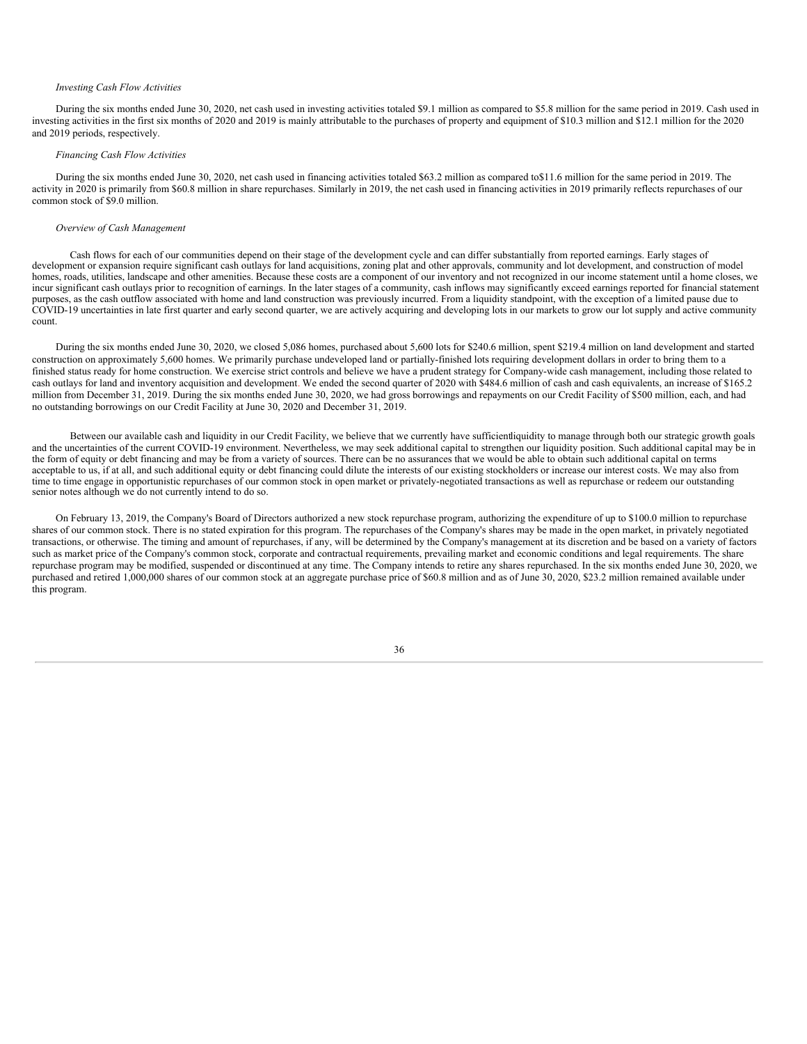*Investing Cash Flow Activities*

During the six months ended June 30, 2020, net cash used in investing activities totaled $9.1 million as compared to $5.8 million for the same period in 2019. Cash used in investing activities in the first six months of 2020 and 2019 is mainly attributable to the purchases of property and equipment of $10.3 million and $12.1 million for the 2020 and 2019 periods, respectively.

*Financing Cash Flow Activities*

During the six months ended June 30, 2020, net cash used in financing activities totaled $63.2 million as compared to$11.6 million for the same period in 2019. The activity in 2020 is primarily from $60.8 million in share repurchases. Similarly in 2019, the net cash used in financing activities in 2019 primarily reflects repurchases of our common stock of $9.0 million.

*Overview of Cash Management*

Cash flows for each of our communities depend on their stage of the development cycle and can differ substantially from reported earnings. Early stages of development or expansion require significant cash outlays for land acquisitions, zoning plat and other approvals, community and lot development, and construction of model homes, roads, utilities, landscape and other amenities. Because these costs are a component of our inventory and not recognized in our income statement until a home closes, we incur significant cash outlays prior to recognition of earnings. In the later stages of a community, cash inflows may significantly exceed earnings reported for financial statement purposes, as the cash outflow associated with home and land construction was previously incurred. From a liquidity standpoint, with the exception of a limited pause due to COVID-19 uncertainties in late first quarter and early second quarter, we are actively acquiring and developing lots in our markets to grow our lot supply and active community count.

During the six months ended June 30, 2020, we closed 5,086 homes, purchased about 5,600 lots for $240.6 million, spent $219.4 million on land development and started construction on approximately 5,600 homes. We primarily purchase undeveloped land or partially-finished lots requiring development dollars in order to bring them to a finished status ready for home construction. We exercise strict controls and believe we have a prudent strategy for Company-wide cash management, including those related to cash outlays for land and inventory acquisition and development. We ended the second quarter of 2020 with $484.6 million of cash and cash equivalents, an increase of $165.2 million from December 31, 2019. During the six months ended June 30, 2020, we had gross borrowings and repayments on our Credit Facility of $500 million, each, and had no outstanding borrowings on our Credit Facility at June 30, 2020 and December 31, 2019.

Between our available cash and liquidity in our Credit Facility, we believe that we currently have sufficientliquidity to manage through both our strategic growth goals and the uncertainties of the current COVID-19 environment. Nevertheless, we may seek additional capital to strengthen our liquidity position. Such additional capital may be in the form of equity or debt financing and may be from a variety of sources. There can be no assurances that we would be able to obtain such additional capital on terms acceptable to us, if at all, and such additional equity or debt financing could dilute the interests of our existing stockholders or increase our interest costs. We may also from time to time engage in opportunistic repurchases of our common stock in open market or privately-negotiated transactions as well as repurchase or redeem our outstanding senior notes although we do not currently intend to do so.

On February 13, 2019, the Company's Board of Directors authorized a new stock repurchase program, authorizing the expenditure of up to $100.0 million to repurchase shares of our common stock. There is no stated expiration for this program. The repurchases of the Company's shares may be made in the open market, in privately negotiated transactions, or otherwise. The timing and amount of repurchases, if any, will be determined by the Company's management at its discretion and be based on a variety of factors such as market price of the Company's common stock, corporate and contractual requirements, prevailing market and economic conditions and legal requirements. The share repurchase program may be modified, suspended or discontinued at any time. The Company intends to retire any shares repurchased. In the six months ended June 30, 2020, we purchased and retired 1,000,000 shares of our common stock at an aggregate purchase price of $60.8 million and as of June 30, 2020, $23.2 million remained available under this program.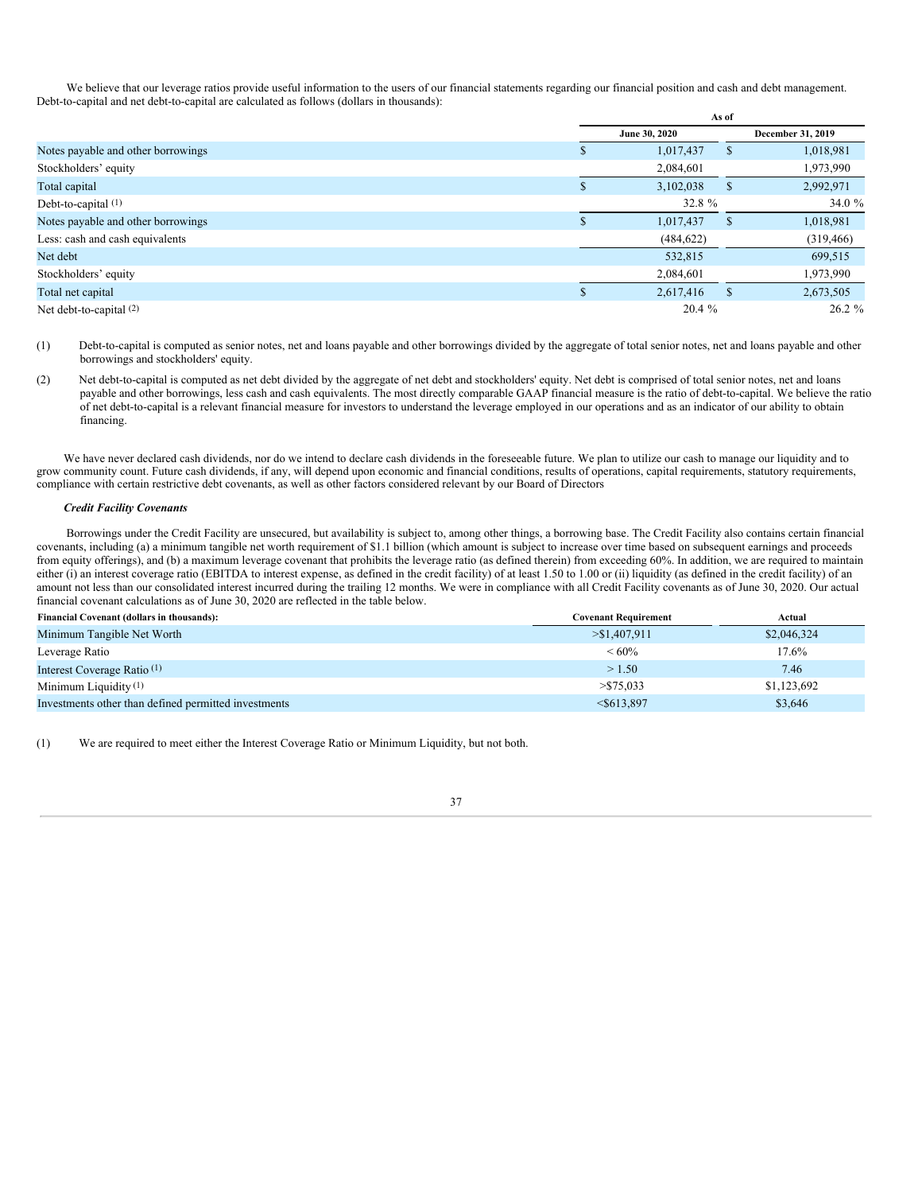We believe that our leverage ratios provide useful information to the users of our financial statements regarding our financial position and cash and debt management. Debt-to-capital and net debt-to-capital are calculated as follows (dollars in thousands):

| | As of | |
|---|---|---|
| | June 30, 2020 | December 31, 2019 |
| Notes payable and other borrowings | $ 1,017,437 | $ 1,018,981 |
| Stockholders' equity | 2,084,601 | 1,973,990 |
| Total capital | $ 3,102,038 | $ 2,992,971 |
| Debt-to-capital (1) | 32.8 % | 34.0 % |
| Notes payable and other borrowings | $ 1,017,437 | $ 1,018,981 |
| Less: cash and cash equivalents | (484,622) | (319,466) |
| Net debt | 532,815 | 699,515 |
| Stockholders' equity | 2,084,601 | 1,973,990 |
| Total net capital | $ 2,617,416 | $ 2,673,505 |
| Net debt-to-capital (2) | 20.4 % | 26.2 % |

(1) Debt-to-capital is computed as senior notes, net and loans payable and other borrowings divided by the aggregate of total senior notes, net and loans payable and other borrowings and stockholders' equity.

(2) Net debt-to-capital is computed as net debt divided by the aggregate of net debt and stockholders' equity. Net debt is comprised of total senior notes, net and loans payable and other borrowings, less cash and cash equivalents. The most directly comparable GAAP financial measure is the ratio of debt-to-capital. We believe the ratio of net debt-to-capital is a relevant financial measure for investors to understand the leverage employed in our operations and as an indicator of our ability to obtain financing.

We have never declared cash dividends, nor do we intend to declare cash dividends in the foreseeable future. We plan to utilize our cash to manage our liquidity and to grow community count. Future cash dividends, if any, will depend upon economic and financial conditions, results of operations, capital requirements, statutory requirements, compliance with certain restrictive debt covenants, as well as other factors considered relevant by our Board of Directors

***Credit Facility Covenants***

Borrowings under the Credit Facility are unsecured, but availability is subject to, among other things, a borrowing base. The Credit Facility also contains certain financial covenants, including (a) a minimum tangible net worth requirement of $1.1 billion (which amount is subject to increase over time based on subsequent earnings and proceeds from equity offerings), and (b) a maximum leverage covenant that prohibits the leverage ratio (as defined therein) from exceeding 60%. In addition, we are required to maintain either (i) an interest coverage ratio (EBITDA to interest expense, as defined in the credit facility) of at least 1.50 to 1.00 or (ii) liquidity (as defined in the credit facility) of an amount not less than our consolidated interest incurred during the trailing 12 months. We were in compliance with all Credit Facility covenants as of June 30, 2020. Our actual financial covenant calculations as of June 30, 2020 are reflected in the table below.

| Financial Covenant (dollars in thousands): | Covenant Requirement | Actual |
|---|---|---|
| Minimum Tangible Net Worth | >$1,407,911 | $2,046,324 |
| Leverage Ratio | < 60% | 17.6% |
| Interest Coverage Ratio (1) | > 1.50 | 7.46 |
| Minimum Liquidity (1) | >$75,033 | $1,123,692 |
| Investments other than defined permitted investments | <$613,897 | $3,646 |

(1) We are required to meet either the Interest Coverage Ratio or Minimum Liquidity, but not both.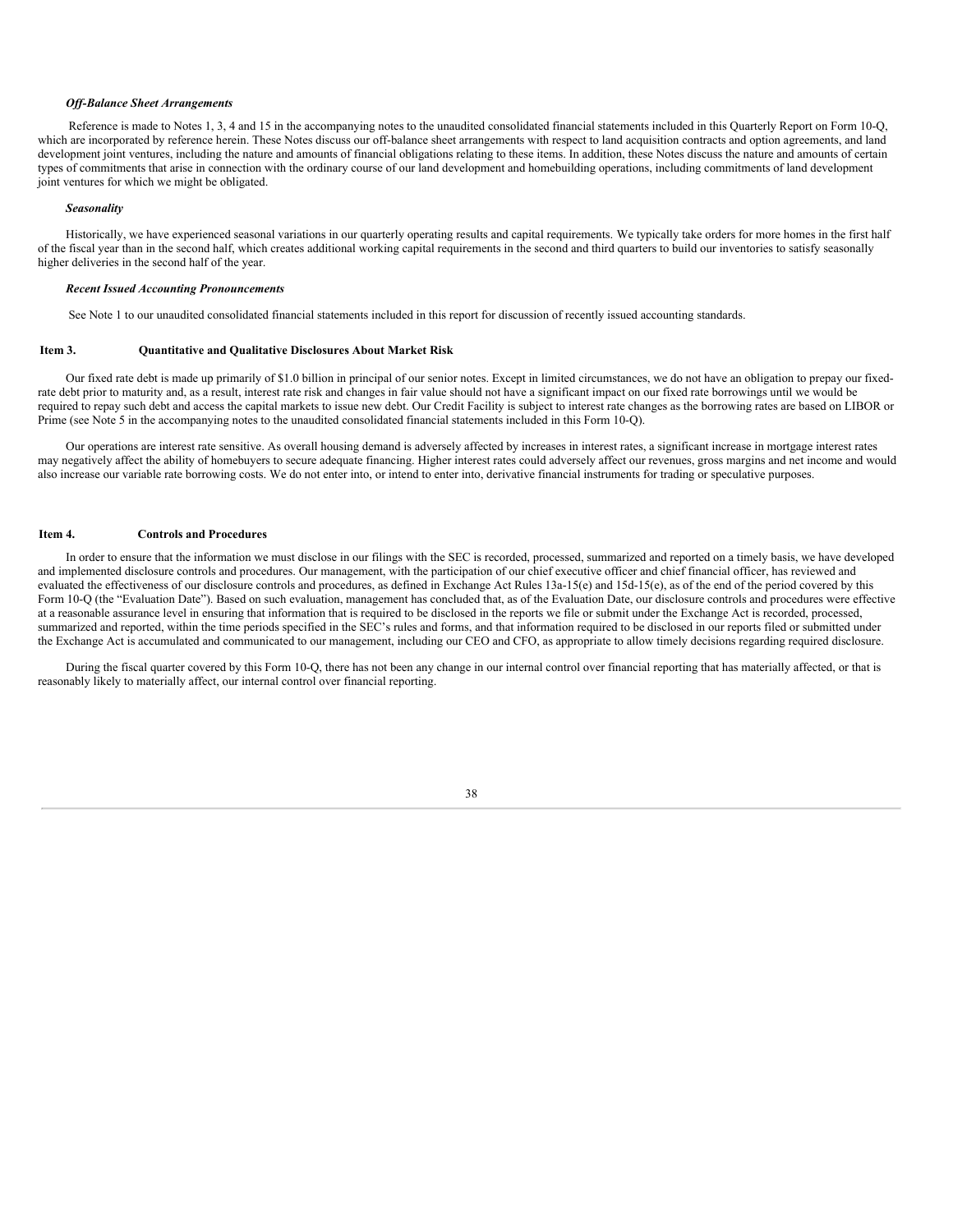***Off-Balance Sheet Arrangements***

Reference is made to Notes 1, 3, 4 and 15 in the accompanying notes to the unaudited consolidated financial statements included in this Quarterly Report on Form 10-Q, which are incorporated by reference herein. These Notes discuss our off-balance sheet arrangements with respect to land acquisition contracts and option agreements, and land development joint ventures, including the nature and amounts of financial obligations relating to these items. In addition, these Notes discuss the nature and amounts of certain types of commitments that arise in connection with the ordinary course of our land development and homebuilding operations, including commitments of land development joint ventures for which we might be obligated.

***Seasonality***

Historically, we have experienced seasonal variations in our quarterly operating results and capital requirements. We typically take orders for more homes in the first half of the fiscal year than in the second half, which creates additional working capital requirements in the second and third quarters to build our inventories to satisfy seasonally higher deliveries in the second half of the year.

***Recent Issued Accounting Pronouncements***

See Note 1 to our unaudited consolidated financial statements included in this report for discussion of recently issued accounting standards.

## Item 3. Quantitative and Qualitative Disclosures About Market Risk

Our fixed rate debt is made up primarily of $1.0 billion in principal of our senior notes. Except in limited circumstances, we do not have an obligation to prepay our fixed-rate debt prior to maturity and, as a result, interest rate risk and changes in fair value should not have a significant impact on our fixed rate borrowings until we would be required to repay such debt and access the capital markets to issue new debt. Our Credit Facility is subject to interest rate changes as the borrowing rates are based on LIBOR or Prime (see Note 5 in the accompanying notes to the unaudited consolidated financial statements included in this Form 10-Q).

Our operations are interest rate sensitive. As overall housing demand is adversely affected by increases in interest rates, a significant increase in mortgage interest rates may negatively affect the ability of homebuyers to secure adequate financing. Higher interest rates could adversely affect our revenues, gross margins and net income and would also increase our variable rate borrowing costs. We do not enter into, or intend to enter into, derivative financial instruments for trading or speculative purposes.

## Item 4. Controls and Procedures

In order to ensure that the information we must disclose in our filings with the SEC is recorded, processed, summarized and reported on a timely basis, we have developed and implemented disclosure controls and procedures. Our management, with the participation of our chief executive officer and chief financial officer, has reviewed and evaluated the effectiveness of our disclosure controls and procedures, as defined in Exchange Act Rules 13a-15(e) and 15d-15(e), as of the end of the period covered by this Form 10-Q (the "Evaluation Date"). Based on such evaluation, management has concluded that, as of the Evaluation Date, our disclosure controls and procedures were effective at a reasonable assurance level in ensuring that information that is required to be disclosed in the reports we file or submit under the Exchange Act is recorded, processed, summarized and reported, within the time periods specified in the SEC's rules and forms, and that information required to be disclosed in our reports filed or submitted under the Exchange Act is accumulated and communicated to our management, including our CEO and CFO, as appropriate to allow timely decisions regarding required disclosure.

During the fiscal quarter covered by this Form 10-Q, there has not been any change in our internal control over financial reporting that has materially affected, or that is reasonably likely to materially affect, our internal control over financial reporting.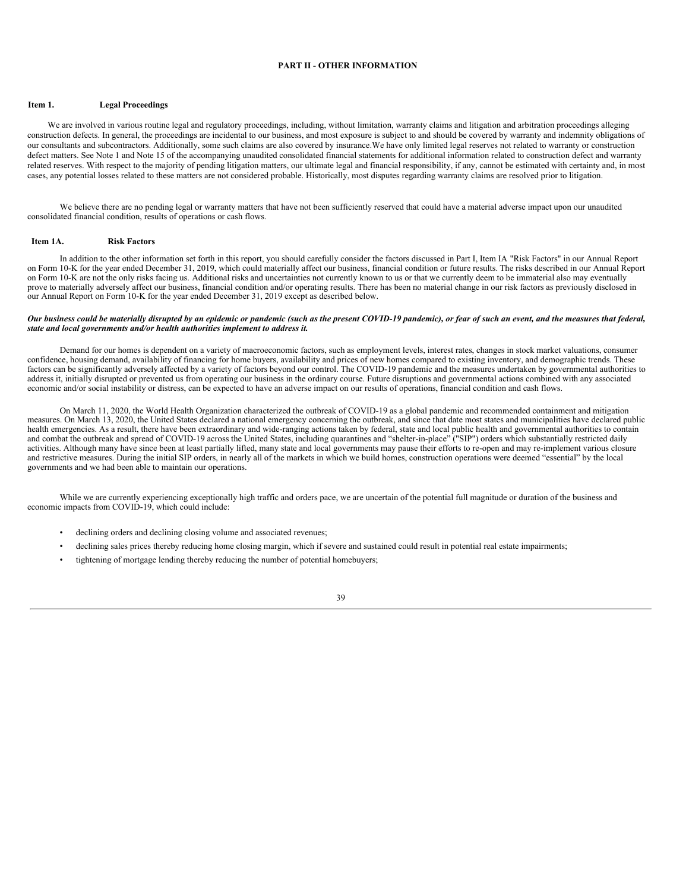# PART II - OTHER INFORMATION

## Item 1. Legal Proceedings

We are involved in various routine legal and regulatory proceedings, including, without limitation, warranty claims and litigation and arbitration proceedings alleging construction defects. In general, the proceedings are incidental to our business, and most exposure is subject to and should be covered by warranty and indemnity obligations of our consultants and subcontractors. Additionally, some such claims are also covered by insurance.We have only limited legal reserves not related to warranty or construction defect matters. See Note 1 and Note 15 of the accompanying unaudited consolidated financial statements for additional information related to construction defect and warranty related reserves. With respect to the majority of pending litigation matters, our ultimate legal and financial responsibility, if any, cannot be estimated with certainty and, in most cases, any potential losses related to these matters are not considered probable. Historically, most disputes regarding warranty claims are resolved prior to litigation.

We believe there are no pending legal or warranty matters that have not been sufficiently reserved that could have a material adverse impact upon our unaudited consolidated financial condition, results of operations or cash flows.

## Item 1A. Risk Factors

In addition to the other information set forth in this report, you should carefully consider the factors discussed in Part I, Item IA "Risk Factors" in our Annual Report on Form 10-K for the year ended December 31, 2019, which could materially affect our business, financial condition or future results. The risks described in our Annual Report on Form 10-K are not the only risks facing us. Additional risks and uncertainties not currently known to us or that we currently deem to be immaterial also may eventually prove to materially adversely affect our business, financial condition and/or operating results. There has been no material change in our risk factors as previously disclosed in our Annual Report on Form 10-K for the year ended December 31, 2019 except as described below.

***Our business could be materially disrupted by an epidemic or pandemic (such as the present COVID-19 pandemic), or fear of such an event, and the measures that federal, state and local governments and/or health authorities implement to address it.***

Demand for our homes is dependent on a variety of macroeconomic factors, such as employment levels, interest rates, changes in stock market valuations, consumer confidence, housing demand, availability of financing for home buyers, availability and prices of new homes compared to existing inventory, and demographic trends. These factors can be significantly adversely affected by a variety of factors beyond our control. The COVID-19 pandemic and the measures undertaken by governmental authorities to address it, initially disrupted or prevented us from operating our business in the ordinary course. Future disruptions and governmental actions combined with any associated economic and/or social instability or distress, can be expected to have an adverse impact on our results of operations, financial condition and cash flows.

On March 11, 2020, the World Health Organization characterized the outbreak of COVID-19 as a global pandemic and recommended containment and mitigation measures. On March 13, 2020, the United States declared a national emergency concerning the outbreak, and since that date most states and municipalities have declared public health emergencies. As a result, there have been extraordinary and wide-ranging actions taken by federal, state and local public health and governmental authorities to contain and combat the outbreak and spread of COVID-19 across the United States, including quarantines and "shelter-in-place" ("SIP") orders which substantially restricted daily activities. Although many have since been at least partially lifted, many state and local governments may pause their efforts to re-open and may re-implement various closure and restrictive measures. During the initial SIP orders, in nearly all of the markets in which we build homes, construction operations were deemed "essential" by the local governments and we had been able to maintain our operations.

While we are currently experiencing exceptionally high traffic and orders pace, we are uncertain of the potential full magnitude or duration of the business and economic impacts from COVID-19, which could include:

- declining orders and declining closing volume and associated revenues;
- declining sales prices thereby reducing home closing margin, which if severe and sustained could result in potential real estate impairments;
- tightening of mortgage lending thereby reducing the number of potential homebuyers;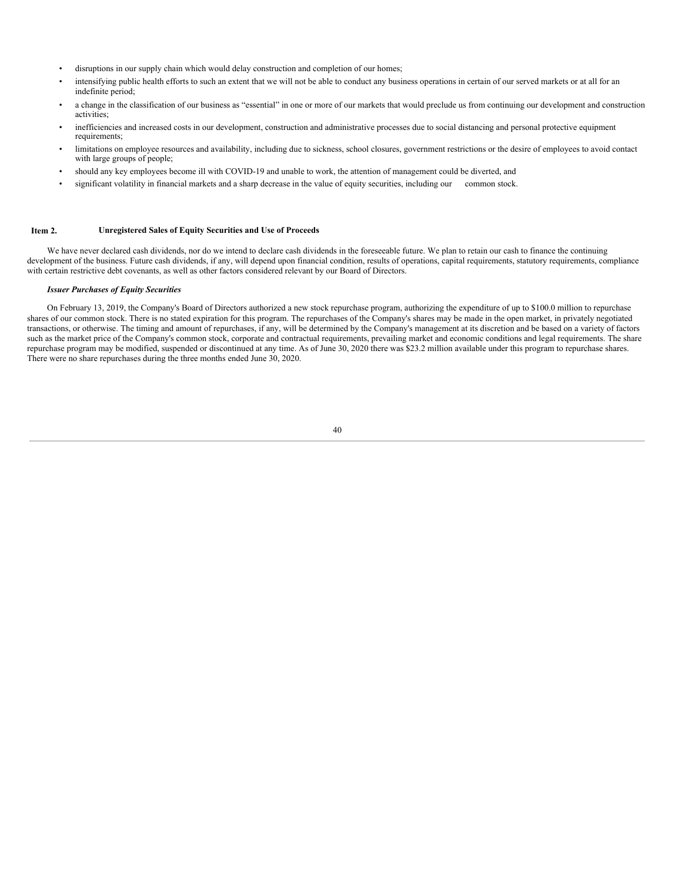- disruptions in our supply chain which would delay construction and completion of our homes;
- intensifying public health efforts to such an extent that we will not be able to conduct any business operations in certain of our served markets or at all for an indefinite period;
- a change in the classification of our business as "essential" in one or more of our markets that would preclude us from continuing our development and construction activities;
- inefficiencies and increased costs in our development, construction and administrative processes due to social distancing and personal protective equipment requirements;
- limitations on employee resources and availability, including due to sickness, school closures, government restrictions or the desire of employees to avoid contact with large groups of people;
- should any key employees become ill with COVID-19 and unable to work, the attention of management could be diverted, and
- significant volatility in financial markets and a sharp decrease in the value of equity securities, including our common stock.

## Item 2. Unregistered Sales of Equity Securities and Use of Proceeds

We have never declared cash dividends, nor do we intend to declare cash dividends in the foreseeable future. We plan to retain our cash to finance the continuing development of the business. Future cash dividends, if any, will depend upon financial condition, results of operations, capital requirements, statutory requirements, compliance with certain restrictive debt covenants, as well as other factors considered relevant by our Board of Directors.

***Issuer Purchases of Equity Securities***

On February 13, 2019, the Company's Board of Directors authorized a new stock repurchase program, authorizing the expenditure of up to $100.0 million to repurchase shares of our common stock. There is no stated expiration for this program. The repurchases of the Company's shares may be made in the open market, in privately negotiated transactions, or otherwise. The timing and amount of repurchases, if any, will be determined by the Company's management at its discretion and be based on a variety of factors such as the market price of the Company's common stock, corporate and contractual requirements, prevailing market and economic conditions and legal requirements. The share repurchase program may be modified, suspended or discontinued at any time. As of June 30, 2020 there was $23.2 million available under this program to repurchase shares. There were no share repurchases during the three months ended June 30, 2020.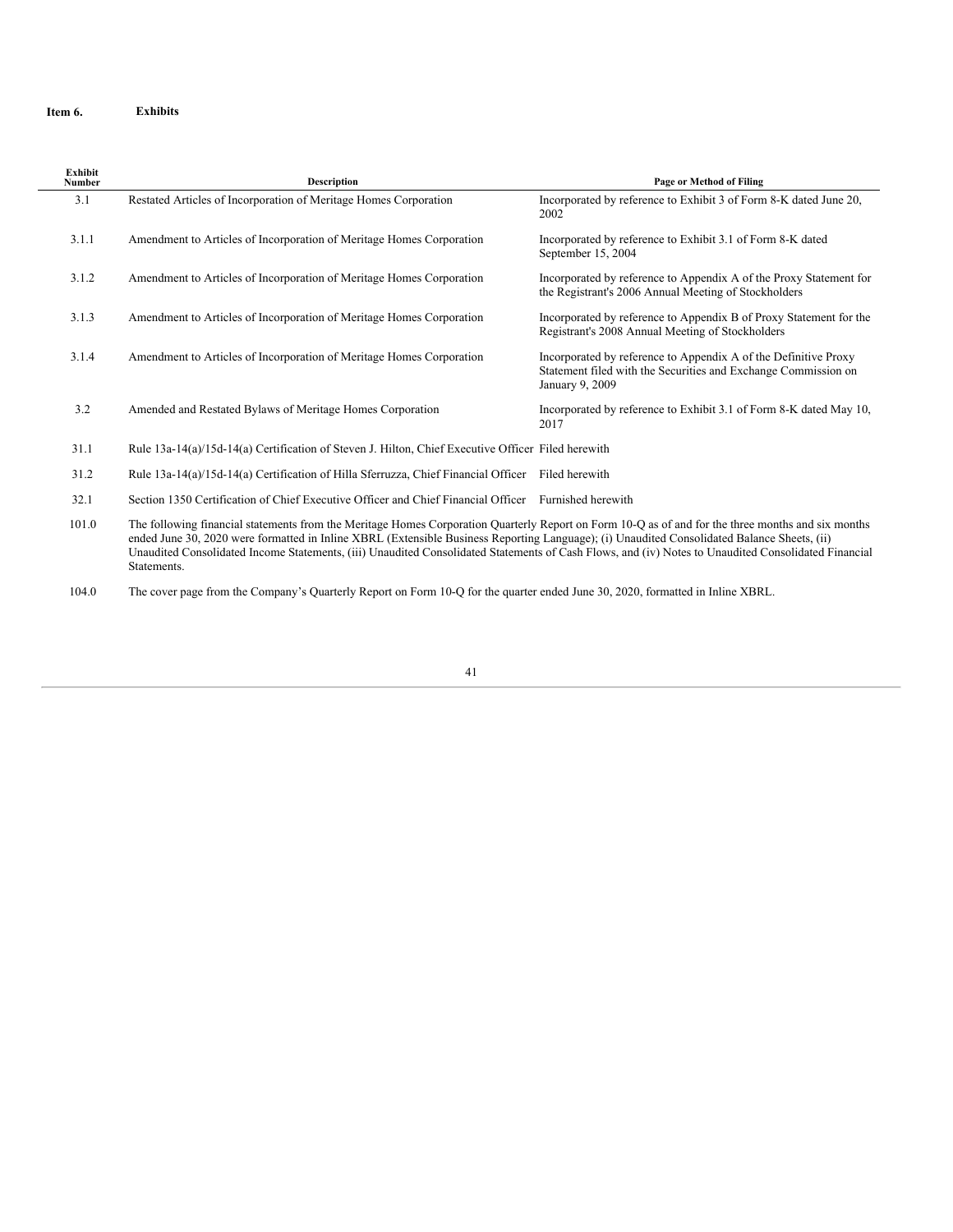## Item 6. Exhibits

| Exhibit Number | Description | Page or Method of Filing |
|---|---|---|
| 3.1 | Restated Articles of Incorporation of Meritage Homes Corporation | Incorporated by reference to Exhibit 3 of Form 8-K dated June 20, 2002 |
| 3.1.1 | Amendment to Articles of Incorporation of Meritage Homes Corporation | Incorporated by reference to Exhibit 3.1 of Form 8-K dated September 15, 2004 |
| 3.1.2 | Amendment to Articles of Incorporation of Meritage Homes Corporation | Incorporated by reference to Appendix A of the Proxy Statement for the Registrant's 2006 Annual Meeting of Stockholders |
| 3.1.3 | Amendment to Articles of Incorporation of Meritage Homes Corporation | Incorporated by reference to Appendix B of Proxy Statement for the Registrant's 2008 Annual Meeting of Stockholders |
| 3.1.4 | Amendment to Articles of Incorporation of Meritage Homes Corporation | Incorporated by reference to Appendix A of the Definitive Proxy Statement filed with the Securities and Exchange Commission on January 9, 2009 |
| 3.2 | Amended and Restated Bylaws of Meritage Homes Corporation | Incorporated by reference to Exhibit 3.1 of Form 8-K dated May 10, 2017 |
| 31.1 | Rule 13a-14(a)/15d-14(a) Certification of Steven J. Hilton, Chief Executive Officer | Filed herewith |
| 31.2 | Rule 13a-14(a)/15d-14(a) Certification of Hilla Sferruzza, Chief Financial Officer | Filed herewith |
| 32.1 | Section 1350 Certification of Chief Executive Officer and Chief Financial Officer | Furnished herewith |
| 101.0 | The following financial statements from the Meritage Homes Corporation Quarterly Report on Form 10-Q as of and for the three months and six months ended June 30, 2020 were formatted in Inline XBRL (Extensible Business Reporting Language); (i) Unaudited Consolidated Balance Sheets, (ii) Unaudited Consolidated Income Statements, (iii) Unaudited Consolidated Statements of Cash Flows, and (iv) Notes to Unaudited Consolidated Financial Statements. | |
| 104.0 | The cover page from the Company's Quarterly Report on Form 10-Q for the quarter ended June 30, 2020, formatted in Inline XBRL. | |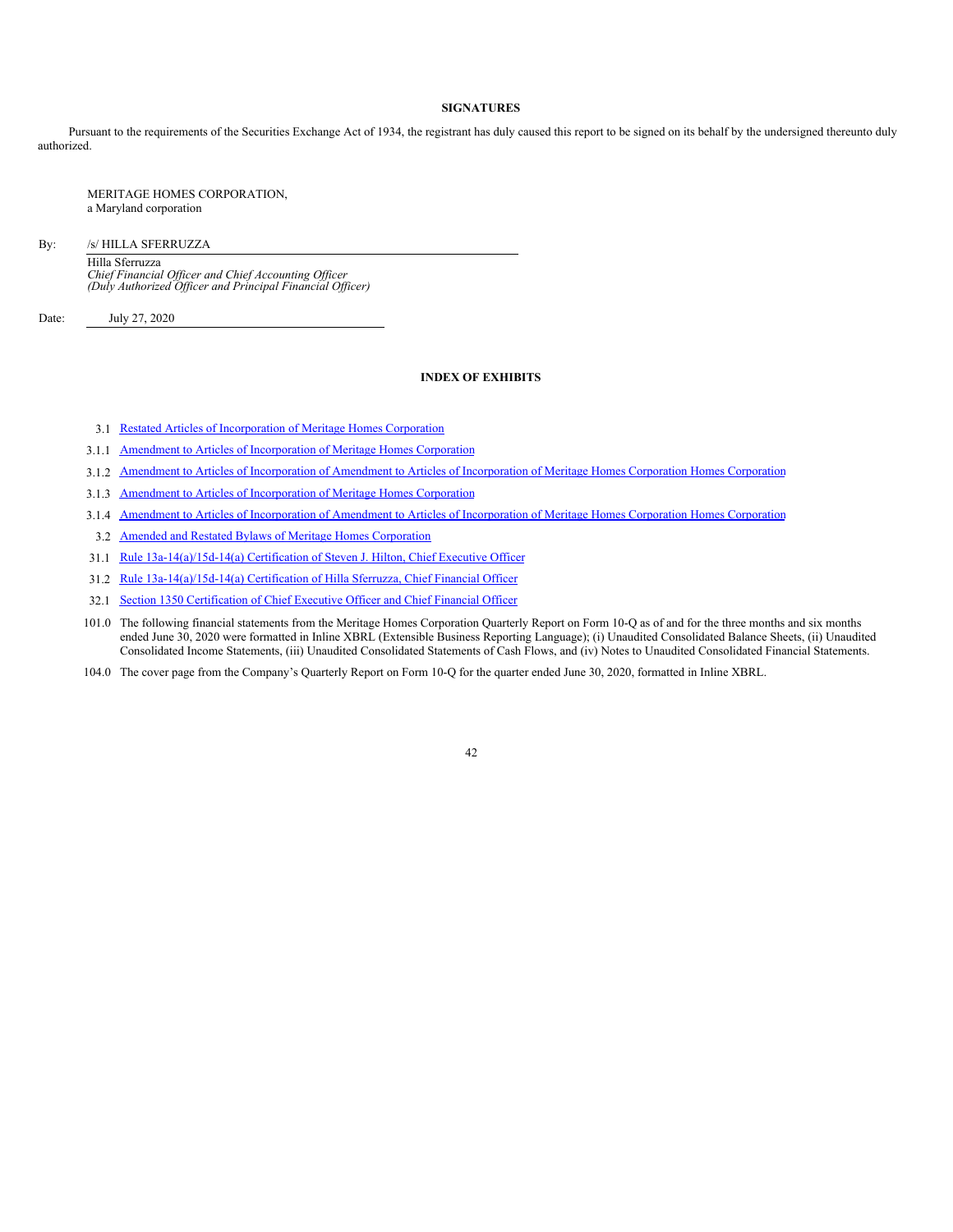## SIGNATURES

Pursuant to the requirements of the Securities Exchange Act of 1934, the registrant has duly caused this report to be signed on its behalf by the undersigned thereunto duly authorized.

MERITAGE HOMES CORPORATION,
a Maryland corporation

By: /s/ HILLA SFERRUZZA

Hilla Sferruzza
*Chief Financial Officer and Chief Accounting Officer*
*(Duly Authorized Officer and Principal Financial Officer)*

Date: July 27, 2020

## INDEX OF EXHIBITS

| | |
|---|---|
| 3.1 | Restated Articles of Incorporation of Meritage Homes Corporation |
| 3.1.1 | Amendment to Articles of Incorporation of Meritage Homes Corporation |
| 3.1.2 | Amendment to Articles of Incorporation of Amendment to Articles of Incorporation of Meritage Homes Corporation Homes Corporation |
| 3.1.3 | Amendment to Articles of Incorporation of Meritage Homes Corporation |
| 3.1.4 | Amendment to Articles of Incorporation of Amendment to Articles of Incorporation of Meritage Homes Corporation Homes Corporation |
| 3.2 | Amended and Restated Bylaws of Meritage Homes Corporation |
| 31.1 | Rule 13a-14(a)/15d-14(a) Certification of Steven J. Hilton, Chief Executive Officer |
| 31.2 | Rule 13a-14(a)/15d-14(a) Certification of Hilla Sferruzza, Chief Financial Officer |
| 32.1 | Section 1350 Certification of Chief Executive Officer and Chief Financial Officer |
| 101.0 | The following financial statements from the Meritage Homes Corporation Quarterly Report on Form 10-Q as of and for the three months and six months ended June 30, 2020 were formatted in Inline XBRL (Extensible Business Reporting Language); (i) Unaudited Consolidated Balance Sheets, (ii) Unaudited Consolidated Income Statements, (iii) Unaudited Consolidated Statements of Cash Flows, and (iv) Notes to Unaudited Consolidated Financial Statements. |
| 104.0 | The cover page from the Company's Quarterly Report on Form 10-Q for the quarter ended June 30, 2020, formatted in Inline XBRL. |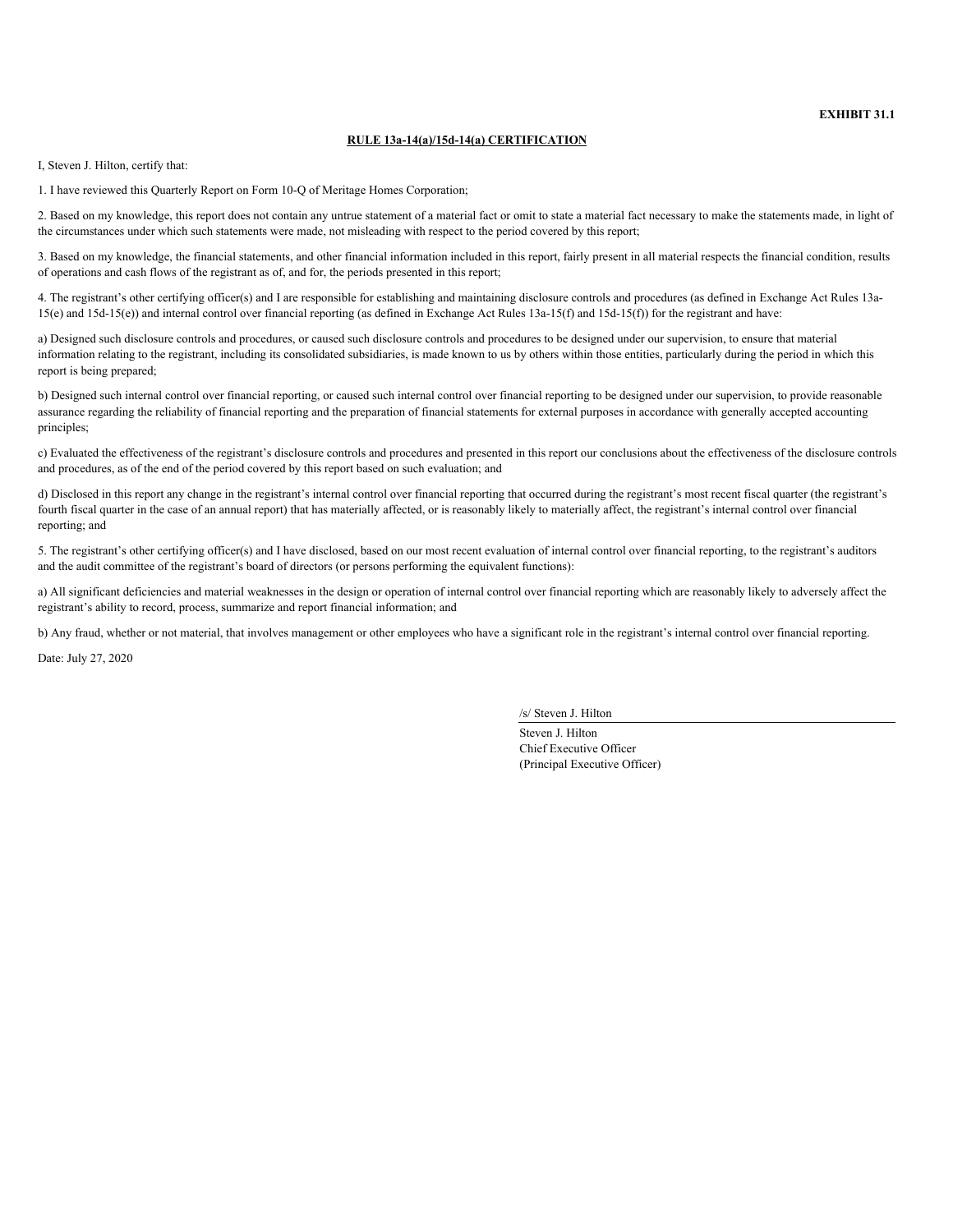**EXHIBIT 31.1**

**RULE 13a-14(a)/15d-14(a) CERTIFICATION**

I, Steven J. Hilton, certify that:

1. I have reviewed this Quarterly Report on Form 10-Q of Meritage Homes Corporation;

2. Based on my knowledge, this report does not contain any untrue statement of a material fact or omit to state a material fact necessary to make the statements made, in light of the circumstances under which such statements were made, not misleading with respect to the period covered by this report;

3. Based on my knowledge, the financial statements, and other financial information included in this report, fairly present in all material respects the financial condition, results of operations and cash flows of the registrant as of, and for, the periods presented in this report;

4. The registrant's other certifying officer(s) and I are responsible for establishing and maintaining disclosure controls and procedures (as defined in Exchange Act Rules 13a-15(e) and 15d-15(e)) and internal control over financial reporting (as defined in Exchange Act Rules 13a-15(f) and 15d-15(f)) for the registrant and have:

a) Designed such disclosure controls and procedures, or caused such disclosure controls and procedures to be designed under our supervision, to ensure that material information relating to the registrant, including its consolidated subsidiaries, is made known to us by others within those entities, particularly during the period in which this report is being prepared;

b) Designed such internal control over financial reporting, or caused such internal control over financial reporting to be designed under our supervision, to provide reasonable assurance regarding the reliability of financial reporting and the preparation of financial statements for external purposes in accordance with generally accepted accounting principles;

c) Evaluated the effectiveness of the registrant's disclosure controls and procedures and presented in this report our conclusions about the effectiveness of the disclosure controls and procedures, as of the end of the period covered by this report based on such evaluation; and

d) Disclosed in this report any change in the registrant's internal control over financial reporting that occurred during the registrant's most recent fiscal quarter (the registrant's fourth fiscal quarter in the case of an annual report) that has materially affected, or is reasonably likely to materially affect, the registrant's internal control over financial reporting; and

5. The registrant's other certifying officer(s) and I have disclosed, based on our most recent evaluation of internal control over financial reporting, to the registrant's auditors and the audit committee of the registrant's board of directors (or persons performing the equivalent functions):

a) All significant deficiencies and material weaknesses in the design or operation of internal control over financial reporting which are reasonably likely to adversely affect the registrant's ability to record, process, summarize and report financial information; and

b) Any fraud, whether or not material, that involves management or other employees who have a significant role in the registrant's internal control over financial reporting.

Date: July 27, 2020

/s/ Steven J. Hilton

Steven J. Hilton
Chief Executive Officer
(Principal Executive Officer)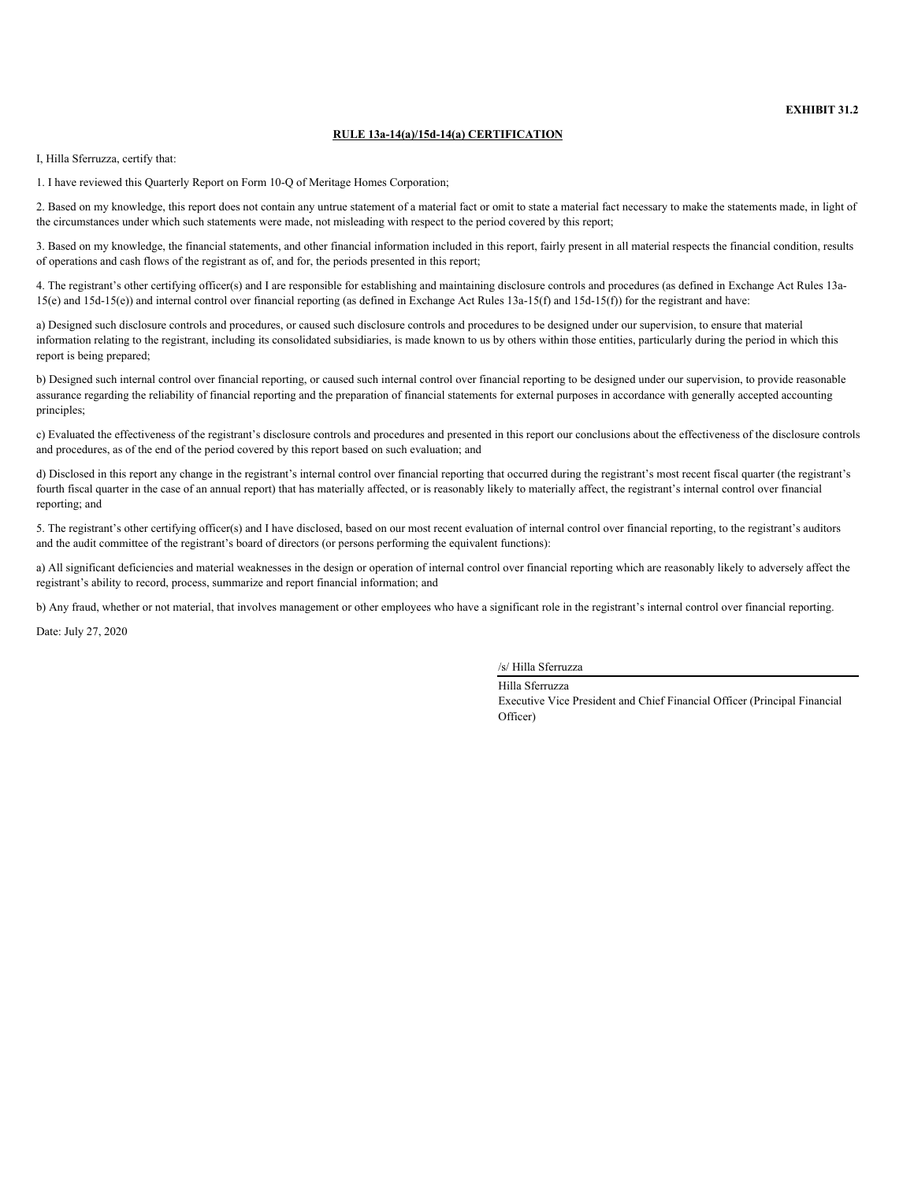**EXHIBIT 31.2**

**RULE 13a-14(a)/15d-14(a) CERTIFICATION**

I, Hilla Sferruzza, certify that:

1. I have reviewed this Quarterly Report on Form 10-Q of Meritage Homes Corporation;

2. Based on my knowledge, this report does not contain any untrue statement of a material fact or omit to state a material fact necessary to make the statements made, in light of the circumstances under which such statements were made, not misleading with respect to the period covered by this report;

3. Based on my knowledge, the financial statements, and other financial information included in this report, fairly present in all material respects the financial condition, results of operations and cash flows of the registrant as of, and for, the periods presented in this report;

4. The registrant's other certifying officer(s) and I are responsible for establishing and maintaining disclosure controls and procedures (as defined in Exchange Act Rules 13a-15(e) and 15d-15(e)) and internal control over financial reporting (as defined in Exchange Act Rules 13a-15(f) and 15d-15(f)) for the registrant and have:

a) Designed such disclosure controls and procedures, or caused such disclosure controls and procedures to be designed under our supervision, to ensure that material information relating to the registrant, including its consolidated subsidiaries, is made known to us by others within those entities, particularly during the period in which this report is being prepared;

b) Designed such internal control over financial reporting, or caused such internal control over financial reporting to be designed under our supervision, to provide reasonable assurance regarding the reliability of financial reporting and the preparation of financial statements for external purposes in accordance with generally accepted accounting principles;

c) Evaluated the effectiveness of the registrant's disclosure controls and procedures and presented in this report our conclusions about the effectiveness of the disclosure controls and procedures, as of the end of the period covered by this report based on such evaluation; and

d) Disclosed in this report any change in the registrant's internal control over financial reporting that occurred during the registrant's most recent fiscal quarter (the registrant's fourth fiscal quarter in the case of an annual report) that has materially affected, or is reasonably likely to materially affect, the registrant's internal control over financial reporting; and

5. The registrant's other certifying officer(s) and I have disclosed, based on our most recent evaluation of internal control over financial reporting, to the registrant's auditors and the audit committee of the registrant's board of directors (or persons performing the equivalent functions):

a) All significant deficiencies and material weaknesses in the design or operation of internal control over financial reporting which are reasonably likely to adversely affect the registrant's ability to record, process, summarize and report financial information; and

b) Any fraud, whether or not material, that involves management or other employees who have a significant role in the registrant's internal control over financial reporting.

Date: July 27, 2020

/s/ Hilla Sferruzza

Hilla Sferruzza
Executive Vice President and Chief Financial Officer (Principal Financial Officer)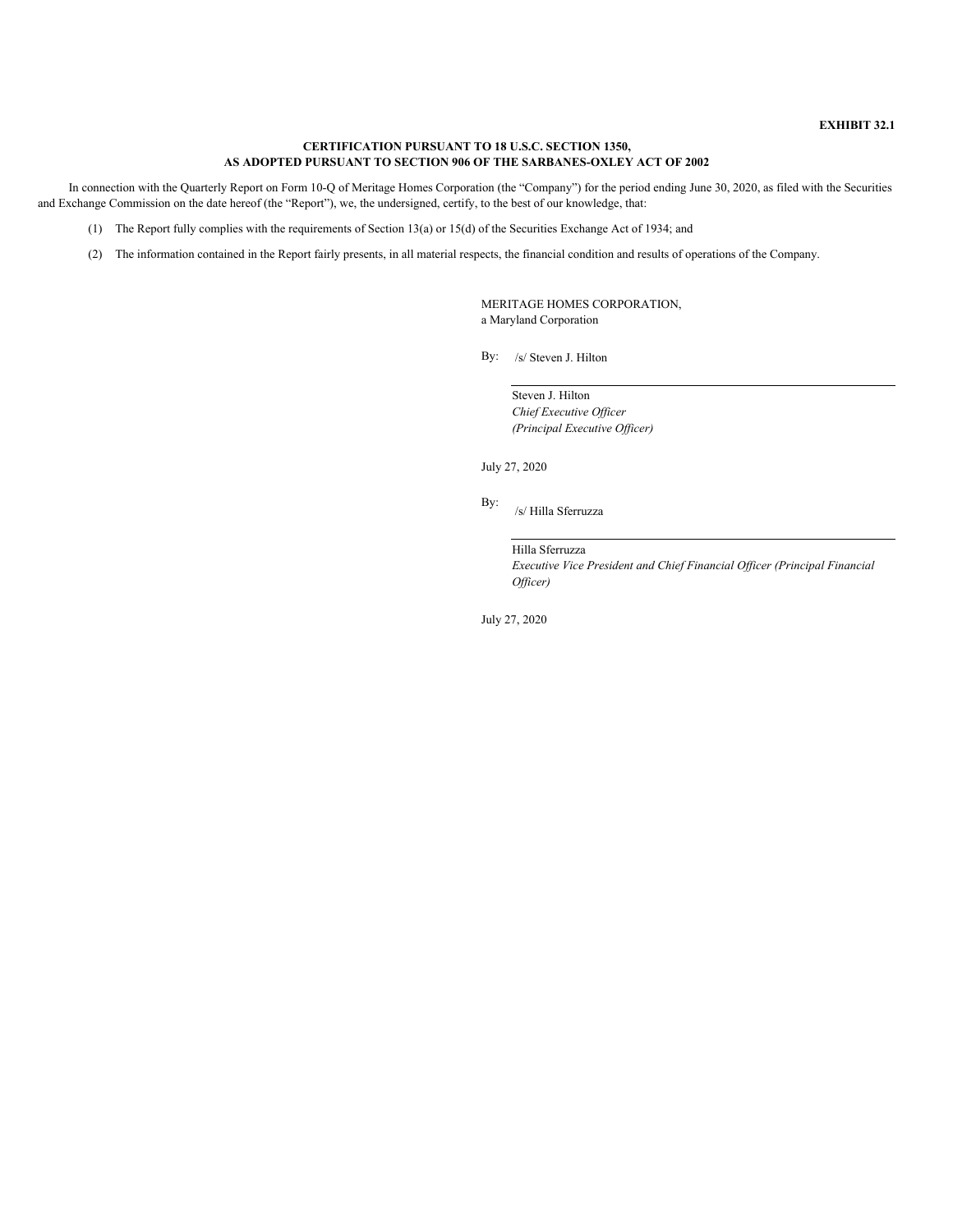**EXHIBIT 32.1**

**CERTIFICATION PURSUANT TO 18 U.S.C. SECTION 1350,**
**AS ADOPTED PURSUANT TO SECTION 906 OF THE SARBANES-OXLEY ACT OF 2002**

In connection with the Quarterly Report on Form 10-Q of Meritage Homes Corporation (the "Company") for the period ending June 30, 2020, as filed with the Securities and Exchange Commission on the date hereof (the "Report"), we, the undersigned, certify, to the best of our knowledge, that:

(1) The Report fully complies with the requirements of Section 13(a) or 15(d) of the Securities Exchange Act of 1934; and

(2) The information contained in the Report fairly presents, in all material respects, the financial condition and results of operations of the Company.

MERITAGE HOMES CORPORATION,
a Maryland Corporation

By: /s/ Steven J. Hilton

Steven J. Hilton
*Chief Executive Officer*
*(Principal Executive Officer)*

July 27, 2020

By: /s/ Hilla Sferruzza

Hilla Sferruzza
*Executive Vice President and Chief Financial Officer (Principal Financial Officer)*

July 27, 2020